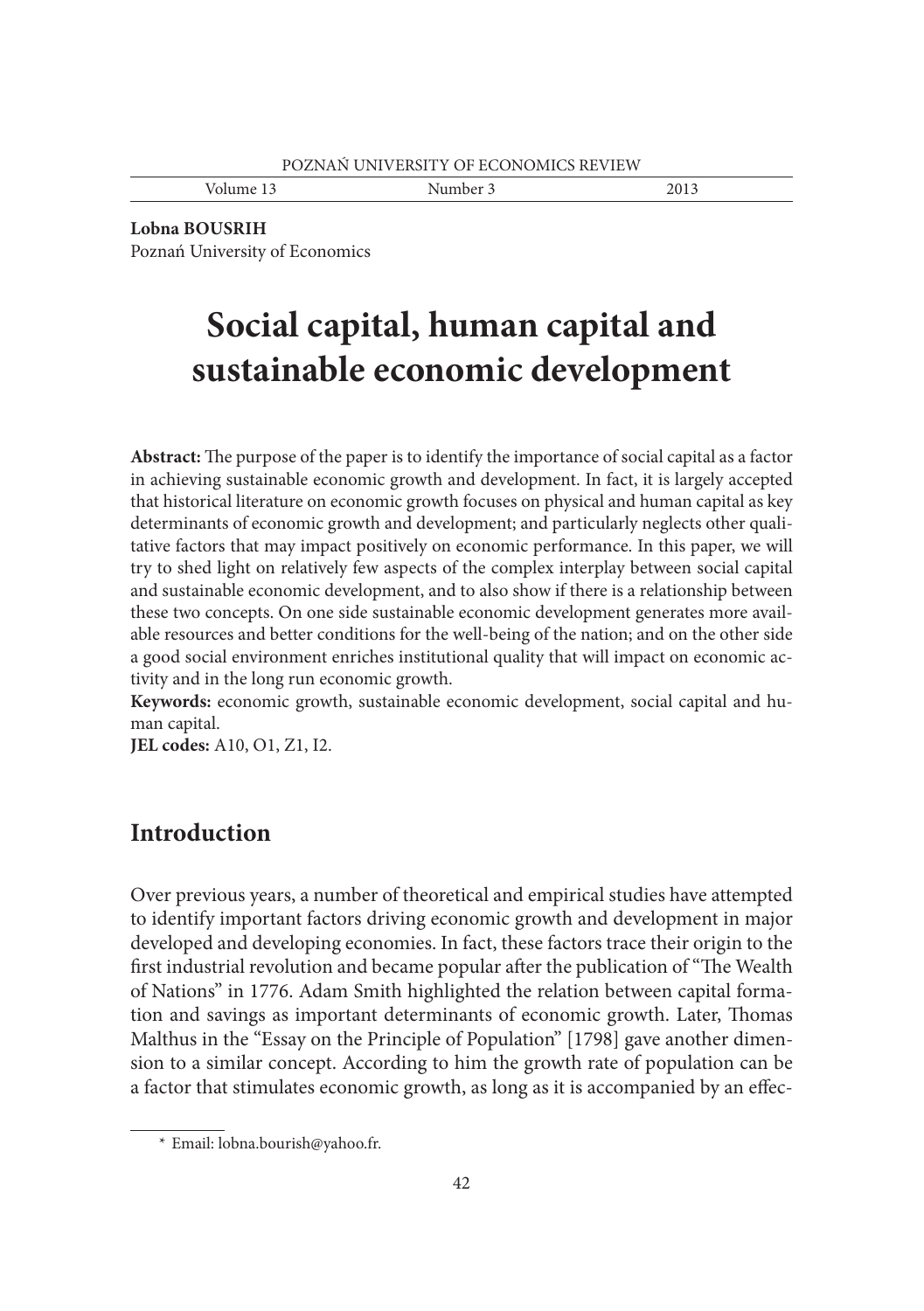**Lobna BOUSRIH**
Poznań University of Economics

# Social capital, human capital and sustainable economic development

**Abstract:** The purpose of the paper is to identify the importance of social capital as a factor in achieving sustainable economic growth and development. In fact, it is largely accepted that historical literature on economic growth focuses on physical and human capital as key determinants of economic growth and development; and particularly neglects other qualitative factors that may impact positively on economic performance. In this paper, we will try to shed light on relatively few aspects of the complex interplay between social capital and sustainable economic development, and to also show if there is a relationship between these two concepts. On one side sustainable economic development generates more available resources and better conditions for the well-being of the nation; and on the other side a good social environment enriches institutional quality that will impact on economic activity and in the long run economic growth.

**Keywords:** economic growth, sustainable economic development, social capital and human capital.

**JEL codes:** A10, O1, Z1, I2.

## Introduction

Over previous years, a number of theoretical and empirical studies have attempted to identify important factors driving economic growth and development in major developed and developing economies. In fact, these factors trace their origin to the first industrial revolution and became popular after the publication of "The Wealth of Nations" in 1776. Adam Smith highlighted the relation between capital formation and savings as important determinants of economic growth. Later, Thomas Malthus in the "Essay on the Principle of Population" [1798] gave another dimension to a similar concept. According to him the growth rate of population can be a factor that stimulates economic growth, as long as it is accompanied by an effec-

\* Email: lobna.bourish@yahoo.fr.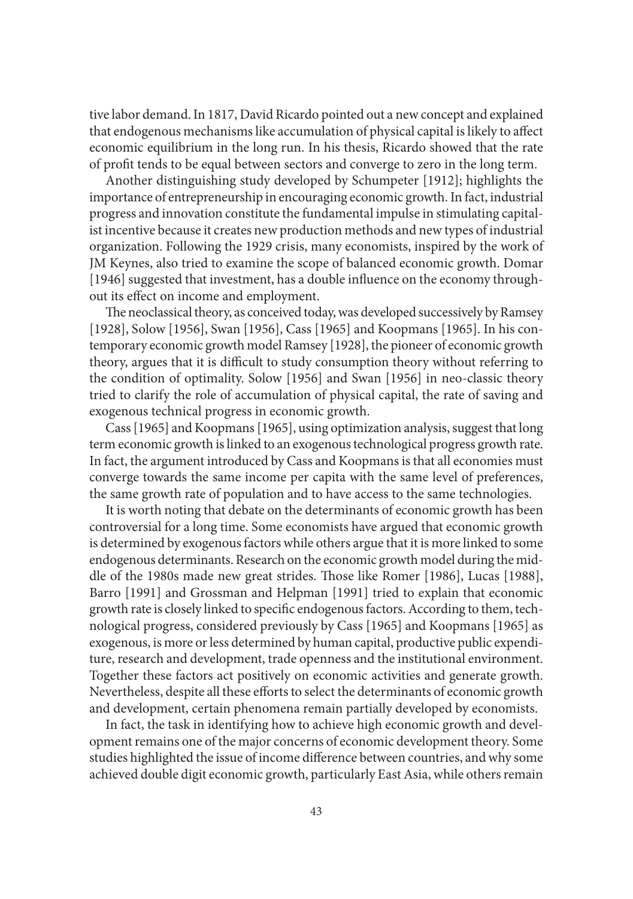tive labor demand. In 1817, David Ricardo pointed out a new concept and explained that endogenous mechanisms like accumulation of physical capital is likely to affect economic equilibrium in the long run. In his thesis, Ricardo showed that the rate of profit tends to be equal between sectors and converge to zero in the long term.

Another distinguishing study developed by Schumpeter [1912]; highlights the importance of entrepreneurship in encouraging economic growth. In fact, industrial progress and innovation constitute the fundamental impulse in stimulating capitalist incentive because it creates new production methods and new types of industrial organization. Following the 1929 crisis, many economists, inspired by the work of JM Keynes, also tried to examine the scope of balanced economic growth. Domar [1946] suggested that investment, has a double influence on the economy throughout its effect on income and employment.

The neoclassical theory, as conceived today, was developed successively by Ramsey [1928], Solow [1956], Swan [1956], Cass [1965] and Koopmans [1965]. In his contemporary economic growth model Ramsey [1928], the pioneer of economic growth theory, argues that it is difficult to study consumption theory without referring to the condition of optimality. Solow [1956] and Swan [1956] in neo-classic theory tried to clarify the role of accumulation of physical capital, the rate of saving and exogenous technical progress in economic growth.

Cass [1965] and Koopmans [1965], using optimization analysis, suggest that long term economic growth is linked to an exogenous technological progress growth rate. In fact, the argument introduced by Cass and Koopmans is that all economies must converge towards the same income per capita with the same level of preferences, the same growth rate of population and to have access to the same technologies.

It is worth noting that debate on the determinants of economic growth has been controversial for a long time. Some economists have argued that economic growth is determined by exogenous factors while others argue that it is more linked to some endogenous determinants. Research on the economic growth model during the middle of the 1980s made new great strides. Those like Romer [1986], Lucas [1988], Barro [1991] and Grossman and Helpman [1991] tried to explain that economic growth rate is closely linked to specific endogenous factors. According to them, technological progress, considered previously by Cass [1965] and Koopmans [1965] as exogenous, is more or less determined by human capital, productive public expenditure, research and development, trade openness and the institutional environment. Together these factors act positively on economic activities and generate growth. Nevertheless, despite all these efforts to select the determinants of economic growth and development, certain phenomena remain partially developed by economists.

In fact, the task in identifying how to achieve high economic growth and development remains one of the major concerns of economic development theory. Some studies highlighted the issue of income difference between countries, and why some achieved double digit economic growth, particularly East Asia, while others remain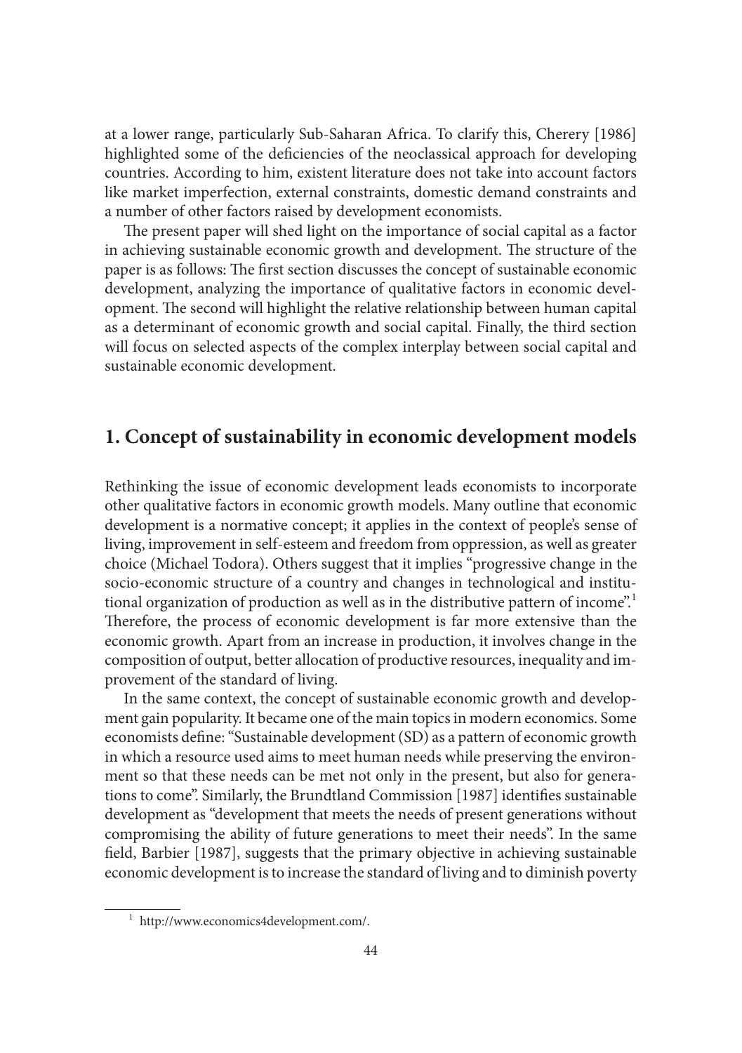at a lower range, particularly Sub-Saharan Africa. To clarify this, Cherery [1986] highlighted some of the deficiencies of the neoclassical approach for developing countries. According to him, existent literature does not take into account factors like market imperfection, external constraints, domestic demand constraints and a number of other factors raised by development economists.

The present paper will shed light on the importance of social capital as a factor in achieving sustainable economic growth and development. The structure of the paper is as follows: The first section discusses the concept of sustainable economic development, analyzing the importance of qualitative factors in economic development. The second will highlight the relative relationship between human capital as a determinant of economic growth and social capital. Finally, the third section will focus on selected aspects of the complex interplay between social capital and sustainable economic development.

## 1. Concept of sustainability in economic development models

Rethinking the issue of economic development leads economists to incorporate other qualitative factors in economic growth models. Many outline that economic development is a normative concept; it applies in the context of people's sense of living, improvement in self-esteem and freedom from oppression, as well as greater choice (Michael Todora). Others suggest that it implies "progressive change in the socio-economic structure of a country and changes in technological and institutional organization of production as well as in the distributive pattern of income".[1] Therefore, the process of economic development is far more extensive than the economic growth. Apart from an increase in production, it involves change in the composition of output, better allocation of productive resources, inequality and improvement of the standard of living.

In the same context, the concept of sustainable economic growth and development gain popularity. It became one of the main topics in modern economics. Some economists define: "Sustainable development (SD) as a pattern of economic growth in which a resource used aims to meet human needs while preserving the environment so that these needs can be met not only in the present, but also for generations to come". Similarly, the Brundtland Commission [1987] identifies sustainable development as "development that meets the needs of present generations without compromising the ability of future generations to meet their needs". In the same field, Barbier [1987], suggests that the primary objective in achieving sustainable economic development is to increase the standard of living and to diminish poverty

[1] http://www.economics4development.com/.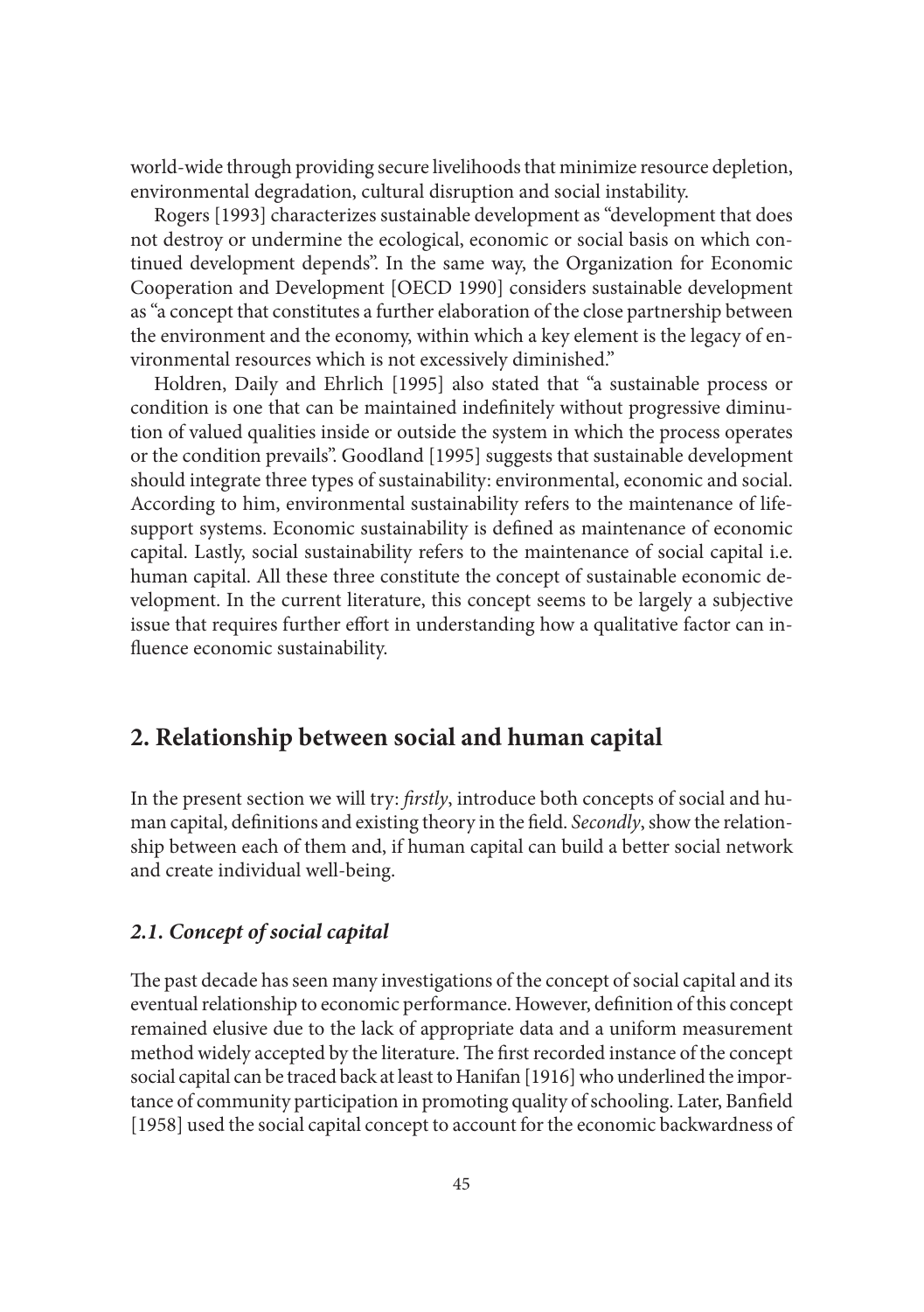world-wide through providing secure livelihoods that minimize resource depletion, environmental degradation, cultural disruption and social instability.

Rogers [1993] characterizes sustainable development as "development that does not destroy or undermine the ecological, economic or social basis on which continued development depends". In the same way, the Organization for Economic Cooperation and Development [OECD 1990] considers sustainable development as "a concept that constitutes a further elaboration of the close partnership between the environment and the economy, within which a key element is the legacy of environmental resources which is not excessively diminished."

Holdren, Daily and Ehrlich [1995] also stated that "a sustainable process or condition is one that can be maintained indefinitely without progressive diminution of valued qualities inside or outside the system in which the process operates or the condition prevails". Goodland [1995] suggests that sustainable development should integrate three types of sustainability: environmental, economic and social. According to him, environmental sustainability refers to the maintenance of life-support systems. Economic sustainability is defined as maintenance of economic capital. Lastly, social sustainability refers to the maintenance of social capital i.e. human capital. All these three constitute the concept of sustainable economic development. In the current literature, this concept seems to be largely a subjective issue that requires further effort in understanding how a qualitative factor can influence economic sustainability.

## 2. Relationship between social and human capital

In the present section we will try: *firstly*, introduce both concepts of social and human capital, definitions and existing theory in the field. *Secondly*, show the relationship between each of them and, if human capital can build a better social network and create individual well-being.

### *2.1. Concept of social capital*

The past decade has seen many investigations of the concept of social capital and its eventual relationship to economic performance. However, definition of this concept remained elusive due to the lack of appropriate data and a uniform measurement method widely accepted by the literature. The first recorded instance of the concept social capital can be traced back at least to Hanifan [1916] who underlined the importance of community participation in promoting quality of schooling. Later, Banfield [1958] used the social capital concept to account for the economic backwardness of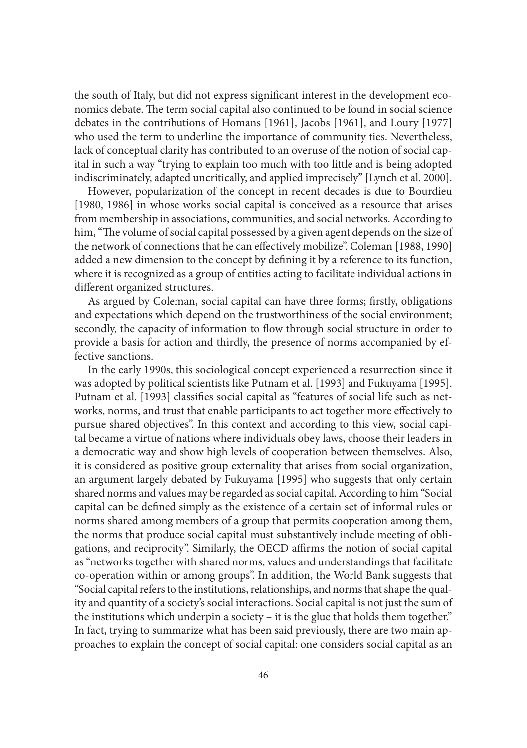the south of Italy, but did not express significant interest in the development economics debate. The term social capital also continued to be found in social science debates in the contributions of Homans [1961], Jacobs [1961], and Loury [1977] who used the term to underline the importance of community ties. Nevertheless, lack of conceptual clarity has contributed to an overuse of the notion of social capital in such a way "trying to explain too much with too little and is being adopted indiscriminately, adapted uncritically, and applied imprecisely" [Lynch et al. 2000].

However, popularization of the concept in recent decades is due to Bourdieu [1980, 1986] in whose works social capital is conceived as a resource that arises from membership in associations, communities, and social networks. According to him, "The volume of social capital possessed by a given agent depends on the size of the network of connections that he can effectively mobilize". Coleman [1988, 1990] added a new dimension to the concept by defining it by a reference to its function, where it is recognized as a group of entities acting to facilitate individual actions in different organized structures.

As argued by Coleman, social capital can have three forms; firstly, obligations and expectations which depend on the trustworthiness of the social environment; secondly, the capacity of information to flow through social structure in order to provide a basis for action and thirdly, the presence of norms accompanied by effective sanctions.

In the early 1990s, this sociological concept experienced a resurrection since it was adopted by political scientists like Putnam et al. [1993] and Fukuyama [1995]. Putnam et al. [1993] classifies social capital as "features of social life such as networks, norms, and trust that enable participants to act together more effectively to pursue shared objectives". In this context and according to this view, social capital became a virtue of nations where individuals obey laws, choose their leaders in a democratic way and show high levels of cooperation between themselves. Also, it is considered as positive group externality that arises from social organization, an argument largely debated by Fukuyama [1995] who suggests that only certain shared norms and values may be regarded as social capital. According to him "Social capital can be defined simply as the existence of a certain set of informal rules or norms shared among members of a group that permits cooperation among them, the norms that produce social capital must substantively include meeting of obligations, and reciprocity". Similarly, the OECD affirms the notion of social capital as "networks together with shared norms, values and understandings that facilitate co-operation within or among groups". In addition, the World Bank suggests that "Social capital refers to the institutions, relationships, and norms that shape the quality and quantity of a society's social interactions. Social capital is not just the sum of the institutions which underpin a society – it is the glue that holds them together." In fact, trying to summarize what has been said previously, there are two main approaches to explain the concept of social capital: one considers social capital as an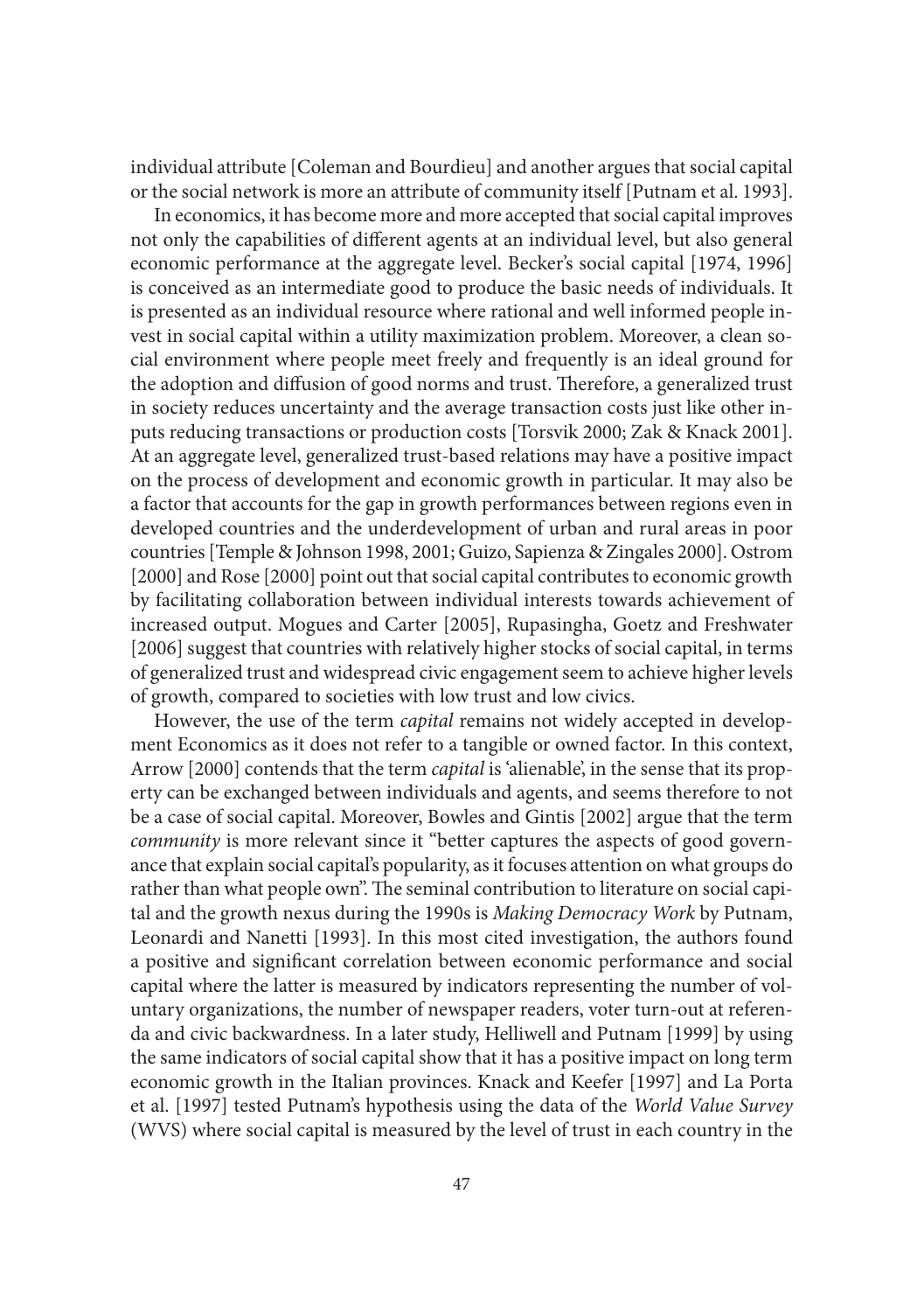individual attribute [Coleman and Bourdieu] and another argues that social capital or the social network is more an attribute of community itself [Putnam et al. 1993].

In economics, it has become more and more accepted that social capital improves not only the capabilities of different agents at an individual level, but also general economic performance at the aggregate level. Becker's social capital [1974, 1996] is conceived as an intermediate good to produce the basic needs of individuals. It is presented as an individual resource where rational and well informed people invest in social capital within a utility maximization problem. Moreover, a clean social environment where people meet freely and frequently is an ideal ground for the adoption and diffusion of good norms and trust. Therefore, a generalized trust in society reduces uncertainty and the average transaction costs just like other inputs reducing transactions or production costs [Torsvik 2000; Zak & Knack 2001]. At an aggregate level, generalized trust-based relations may have a positive impact on the process of development and economic growth in particular. It may also be a factor that accounts for the gap in growth performances between regions even in developed countries and the underdevelopment of urban and rural areas in poor countries [Temple & Johnson 1998, 2001; Guizo, Sapienza & Zingales 2000]. Ostrom [2000] and Rose [2000] point out that social capital contributes to economic growth by facilitating collaboration between individual interests towards achievement of increased output. Mogues and Carter [2005], Rupasingha, Goetz and Freshwater [2006] suggest that countries with relatively higher stocks of social capital, in terms of generalized trust and widespread civic engagement seem to achieve higher levels of growth, compared to societies with low trust and low civics.

However, the use of the term *capital* remains not widely accepted in development Economics as it does not refer to a tangible or owned factor. In this context, Arrow [2000] contends that the term *capital* is 'alienable', in the sense that its property can be exchanged between individuals and agents, and seems therefore to not be a case of social capital. Moreover, Bowles and Gintis [2002] argue that the term *community* is more relevant since it "better captures the aspects of good governance that explain social capital's popularity, as it focuses attention on what groups do rather than what people own". The seminal contribution to literature on social capital and the growth nexus during the 1990s is *Making Democracy Work* by Putnam, Leonardi and Nanetti [1993]. In this most cited investigation, the authors found a positive and significant correlation between economic performance and social capital where the latter is measured by indicators representing the number of voluntary organizations, the number of newspaper readers, voter turn-out at referenda and civic backwardness. In a later study, Helliwell and Putnam [1999] by using the same indicators of social capital show that it has a positive impact on long term economic growth in the Italian provinces. Knack and Keefer [1997] and La Porta et al. [1997] tested Putnam's hypothesis using the data of the *World Value Survey* (WVS) where social capital is measured by the level of trust in each country in the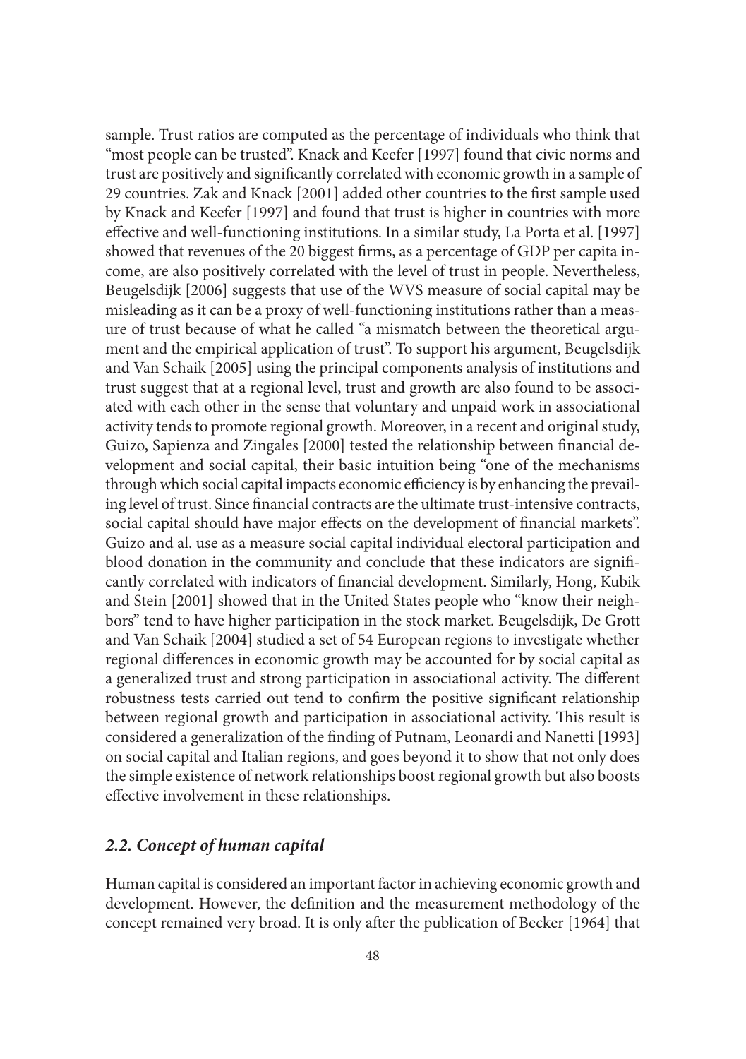sample. Trust ratios are computed as the percentage of individuals who think that "most people can be trusted". Knack and Keefer [1997] found that civic norms and trust are positively and significantly correlated with economic growth in a sample of 29 countries. Zak and Knack [2001] added other countries to the first sample used by Knack and Keefer [1997] and found that trust is higher in countries with more effective and well-functioning institutions. In a similar study, La Porta et al. [1997] showed that revenues of the 20 biggest firms, as a percentage of GDP per capita income, are also positively correlated with the level of trust in people. Nevertheless, Beugelsdijk [2006] suggests that use of the WVS measure of social capital may be misleading as it can be a proxy of well-functioning institutions rather than a measure of trust because of what he called "a mismatch between the theoretical argument and the empirical application of trust". To support his argument, Beugelsdijk and Van Schaik [2005] using the principal components analysis of institutions and trust suggest that at a regional level, trust and growth are also found to be associated with each other in the sense that voluntary and unpaid work in associational activity tends to promote regional growth. Moreover, in a recent and original study, Guizo, Sapienza and Zingales [2000] tested the relationship between financial development and social capital, their basic intuition being "one of the mechanisms through which social capital impacts economic efficiency is by enhancing the prevailing level of trust. Since financial contracts are the ultimate trust-intensive contracts, social capital should have major effects on the development of financial markets". Guizo and al. use as a measure social capital individual electoral participation and blood donation in the community and conclude that these indicators are significantly correlated with indicators of financial development. Similarly, Hong, Kubik and Stein [2001] showed that in the United States people who "know their neighbors" tend to have higher participation in the stock market. Beugelsdijk, De Grott and Van Schaik [2004] studied a set of 54 European regions to investigate whether regional differences in economic growth may be accounted for by social capital as a generalized trust and strong participation in associational activity. The different robustness tests carried out tend to confirm the positive significant relationship between regional growth and participation in associational activity. This result is considered a generalization of the finding of Putnam, Leonardi and Nanetti [1993] on social capital and Italian regions, and goes beyond it to show that not only does the simple existence of network relationships boost regional growth but also boosts effective involvement in these relationships.

### *2.2. Concept of human capital*

Human capital is considered an important factor in achieving economic growth and development. However, the definition and the measurement methodology of the concept remained very broad. It is only after the publication of Becker [1964] that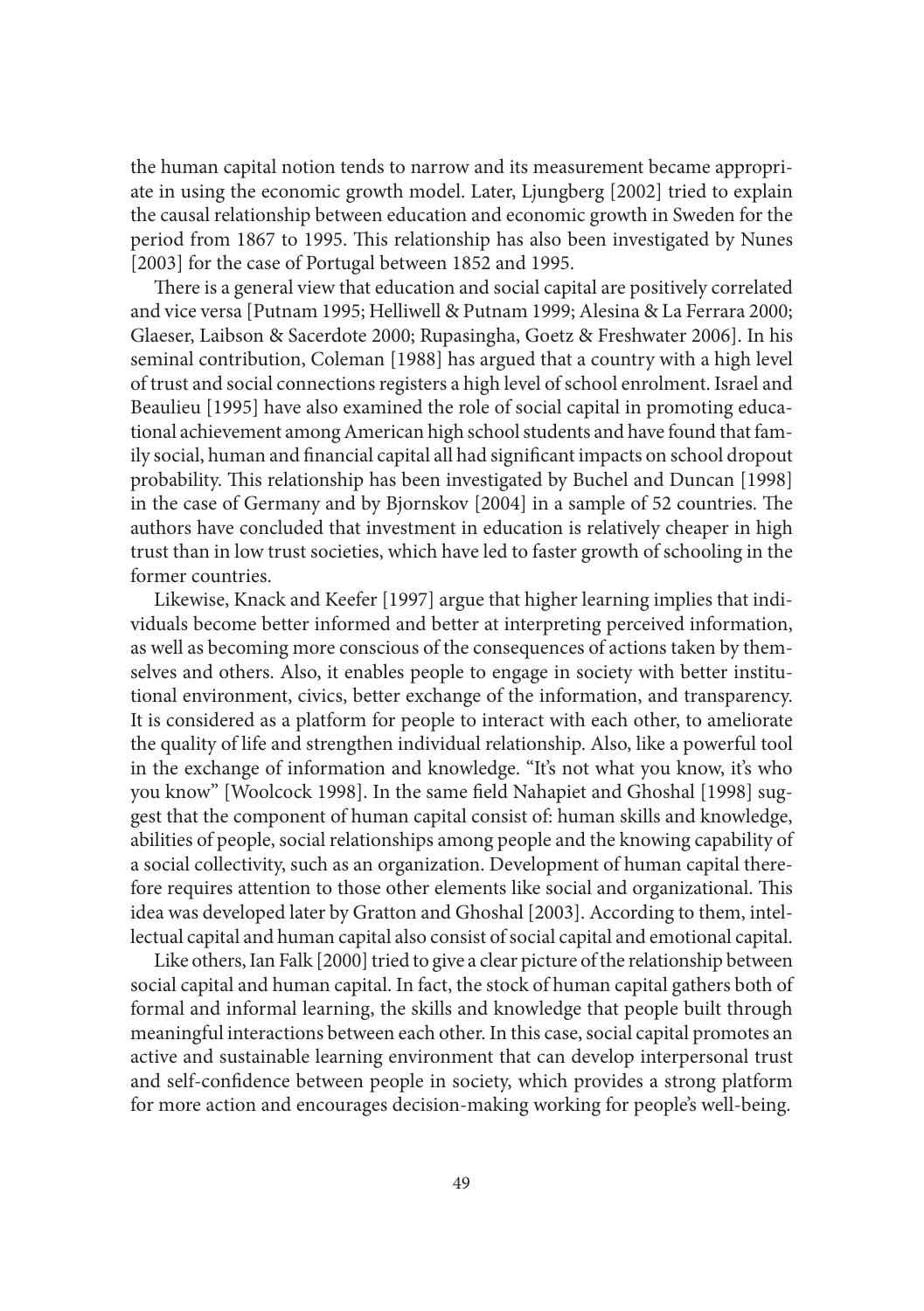the human capital notion tends to narrow and its measurement became appropriate in using the economic growth model. Later, Ljungberg [2002] tried to explain the causal relationship between education and economic growth in Sweden for the period from 1867 to 1995. This relationship has also been investigated by Nunes [2003] for the case of Portugal between 1852 and 1995.

There is a general view that education and social capital are positively correlated and vice versa [Putnam 1995; Helliwell & Putnam 1999; Alesina & La Ferrara 2000; Glaeser, Laibson & Sacerdote 2000; Rupasingha, Goetz & Freshwater 2006]. In his seminal contribution, Coleman [1988] has argued that a country with a high level of trust and social connections registers a high level of school enrolment. Israel and Beaulieu [1995] have also examined the role of social capital in promoting educational achievement among American high school students and have found that family social, human and financial capital all had significant impacts on school dropout probability. This relationship has been investigated by Buchel and Duncan [1998] in the case of Germany and by Bjornskov [2004] in a sample of 52 countries. The authors have concluded that investment in education is relatively cheaper in high trust than in low trust societies, which have led to faster growth of schooling in the former countries.

Likewise, Knack and Keefer [1997] argue that higher learning implies that individuals become better informed and better at interpreting perceived information, as well as becoming more conscious of the consequences of actions taken by themselves and others. Also, it enables people to engage in society with better institutional environment, civics, better exchange of the information, and transparency. It is considered as a platform for people to interact with each other, to ameliorate the quality of life and strengthen individual relationship. Also, like a powerful tool in the exchange of information and knowledge. "It's not what you know, it's who you know" [Woolcock 1998]. In the same field Nahapiet and Ghoshal [1998] suggest that the component of human capital consist of: human skills and knowledge, abilities of people, social relationships among people and the knowing capability of a social collectivity, such as an organization. Development of human capital therefore requires attention to those other elements like social and organizational. This idea was developed later by Gratton and Ghoshal [2003]. According to them, intellectual capital and human capital also consist of social capital and emotional capital.

Like others, Ian Falk [2000] tried to give a clear picture of the relationship between social capital and human capital. In fact, the stock of human capital gathers both of formal and informal learning, the skills and knowledge that people built through meaningful interactions between each other. In this case, social capital promotes an active and sustainable learning environment that can develop interpersonal trust and self-confidence between people in society, which provides a strong platform for more action and encourages decision-making working for people's well-being.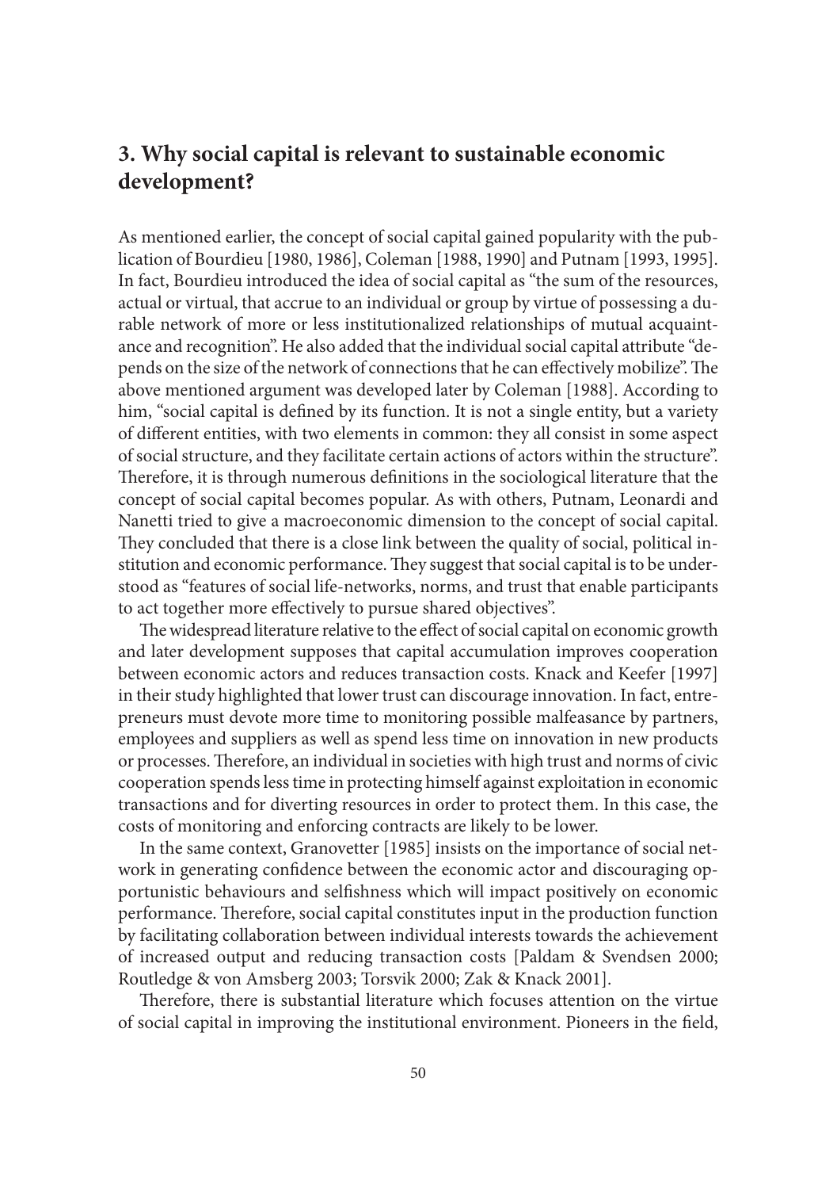## 3. Why social capital is relevant to sustainable economic development?

As mentioned earlier, the concept of social capital gained popularity with the publication of Bourdieu [1980, 1986], Coleman [1988, 1990] and Putnam [1993, 1995]. In fact, Bourdieu introduced the idea of social capital as "the sum of the resources, actual or virtual, that accrue to an individual or group by virtue of possessing a durable network of more or less institutionalized relationships of mutual acquaintance and recognition". He also added that the individual social capital attribute "depends on the size of the network of connections that he can effectively mobilize". The above mentioned argument was developed later by Coleman [1988]. According to him, "social capital is defined by its function. It is not a single entity, but a variety of different entities, with two elements in common: they all consist in some aspect of social structure, and they facilitate certain actions of actors within the structure". Therefore, it is through numerous definitions in the sociological literature that the concept of social capital becomes popular. As with others, Putnam, Leonardi and Nanetti tried to give a macroeconomic dimension to the concept of social capital. They concluded that there is a close link between the quality of social, political institution and economic performance. They suggest that social capital is to be understood as "features of social life-networks, norms, and trust that enable participants to act together more effectively to pursue shared objectives".

The widespread literature relative to the effect of social capital on economic growth and later development supposes that capital accumulation improves cooperation between economic actors and reduces transaction costs. Knack and Keefer [1997] in their study highlighted that lower trust can discourage innovation. In fact, entrepreneurs must devote more time to monitoring possible malfeasance by partners, employees and suppliers as well as spend less time on innovation in new products or processes. Therefore, an individual in societies with high trust and norms of civic cooperation spends less time in protecting himself against exploitation in economic transactions and for diverting resources in order to protect them. In this case, the costs of monitoring and enforcing contracts are likely to be lower.

In the same context, Granovetter [1985] insists on the importance of social network in generating confidence between the economic actor and discouraging opportunistic behaviours and selfishness which will impact positively on economic performance. Therefore, social capital constitutes input in the production function by facilitating collaboration between individual interests towards the achievement of increased output and reducing transaction costs [Paldam & Svendsen 2000; Routledge & von Amsberg 2003; Torsvik 2000; Zak & Knack 2001].

Therefore, there is substantial literature which focuses attention on the virtue of social capital in improving the institutional environment. Pioneers in the field,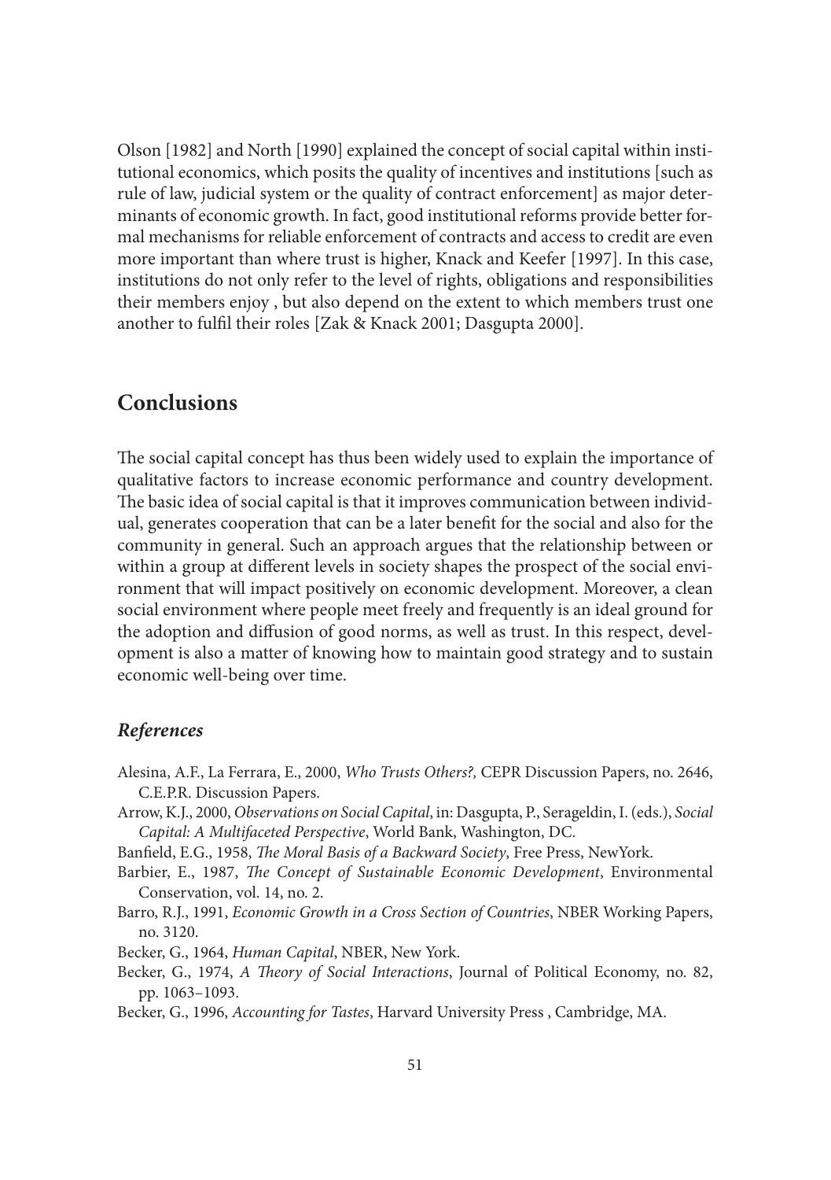Olson [1982] and North [1990] explained the concept of social capital within institutional economics, which posits the quality of incentives and institutions [such as rule of law, judicial system or the quality of contract enforcement] as major determinants of economic growth. In fact, good institutional reforms provide better formal mechanisms for reliable enforcement of contracts and access to credit are even more important than where trust is higher, Knack and Keefer [1997]. In this case, institutions do not only refer to the level of rights, obligations and responsibilities their members enjoy , but also depend on the extent to which members trust one another to fulfil their roles [Zak & Knack 2001; Dasgupta 2000].

## Conclusions

The social capital concept has thus been widely used to explain the importance of qualitative factors to increase economic performance and country development. The basic idea of social capital is that it improves communication between individual, generates cooperation that can be a later benefit for the social and also for the community in general. Such an approach argues that the relationship between or within a group at different levels in society shapes the prospect of the social environment that will impact positively on economic development. Moreover, a clean social environment where people meet freely and frequently is an ideal ground for the adoption and diffusion of good norms, as well as trust. In this respect, development is also a matter of knowing how to maintain good strategy and to sustain economic well-being over time.

### *References*

Alesina, A.F., La Ferrara, E., 2000, *Who Trusts Others?,* CEPR Discussion Papers, no. 2646, C.E.P.R. Discussion Papers.

Arrow, K.J., 2000, *Observations on Social Capital*, in: Dasgupta, P., Serageldin, I. (eds.), *Social Capital: A Multifaceted Perspective*, World Bank, Washington, DC.

Banfield, E.G., 1958, *The Moral Basis of a Backward Society*, Free Press, NewYork.

Barbier, E., 1987, *The Concept of Sustainable Economic Development*, Environmental Conservation, vol. 14, no. 2.

Barro, R.J., 1991, *Economic Growth in a Cross Section of Countries*, NBER Working Papers, no. 3120.

Becker, G., 1964, *Human Capital*, NBER, New York.

Becker, G., 1974, *A Theory of Social Interactions*, Journal of Political Economy, no. 82, pp. 1063–1093.

Becker, G., 1996, *Accounting for Tastes*, Harvard University Press , Cambridge, MA.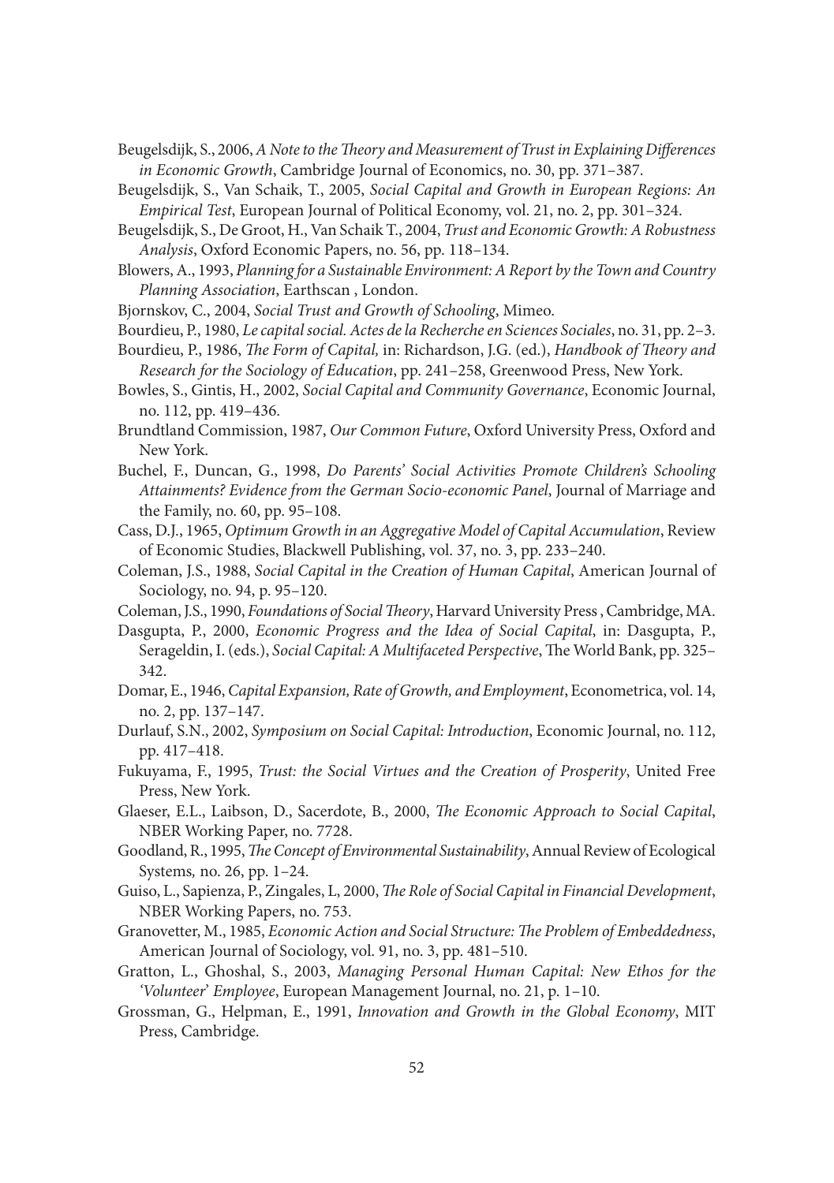Beugelsdijk, S., 2006, *A Note to the Theory and Measurement of Trust in Explaining Differences in Economic Growth*, Cambridge Journal of Economics, no. 30, pp. 371–387.

Beugelsdijk, S., Van Schaik, T., 2005, *Social Capital and Growth in European Regions: An Empirical Test*, European Journal of Political Economy, vol. 21, no. 2, pp. 301–324.

Beugelsdijk, S., De Groot, H., Van Schaik T., 2004, *Trust and Economic Growth: A Robustness Analysis*, Oxford Economic Papers, no. 56, pp. 118–134.

Blowers, A., 1993, *Planning for a Sustainable Environment: A Report by the Town and Country Planning Association*, Earthscan , London.

Bjornskov, C., 2004, *Social Trust and Growth of Schooling*, Mimeo.

Bourdieu, P., 1980, *Le capital social. Actes de la Recherche en Sciences Sociales*, no. 31, pp. 2–3.

Bourdieu, P., 1986, *The Form of Capital,* in: Richardson, J.G. (ed.), *Handbook of Theory and Research for the Sociology of Education*, pp. 241–258, Greenwood Press, New York.

Bowles, S., Gintis, H., 2002, *Social Capital and Community Governance*, Economic Journal, no. 112, pp. 419–436.

Brundtland Commission, 1987, *Our Common Future*, Oxford University Press, Oxford and New York.

Buchel, F., Duncan, G., 1998, *Do Parents' Social Activities Promote Children's Schooling Attainments? Evidence from the German Socio-economic Panel*, Journal of Marriage and the Family, no. 60, pp. 95–108.

Cass, D.J., 1965, *Optimum Growth in an Aggregative Model of Capital Accumulation*, Review of Economic Studies, Blackwell Publishing, vol. 37, no. 3, pp. 233–240.

Coleman, J.S., 1988, *Social Capital in the Creation of Human Capital*, American Journal of Sociology, no. 94, p. 95–120.

Coleman, J.S., 1990, *Foundations of Social Theory*, Harvard University Press , Cambridge, MA.

Dasgupta, P., 2000, *Economic Progress and the Idea of Social Capital*, in: Dasgupta, P., Serageldin, I. (eds.), *Social Capital: A Multifaceted Perspective*, The World Bank, pp. 325–342.

Domar, E., 1946, *Capital Expansion, Rate of Growth, and Employment*, Econometrica, vol. 14, no. 2, pp. 137–147.

Durlauf, S.N., 2002, *Symposium on Social Capital: Introduction*, Economic Journal, no. 112, pp. 417–418.

Fukuyama, F., 1995, *Trust: the Social Virtues and the Creation of Prosperity*, United Free Press, New York.

Glaeser, E.L., Laibson, D., Sacerdote, B., 2000, *The Economic Approach to Social Capital*, NBER Working Paper, no. 7728.

Goodland, R., 1995, *The Concept of Environmental Sustainability*, Annual Review of Ecological Systems*,* no. 26, pp. 1–24.

Guiso, L., Sapienza, P., Zingales, L, 2000, *The Role of Social Capital in Financial Development*, NBER Working Papers, no. 753.

Granovetter, M., 1985, *Economic Action and Social Structure: The Problem of Embeddedness*, American Journal of Sociology, vol. 91, no. 3, pp. 481–510.

Gratton, L., Ghoshal, S., 2003, *Managing Personal Human Capital: New Ethos for the 'Volunteer' Employee*, European Management Journal, no. 21, p. 1–10.

Grossman, G., Helpman, E., 1991, *Innovation and Growth in the Global Economy*, MIT Press, Cambridge.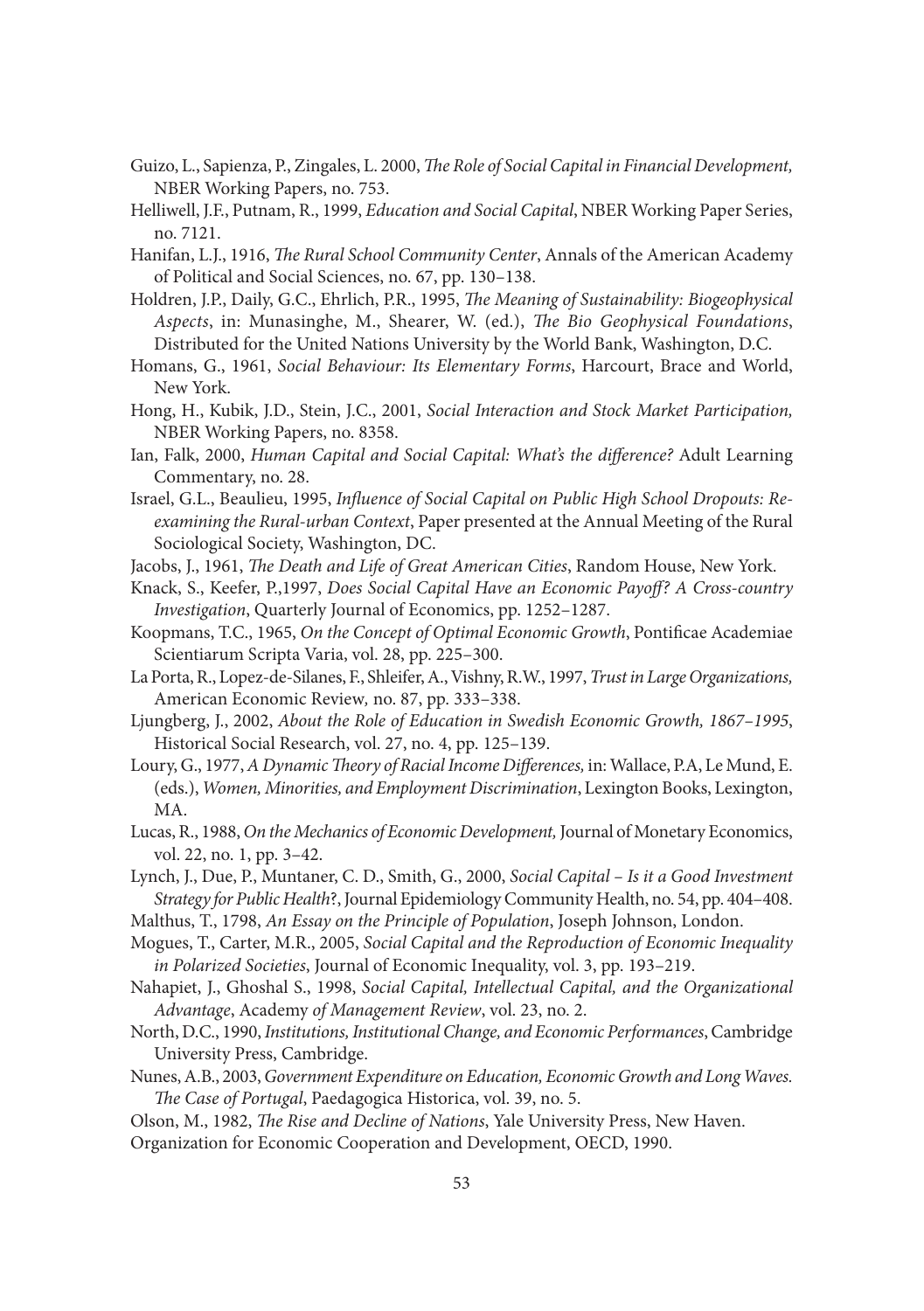Guizo, L., Sapienza, P., Zingales, L. 2000, *The Role of Social Capital in Financial Development,* NBER Working Papers, no. 753.

Helliwell, J.F., Putnam, R., 1999, *Education and Social Capital*, NBER Working Paper Series, no. 7121.

Hanifan, L.J., 1916, *The Rural School Community Center*, Annals of the American Academy of Political and Social Sciences, no. 67, pp. 130–138.

Holdren, J.P., Daily, G.C., Ehrlich, P.R., 1995, *The Meaning of Sustainability: Biogeophysical Aspects*, in: Munasinghe, M., Shearer, W. (ed.), *The Bio Geophysical Foundations*, Distributed for the United Nations University by the World Bank, Washington, D.C.

Homans, G., 1961, *Social Behaviour: Its Elementary Forms*, Harcourt, Brace and World, New York.

Hong, H., Kubik, J.D., Stein, J.C., 2001, *Social Interaction and Stock Market Participation,* NBER Working Papers, no. 8358.

Ian, Falk, 2000, *Human Capital and Social Capital: What's the difference?* Adult Learning Commentary, no. 28.

Israel, G.L., Beaulieu, 1995, *Influence of Social Capital on Public High School Dropouts: Re-examining the Rural-urban Context*, Paper presented at the Annual Meeting of the Rural Sociological Society, Washington, DC.

Jacobs, J., 1961, *The Death and Life of Great American Cities*, Random House, New York.

Knack, S., Keefer, P.,1997, *Does Social Capital Have an Economic Payoff? A Cross-country Investigation*, Quarterly Journal of Economics, pp. 1252–1287.

Koopmans, T.C., 1965, *On the Concept of Optimal Economic Growth*, Pontificae Academiae Scientiarum Scripta Varia, vol. 28, pp. 225–300.

La Porta, R., Lopez-de-Silanes, F., Shleifer, A., Vishny, R.W., 1997, *Trust in Large Organizations,* American Economic Review*,* no. 87, pp. 333–338.

Ljungberg, J., 2002, *About the Role of Education in Swedish Economic Growth, 1867–1995*, Historical Social Research, vol. 27, no. 4, pp. 125–139.

Loury, G., 1977, *A Dynamic Theory of Racial Income Differences,* in: Wallace, P.A, Le Mund, E. (eds.), *Women, Minorities, and Employment Discrimination*, Lexington Books, Lexington, MA.

Lucas, R., 1988, *On the Mechanics of Economic Development,* Journal of Monetary Economics, vol. 22, no. 1, pp. 3–42.

Lynch, J., Due, P., Muntaner, C. D., Smith, G., 2000, *Social Capital – Is it a Good Investment Strategy for Public Health*?, Journal Epidemiology Community Health, no. 54, pp. 404–408.

Malthus, T., 1798, *An Essay on the Principle of Population*, Joseph Johnson, London.

Mogues, T., Carter, M.R., 2005, *Social Capital and the Reproduction of Economic Inequality in Polarized Societies*, Journal of Economic Inequality, vol. 3, pp. 193–219.

Nahapiet, J., Ghoshal S., 1998, *Social Capital, Intellectual Capital, and the Organizational Advantage*, Academy *of Management Review*, vol. 23, no. 2.

North, D.C., 1990, *Institutions, Institutional Change, and Economic Performances*, Cambridge University Press, Cambridge.

Nunes, A.B., 2003, *Government Expenditure on Education, Economic Growth and Long Waves. The Case of Portugal*, Paedagogica Historica, vol. 39, no. 5.

Olson, M., 1982, *The Rise and Decline of Nations*, Yale University Press, New Haven.

Organization for Economic Cooperation and Development, OECD, 1990.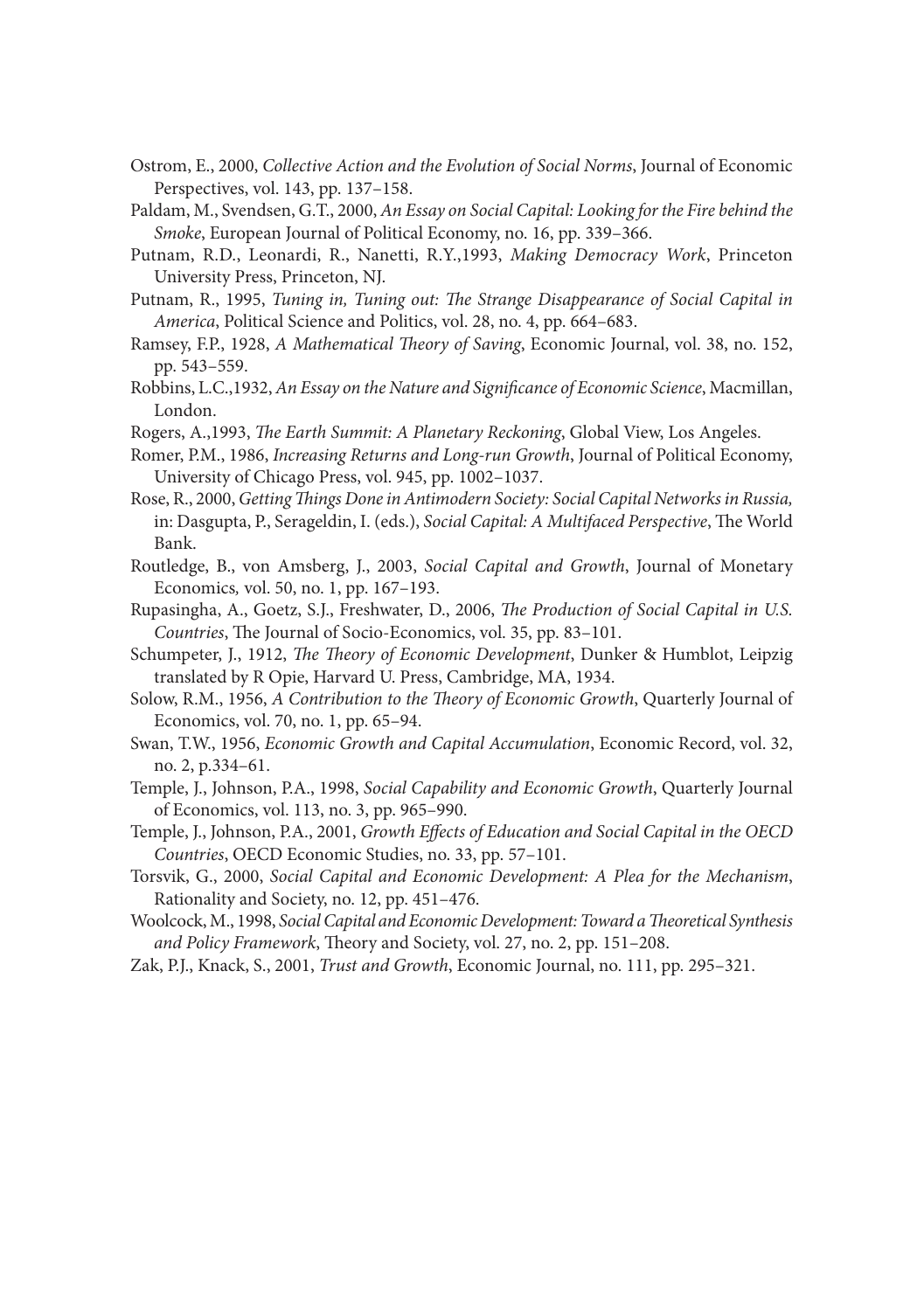Ostrom, E., 2000, *Collective Action and the Evolution of Social Norms*, Journal of Economic Perspectives, vol. 143, pp. 137–158.

Paldam, M., Svendsen, G.T., 2000, *An Essay on Social Capital: Looking for the Fire behind the Smoke*, European Journal of Political Economy, no. 16, pp. 339–366.

Putnam, R.D., Leonardi, R., Nanetti, R.Y.,1993, *Making Democracy Work*, Princeton University Press, Princeton, NJ.

Putnam, R., 1995, *Tuning in, Tuning out: The Strange Disappearance of Social Capital in America*, Political Science and Politics, vol. 28, no. 4, pp. 664–683.

Ramsey, F.P., 1928, *A Mathematical Theory of Saving*, Economic Journal, vol. 38, no. 152, pp. 543–559.

Robbins, L.C.,1932, *An Essay on the Nature and Significance of Economic Science*, Macmillan, London.

Rogers, A.,1993, *The Earth Summit: A Planetary Reckoning*, Global View, Los Angeles.

Romer, P.M., 1986, *Increasing Returns and Long-run Growth*, Journal of Political Economy, University of Chicago Press, vol. 945, pp. 1002–1037.

Rose, R., 2000, *Getting Things Done in Antimodern Society: Social Capital Networks in Russia,* in: Dasgupta, P., Serageldin, I. (eds.), *Social Capital: A Multifaced Perspective*, The World Bank.

Routledge, B., von Amsberg, J., 2003, *Social Capital and Growth*, Journal of Monetary Economics*,* vol. 50, no. 1, pp. 167–193.

Rupasingha, A., Goetz, S.J., Freshwater, D., 2006, *The Production of Social Capital in U.S. Countries*, The Journal of Socio-Economics, vol. 35, pp. 83–101.

Schumpeter, J., 1912, *The Theory of Economic Development*, Dunker & Humblot, Leipzig translated by R Opie, Harvard U. Press, Cambridge, MA, 1934.

Solow, R.M., 1956, *A Contribution to the Theory of Economic Growth*, Quarterly Journal of Economics, vol. 70, no. 1, pp. 65–94.

Swan, T.W., 1956, *Economic Growth and Capital Accumulation*, Economic Record, vol. 32, no. 2, p.334–61.

Temple, J., Johnson, P.A., 1998, *Social Capability and Economic Growth*, Quarterly Journal of Economics, vol. 113, no. 3, pp. 965–990.

Temple, J., Johnson, P.A., 2001, *Growth Effects of Education and Social Capital in the OECD Countries*, OECD Economic Studies, no. 33, pp. 57–101.

Torsvik, G., 2000, *Social Capital and Economic Development: A Plea for the Mechanism*, Rationality and Society, no. 12, pp. 451–476.

Woolcock, M., 1998, *Social Capital and Economic Development: Toward a Theoretical Synthesis and Policy Framework*, Theory and Society, vol. 27, no. 2, pp. 151–208.

Zak, P.J., Knack, S., 2001, *Trust and Growth*, Economic Journal, no. 111, pp. 295–321.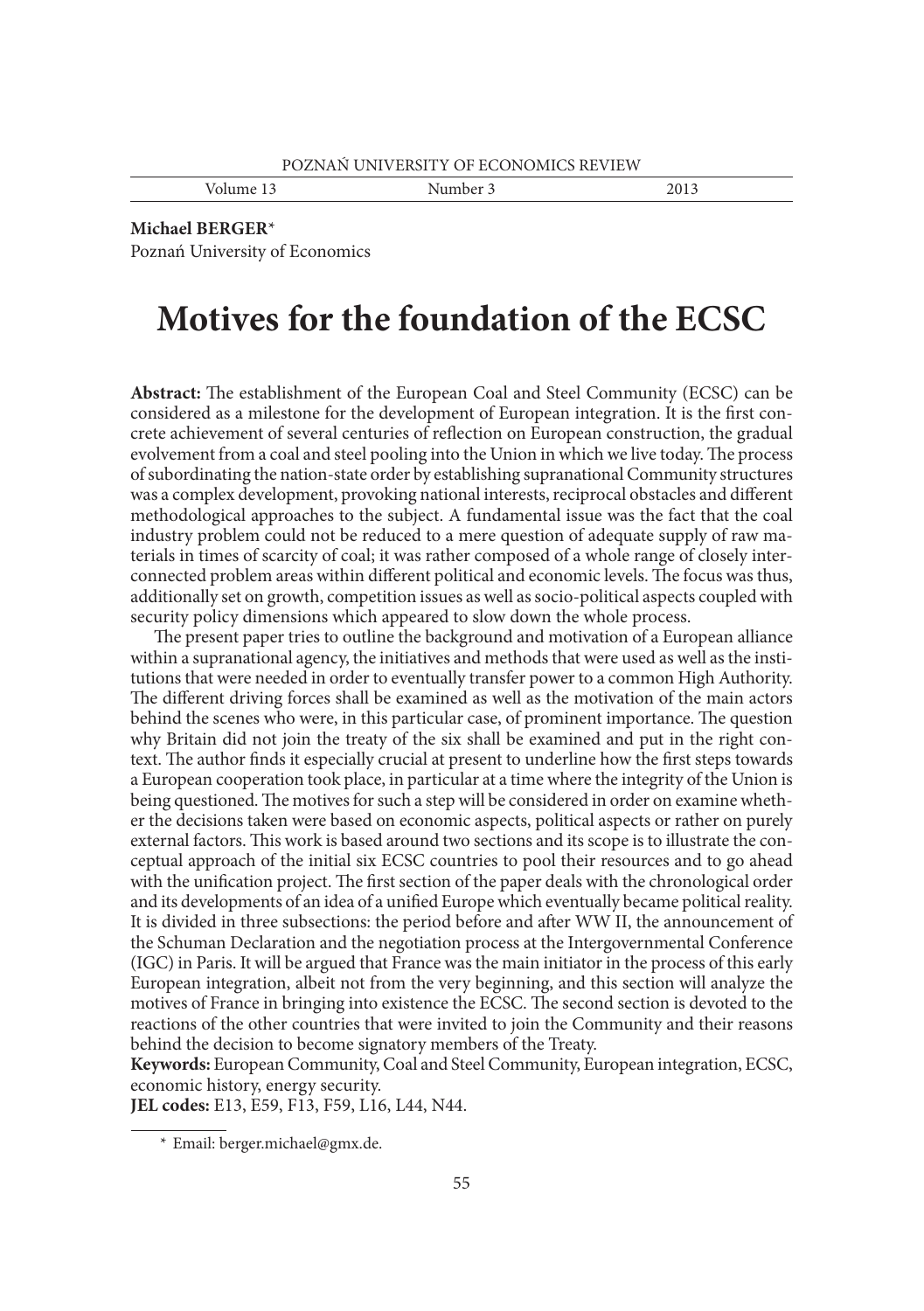**Michael BERGER**[*]
Poznań University of Economics

# Motives for the foundation of the ECSC

**Abstract:** The establishment of the European Coal and Steel Community (ECSC) can be considered as a milestone for the development of European integration. It is the first concrete achievement of several centuries of reflection on European construction, the gradual evolvement from a coal and steel pooling into the Union in which we live today. The process of subordinating the nation-state order by establishing supranational Community structures was a complex development, provoking national interests, reciprocal obstacles and different methodological approaches to the subject. A fundamental issue was the fact that the coal industry problem could not be reduced to a mere question of adequate supply of raw materials in times of scarcity of coal; it was rather composed of a whole range of closely interconnected problem areas within different political and economic levels. The focus was thus, additionally set on growth, competition issues as well as socio-political aspects coupled with security policy dimensions which appeared to slow down the whole process.

The present paper tries to outline the background and motivation of a European alliance within a supranational agency, the initiatives and methods that were used as well as the institutions that were needed in order to eventually transfer power to a common High Authority. The different driving forces shall be examined as well as the motivation of the main actors behind the scenes who were, in this particular case, of prominent importance. The question why Britain did not join the treaty of the six shall be examined and put in the right context. The author finds it especially crucial at present to underline how the first steps towards a European cooperation took place, in particular at a time where the integrity of the Union is being questioned. The motives for such a step will be considered in order on examine whether the decisions taken were based on economic aspects, political aspects or rather on purely external factors. This work is based around two sections and its scope is to illustrate the conceptual approach of the initial six ECSC countries to pool their resources and to go ahead with the unification project. The first section of the paper deals with the chronological order and its developments of an idea of a unified Europe which eventually became political reality. It is divided in three subsections: the period before and after WW II, the announcement of the Schuman Declaration and the negotiation process at the Intergovernmental Conference (IGC) in Paris. It will be argued that France was the main initiator in the process of this early European integration, albeit not from the very beginning, and this section will analyze the motives of France in bringing into existence the ECSC. The second section is devoted to the reactions of the other countries that were invited to join the Community and their reasons behind the decision to become signatory members of the Treaty.

**Keywords:** European Community, Coal and Steel Community, European integration, ECSC, economic history, energy security.

**JEL codes:** E13, E59, F13, F59, L16, L44, N44.

---

[*] Email: berger.michael@gmx.de.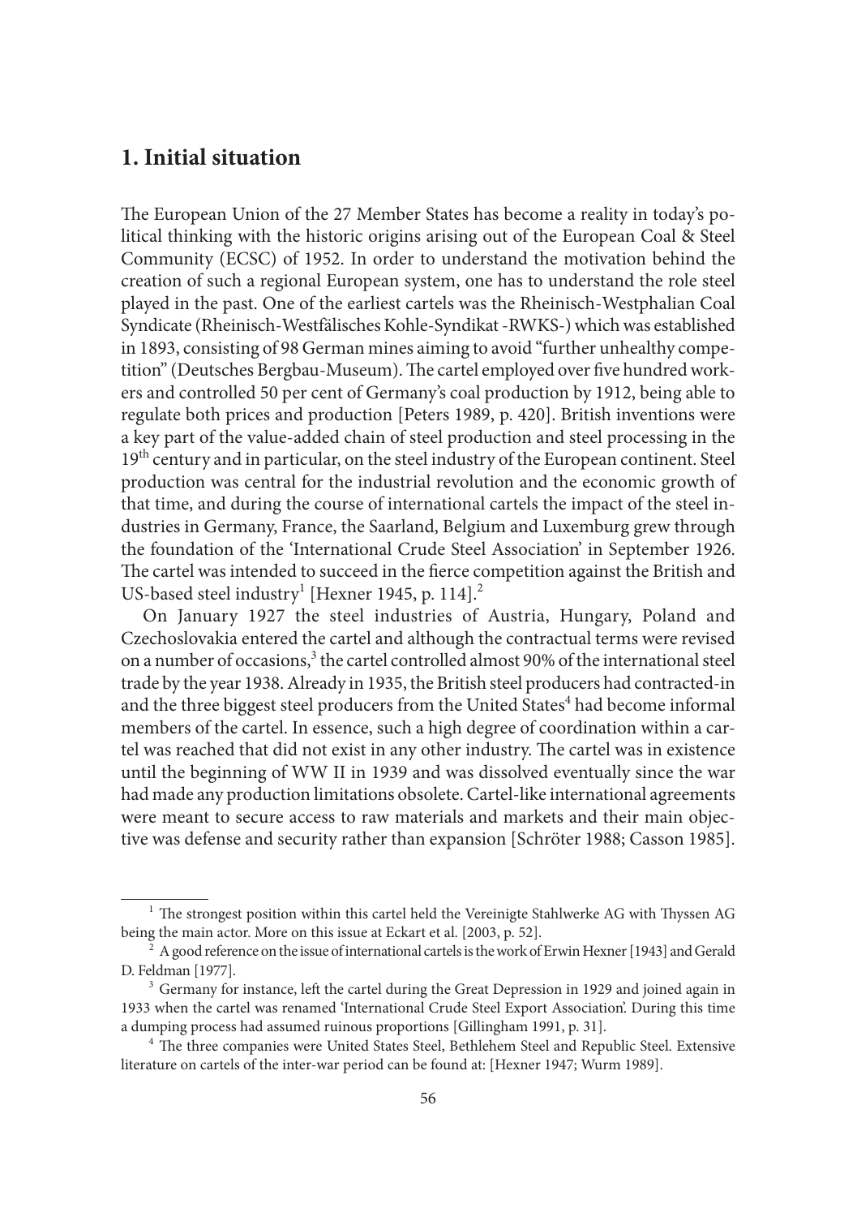## 1. Initial situation

The European Union of the 27 Member States has become a reality in today's political thinking with the historic origins arising out of the European Coal & Steel Community (ECSC) of 1952. In order to understand the motivation behind the creation of such a regional European system, one has to understand the role steel played in the past. One of the earliest cartels was the Rheinisch-Westphalian Coal Syndicate (Rheinisch-Westfälisches Kohle-Syndikat -RWKS-) which was established in 1893, consisting of 98 German mines aiming to avoid "further unhealthy competition" (Deutsches Bergbau-Museum). The cartel employed over five hundred workers and controlled 50 per cent of Germany's coal production by 1912, being able to regulate both prices and production [Peters 1989, p. 420]. British inventions were a key part of the value-added chain of steel production and steel processing in the 19th century and in particular, on the steel industry of the European continent. Steel production was central for the industrial revolution and the economic growth of that time, and during the course of international cartels the impact of the steel industries in Germany, France, the Saarland, Belgium and Luxemburg grew through the foundation of the 'International Crude Steel Association' in September 1926. The cartel was intended to succeed in the fierce competition against the British and US-based steel industry[1] [Hexner 1945, p. 114].[2]

On January 1927 the steel industries of Austria, Hungary, Poland and Czechoslovakia entered the cartel and although the contractual terms were revised on a number of occasions,[3] the cartel controlled almost 90% of the international steel trade by the year 1938. Already in 1935, the British steel producers had contracted-in and the three biggest steel producers from the United States[4] had become informal members of the cartel. In essence, such a high degree of coordination within a cartel was reached that did not exist in any other industry. The cartel was in existence until the beginning of WW II in 1939 and was dissolved eventually since the war had made any production limitations obsolete. Cartel-like international agreements were meant to secure access to raw materials and markets and their main objective was defense and security rather than expansion [Schröter 1988; Casson 1985].

---

[1] The strongest position within this cartel held the Vereinigte Stahlwerke AG with Thyssen AG being the main actor. More on this issue at Eckart et al. [2003, p. 52].

[2] A good reference on the issue of international cartels is the work of Erwin Hexner [1943] and Gerald D. Feldman [1977].

[3] Germany for instance, left the cartel during the Great Depression in 1929 and joined again in 1933 when the cartel was renamed 'International Crude Steel Export Association'. During this time a dumping process had assumed ruinous proportions [Gillingham 1991, p. 31].

[4] The three companies were United States Steel, Bethlehem Steel and Republic Steel. Extensive literature on cartels of the inter-war period can be found at: [Hexner 1947; Wurm 1989].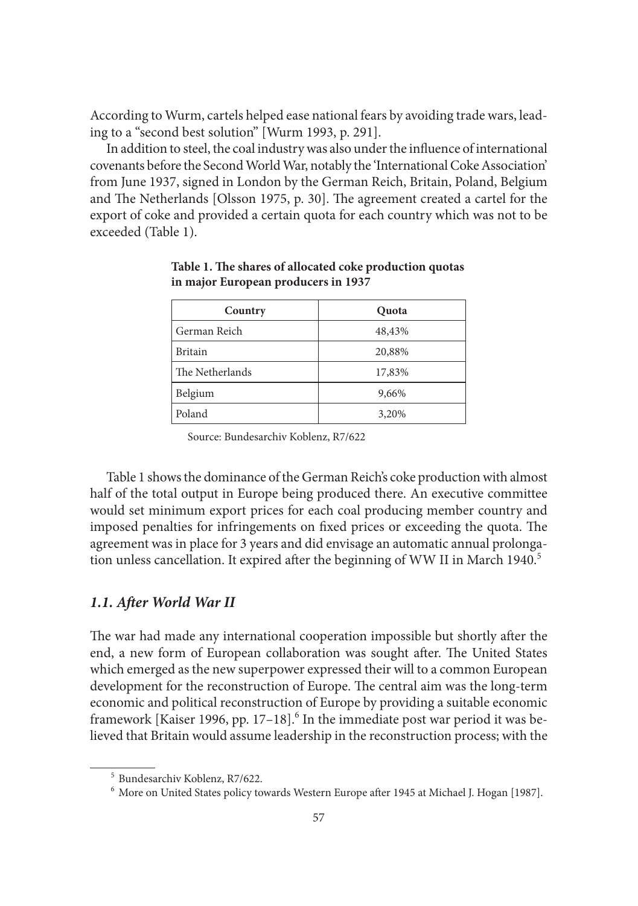According to Wurm, cartels helped ease national fears by avoiding trade wars, leading to a "second best solution" [Wurm 1993, p. 291].

In addition to steel, the coal industry was also under the influence of international covenants before the Second World War, notably the 'International Coke Association' from June 1937, signed in London by the German Reich, Britain, Poland, Belgium and The Netherlands [Olsson 1975, p. 30]. The agreement created a cartel for the export of coke and provided a certain quota for each country which was not to be exceeded (Table 1).

**Table 1. The shares of allocated coke production quotas in major European producers in 1937**

| Country | Quota |
|---|---|
| German Reich | 48,43% |
| Britain | 20,88% |
| The Netherlands | 17,83% |
| Belgium | 9,66% |
| Poland | 3,20% |

Source: Bundesarchiv Koblenz, R7/622

Table 1 shows the dominance of the German Reich's coke production with almost half of the total output in Europe being produced there. An executive committee would set minimum export prices for each coal producing member country and imposed penalties for infringements on fixed prices or exceeding the quota. The agreement was in place for 3 years and did envisage an automatic annual prolongation unless cancellation. It expired after the beginning of WW II in March 1940.[5]

### *1.1. After World War II*

The war had made any international cooperation impossible but shortly after the end, a new form of European collaboration was sought after. The United States which emerged as the new superpower expressed their will to a common European development for the reconstruction of Europe. The central aim was the long-term economic and political reconstruction of Europe by providing a suitable economic framework [Kaiser 1996, pp. 17–18].[6] In the immediate post war period it was believed that Britain would assume leadership in the reconstruction process; with the

[5] Bundesarchiv Koblenz, R7/622.

[6] More on United States policy towards Western Europe after 1945 at Michael J. Hogan [1987].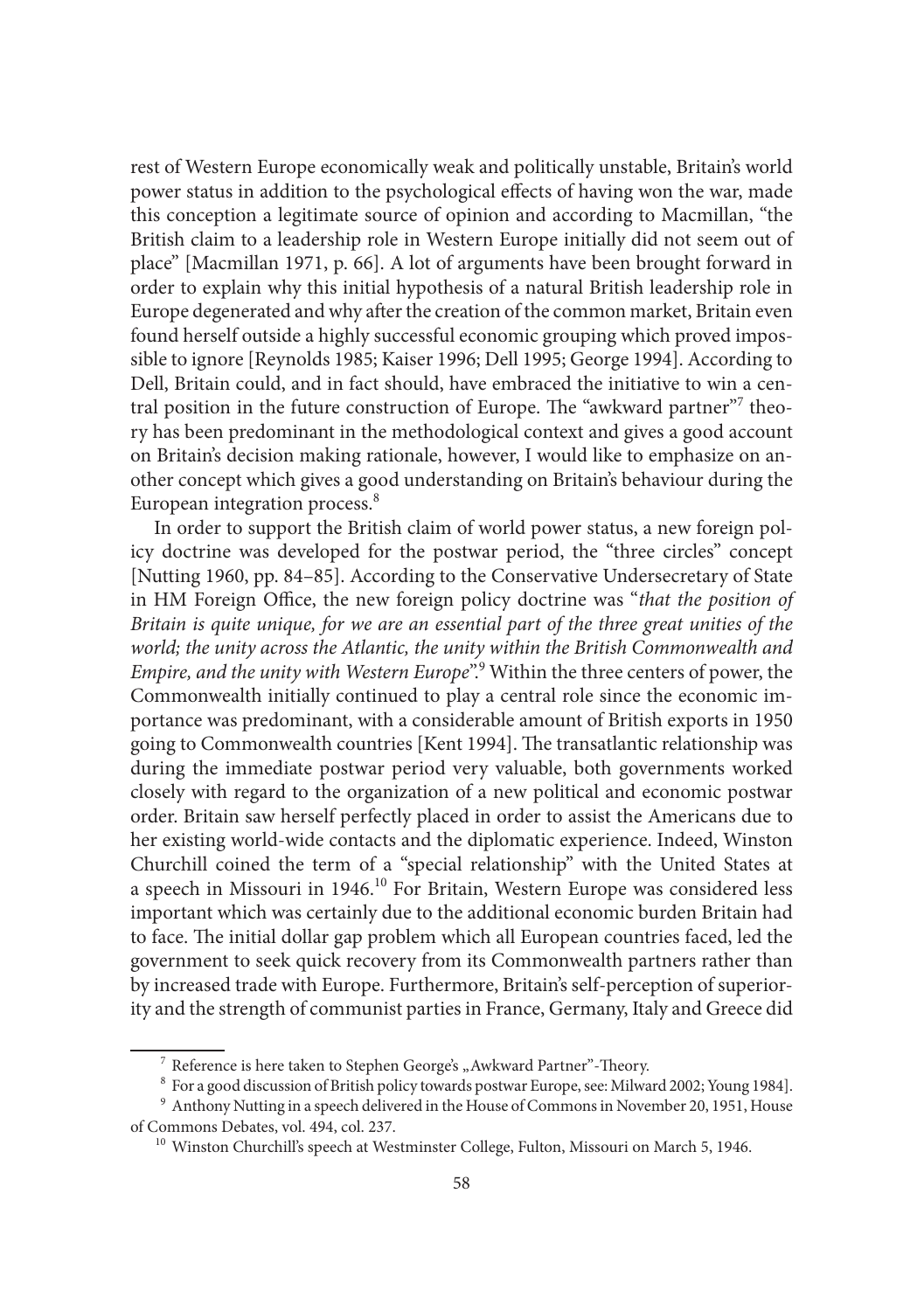rest of Western Europe economically weak and politically unstable, Britain's world power status in addition to the psychological effects of having won the war, made this conception a legitimate source of opinion and according to Macmillan, "the British claim to a leadership role in Western Europe initially did not seem out of place" [Macmillan 1971, p. 66]. A lot of arguments have been brought forward in order to explain why this initial hypothesis of a natural British leadership role in Europe degenerated and why after the creation of the common market, Britain even found herself outside a highly successful economic grouping which proved impossible to ignore [Reynolds 1985; Kaiser 1996; Dell 1995; George 1994]. According to Dell, Britain could, and in fact should, have embraced the initiative to win a central position in the future construction of Europe. The "awkward partner"[7] theory has been predominant in the methodological context and gives a good account on Britain's decision making rationale, however, I would like to emphasize on another concept which gives a good understanding on Britain's behaviour during the European integration process.[8]

In order to support the British claim of world power status, a new foreign policy doctrine was developed for the postwar period, the "three circles" concept [Nutting 1960, pp. 84–85]. According to the Conservative Undersecretary of State in HM Foreign Office, the new foreign policy doctrine was "*that the position of Britain is quite unique, for we are an essential part of the three great unities of the world; the unity across the Atlantic, the unity within the British Commonwealth and Empire, and the unity with Western Europe*".[9] Within the three centers of power, the Commonwealth initially continued to play a central role since the economic importance was predominant, with a considerable amount of British exports in 1950 going to Commonwealth countries [Kent 1994]. The transatlantic relationship was during the immediate postwar period very valuable, both governments worked closely with regard to the organization of a new political and economic postwar order. Britain saw herself perfectly placed in order to assist the Americans due to her existing world-wide contacts and the diplomatic experience. Indeed, Winston Churchill coined the term of a "special relationship" with the United States at a speech in Missouri in 1946.[10] For Britain, Western Europe was considered less important which was certainly due to the additional economic burden Britain had to face. The initial dollar gap problem which all European countries faced, led the government to seek quick recovery from its Commonwealth partners rather than by increased trade with Europe. Furthermore, Britain's self-perception of superiority and the strength of communist parties in France, Germany, Italy and Greece did

---

[7] Reference is here taken to Stephen George's „Awkward Partner"-Theory.

[8] For a good discussion of British policy towards postwar Europe, see: Milward 2002; Young 1984].

[9] Anthony Nutting in a speech delivered in the House of Commons in November 20, 1951, House of Commons Debates, vol. 494, col. 237.

[10] Winston Churchill's speech at Westminster College, Fulton, Missouri on March 5, 1946.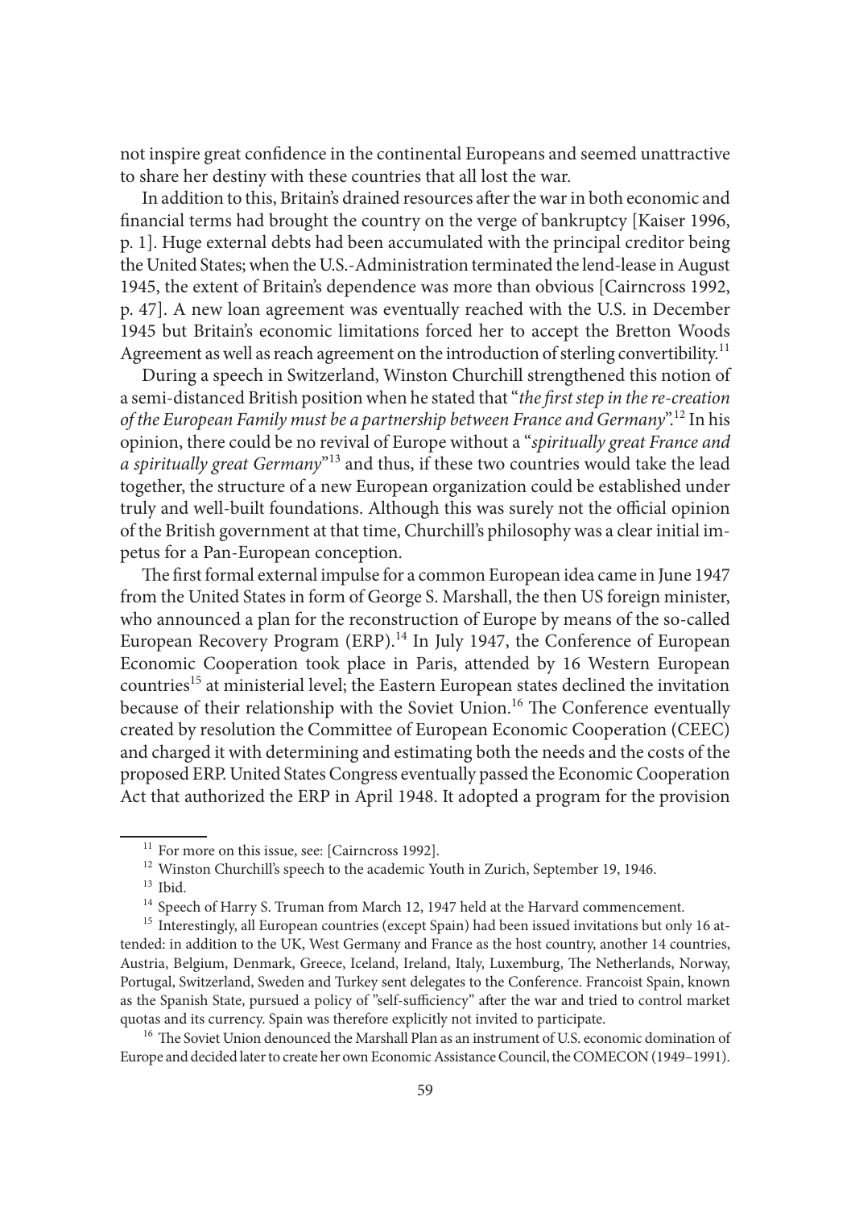not inspire great confidence in the continental Europeans and seemed unattractive to share her destiny with these countries that all lost the war.

In addition to this, Britain's drained resources after the war in both economic and financial terms had brought the country on the verge of bankruptcy [Kaiser 1996, p. 1]. Huge external debts had been accumulated with the principal creditor being the United States; when the U.S.-Administration terminated the lend-lease in August 1945, the extent of Britain's dependence was more than obvious [Cairncross 1992, p. 47]. A new loan agreement was eventually reached with the U.S. in December 1945 but Britain's economic limitations forced her to accept the Bretton Woods Agreement as well as reach agreement on the introduction of sterling convertibility.[11]

During a speech in Switzerland, Winston Churchill strengthened this notion of a semi-distanced British position when he stated that "*the first step in the re-creation of the European Family must be a partnership between France and Germany*".[12] In his opinion, there could be no revival of Europe without a "*spiritually great France and a spiritually great Germany*"[13] and thus, if these two countries would take the lead together, the structure of a new European organization could be established under truly and well-built foundations. Although this was surely not the official opinion of the British government at that time, Churchill's philosophy was a clear initial impetus for a Pan-European conception.

The first formal external impulse for a common European idea came in June 1947 from the United States in form of George S. Marshall, the then US foreign minister, who announced a plan for the reconstruction of Europe by means of the so-called European Recovery Program (ERP).[14] In July 1947, the Conference of European Economic Cooperation took place in Paris, attended by 16 Western European countries[15] at ministerial level; the Eastern European states declined the invitation because of their relationship with the Soviet Union.[16] The Conference eventually created by resolution the Committee of European Economic Cooperation (CEEC) and charged it with determining and estimating both the needs and the costs of the proposed ERP. United States Congress eventually passed the Economic Cooperation Act that authorized the ERP in April 1948. It adopted a program for the provision

---

[11] For more on this issue, see: [Cairncross 1992].

[12] Winston Churchill's speech to the academic Youth in Zurich, September 19, 1946.

[13] Ibid.

[14] Speech of Harry S. Truman from March 12, 1947 held at the Harvard commencement.

[15] Interestingly, all European countries (except Spain) had been issued invitations but only 16 attended: in addition to the UK, West Germany and France as the host country, another 14 countries, Austria, Belgium, Denmark, Greece, Iceland, Ireland, Italy, Luxemburg, The Netherlands, Norway, Portugal, Switzerland, Sweden and Turkey sent delegates to the Conference. Francoist Spain, known as the Spanish State, pursued a policy of "self-sufficiency" after the war and tried to control market quotas and its currency. Spain was therefore explicitly not invited to participate.

[16] The Soviet Union denounced the Marshall Plan as an instrument of U.S. economic domination of Europe and decided later to create her own Economic Assistance Council, the COMECON (1949–1991).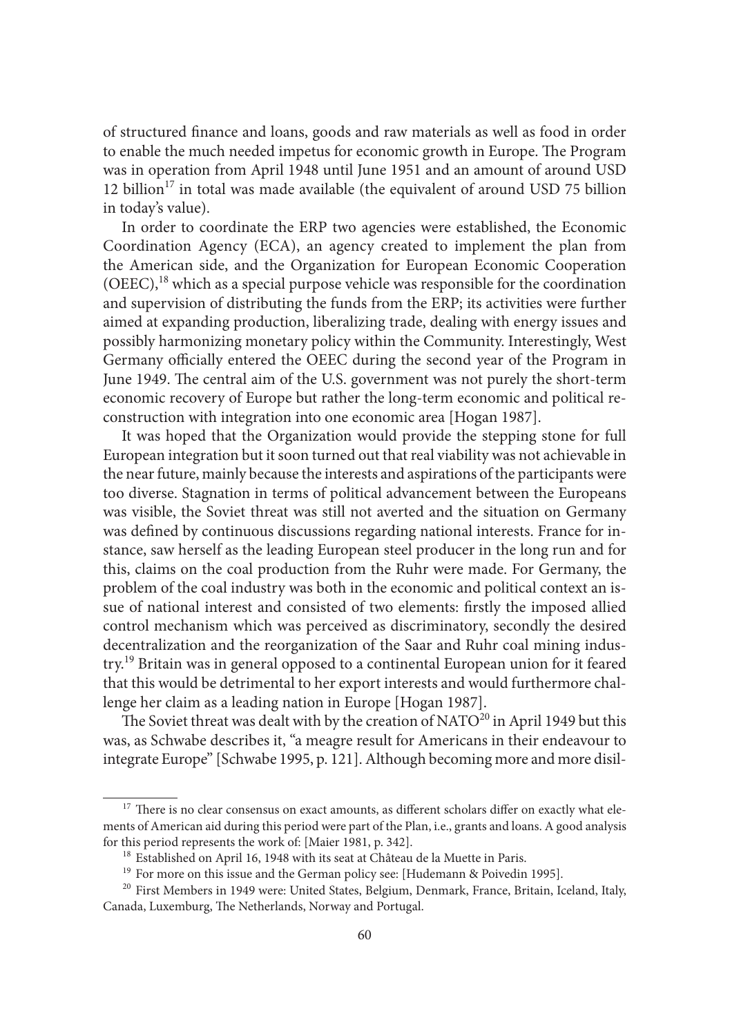of structured finance and loans, goods and raw materials as well as food in order to enable the much needed impetus for economic growth in Europe. The Program was in operation from April 1948 until June 1951 and an amount of around USD 12 billion[17] in total was made available (the equivalent of around USD 75 billion in today's value).

In order to coordinate the ERP two agencies were established, the Economic Coordination Agency (ECA), an agency created to implement the plan from the American side, and the Organization for European Economic Cooperation (OEEC),[18] which as a special purpose vehicle was responsible for the coordination and supervision of distributing the funds from the ERP; its activities were further aimed at expanding production, liberalizing trade, dealing with energy issues and possibly harmonizing monetary policy within the Community. Interestingly, West Germany officially entered the OEEC during the second year of the Program in June 1949. The central aim of the U.S. government was not purely the short-term economic recovery of Europe but rather the long-term economic and political reconstruction with integration into one economic area [Hogan 1987].

It was hoped that the Organization would provide the stepping stone for full European integration but it soon turned out that real viability was not achievable in the near future, mainly because the interests and aspirations of the participants were too diverse. Stagnation in terms of political advancement between the Europeans was visible, the Soviet threat was still not averted and the situation on Germany was defined by continuous discussions regarding national interests. France for instance, saw herself as the leading European steel producer in the long run and for this, claims on the coal production from the Ruhr were made. For Germany, the problem of the coal industry was both in the economic and political context an issue of national interest and consisted of two elements: firstly the imposed allied control mechanism which was perceived as discriminatory, secondly the desired decentralization and the reorganization of the Saar and Ruhr coal mining industry.[19] Britain was in general opposed to a continental European union for it feared that this would be detrimental to her export interests and would furthermore challenge her claim as a leading nation in Europe [Hogan 1987].

The Soviet threat was dealt with by the creation of NATO[20] in April 1949 but this was, as Schwabe describes it, "a meagre result for Americans in their endeavour to integrate Europe" [Schwabe 1995, p. 121]. Although becoming more and more disil-

---

[17] There is no clear consensus on exact amounts, as different scholars differ on exactly what elements of American aid during this period were part of the Plan, i.e., grants and loans. A good analysis for this period represents the work of: [Maier 1981, p. 342].

[18] Established on April 16, 1948 with its seat at Château de la Muette in Paris.

[19] For more on this issue and the German policy see: [Hudemann & Poivedin 1995].

[20] First Members in 1949 were: United States, Belgium, Denmark, France, Britain, Iceland, Italy, Canada, Luxemburg, The Netherlands, Norway and Portugal.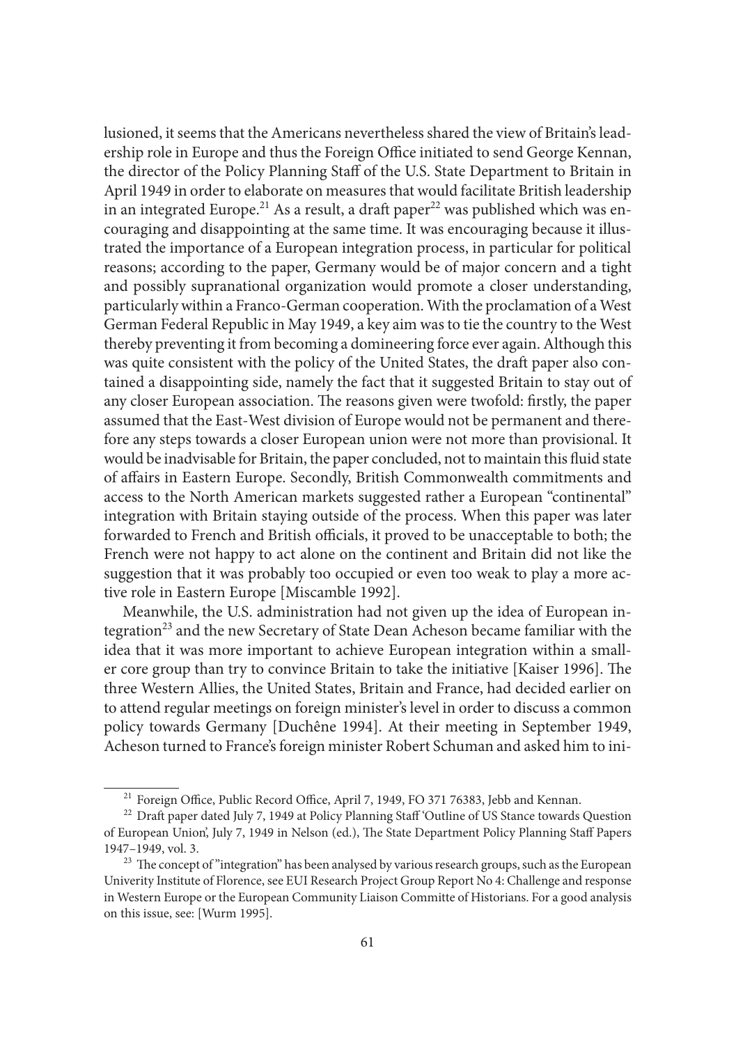lusioned, it seems that the Americans nevertheless shared the view of Britain's leadership role in Europe and thus the Foreign Office initiated to send George Kennan, the director of the Policy Planning Staff of the U.S. State Department to Britain in April 1949 in order to elaborate on measures that would facilitate British leadership in an integrated Europe.[21] As a result, a draft paper[22] was published which was encouraging and disappointing at the same time. It was encouraging because it illustrated the importance of a European integration process, in particular for political reasons; according to the paper, Germany would be of major concern and a tight and possibly supranational organization would promote a closer understanding, particularly within a Franco-German cooperation. With the proclamation of a West German Federal Republic in May 1949, a key aim was to tie the country to the West thereby preventing it from becoming a domineering force ever again. Although this was quite consistent with the policy of the United States, the draft paper also contained a disappointing side, namely the fact that it suggested Britain to stay out of any closer European association. The reasons given were twofold: firstly, the paper assumed that the East-West division of Europe would not be permanent and therefore any steps towards a closer European union were not more than provisional. It would be inadvisable for Britain, the paper concluded, not to maintain this fluid state of affairs in Eastern Europe. Secondly, British Commonwealth commitments and access to the North American markets suggested rather a European "continental" integration with Britain staying outside of the process. When this paper was later forwarded to French and British officials, it proved to be unacceptable to both; the French were not happy to act alone on the continent and Britain did not like the suggestion that it was probably too occupied or even too weak to play a more active role in Eastern Europe [Miscamble 1992].

Meanwhile, the U.S. administration had not given up the idea of European integration[23] and the new Secretary of State Dean Acheson became familiar with the idea that it was more important to achieve European integration within a smaller core group than try to convince Britain to take the initiative [Kaiser 1996]. The three Western Allies, the United States, Britain and France, had decided earlier on to attend regular meetings on foreign minister's level in order to discuss a common policy towards Germany [Duchêne 1994]. At their meeting in September 1949, Acheson turned to France's foreign minister Robert Schuman and asked him to ini-

---

[21] Foreign Office, Public Record Office, April 7, 1949, FO 371 76383, Jebb and Kennan.

[22] Draft paper dated July 7, 1949 at Policy Planning Staff 'Outline of US Stance towards Question of European Union', July 7, 1949 in Nelson (ed.), The State Department Policy Planning Staff Papers 1947–1949, vol. 3.

[23] The concept of "integration" has been analysed by various research groups, such as the European Univerity Institute of Florence, see EUI Research Project Group Report No 4: Challenge and response in Western Europe or the European Community Liaison Committe of Historians. For a good analysis on this issue, see: [Wurm 1995].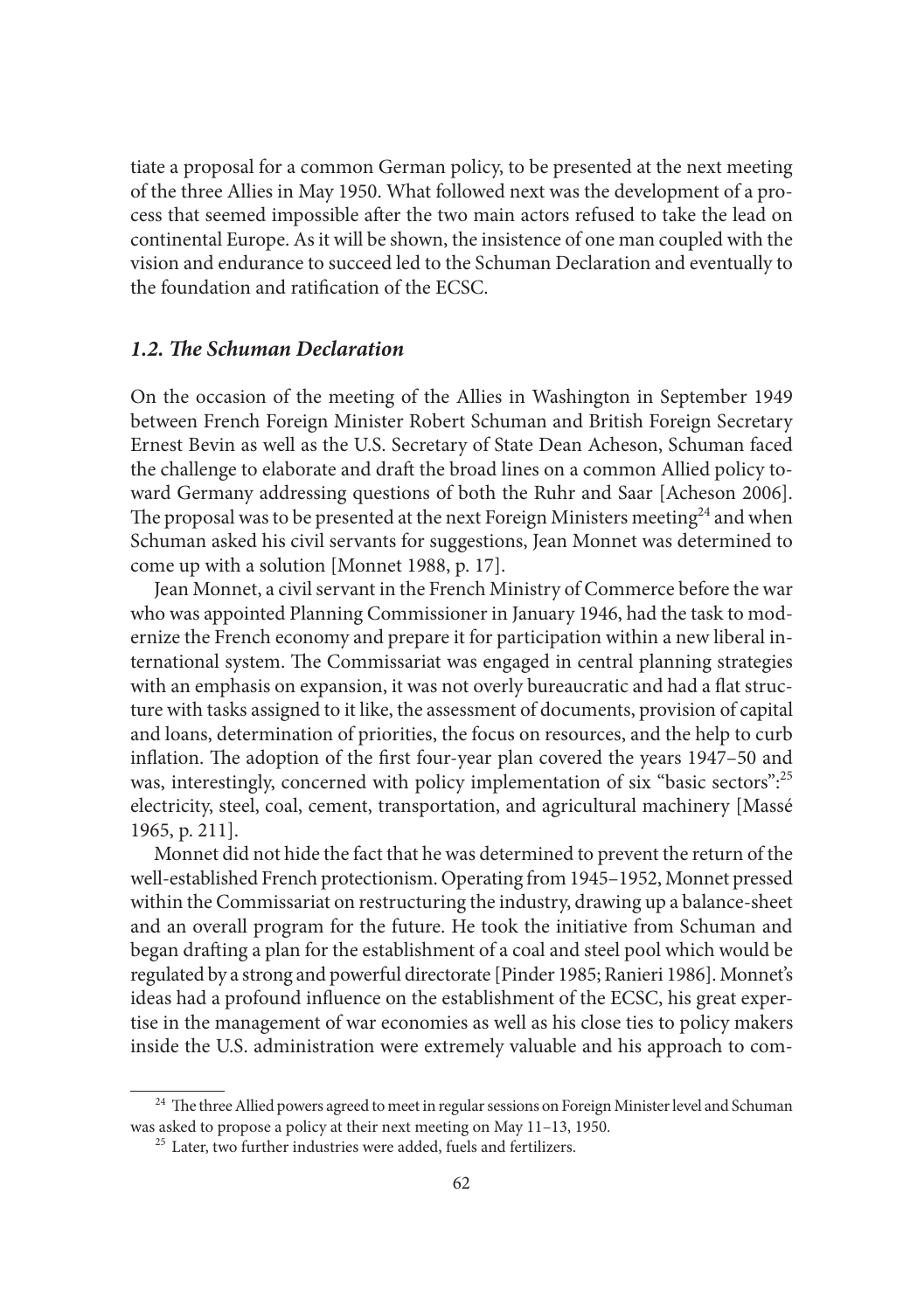tiate a proposal for a common German policy, to be presented at the next meeting of the three Allies in May 1950. What followed next was the development of a process that seemed impossible after the two main actors refused to take the lead on continental Europe. As it will be shown, the insistence of one man coupled with the vision and endurance to succeed led to the Schuman Declaration and eventually to the foundation and ratification of the ECSC.

### *1.2. The Schuman Declaration*

On the occasion of the meeting of the Allies in Washington in September 1949 between French Foreign Minister Robert Schuman and British Foreign Secretary Ernest Bevin as well as the U.S. Secretary of State Dean Acheson, Schuman faced the challenge to elaborate and draft the broad lines on a common Allied policy toward Germany addressing questions of both the Ruhr and Saar [Acheson 2006]. The proposal was to be presented at the next Foreign Ministers meeting[24] and when Schuman asked his civil servants for suggestions, Jean Monnet was determined to come up with a solution [Monnet 1988, p. 17].

Jean Monnet, a civil servant in the French Ministry of Commerce before the war who was appointed Planning Commissioner in January 1946, had the task to modernize the French economy and prepare it for participation within a new liberal international system. The Commissariat was engaged in central planning strategies with an emphasis on expansion, it was not overly bureaucratic and had a flat structure with tasks assigned to it like, the assessment of documents, provision of capital and loans, determination of priorities, the focus on resources, and the help to curb inflation. The adoption of the first four-year plan covered the years 1947–50 and was, interestingly, concerned with policy implementation of six "basic sectors":[25] electricity, steel, coal, cement, transportation, and agricultural machinery [Massé 1965, p. 211].

Monnet did not hide the fact that he was determined to prevent the return of the well-established French protectionism. Operating from 1945–1952, Monnet pressed within the Commissariat on restructuring the industry, drawing up a balance-sheet and an overall program for the future. He took the initiative from Schuman and began drafting a plan for the establishment of a coal and steel pool which would be regulated by a strong and powerful directorate [Pinder 1985; Ranieri 1986]. Monnet's ideas had a profound influence on the establishment of the ECSC, his great expertise in the management of war economies as well as his close ties to policy makers inside the U.S. administration were extremely valuable and his approach to com-

[24] The three Allied powers agreed to meet in regular sessions on Foreign Minister level and Schuman was asked to propose a policy at their next meeting on May 11–13, 1950.

[25] Later, two further industries were added, fuels and fertilizers.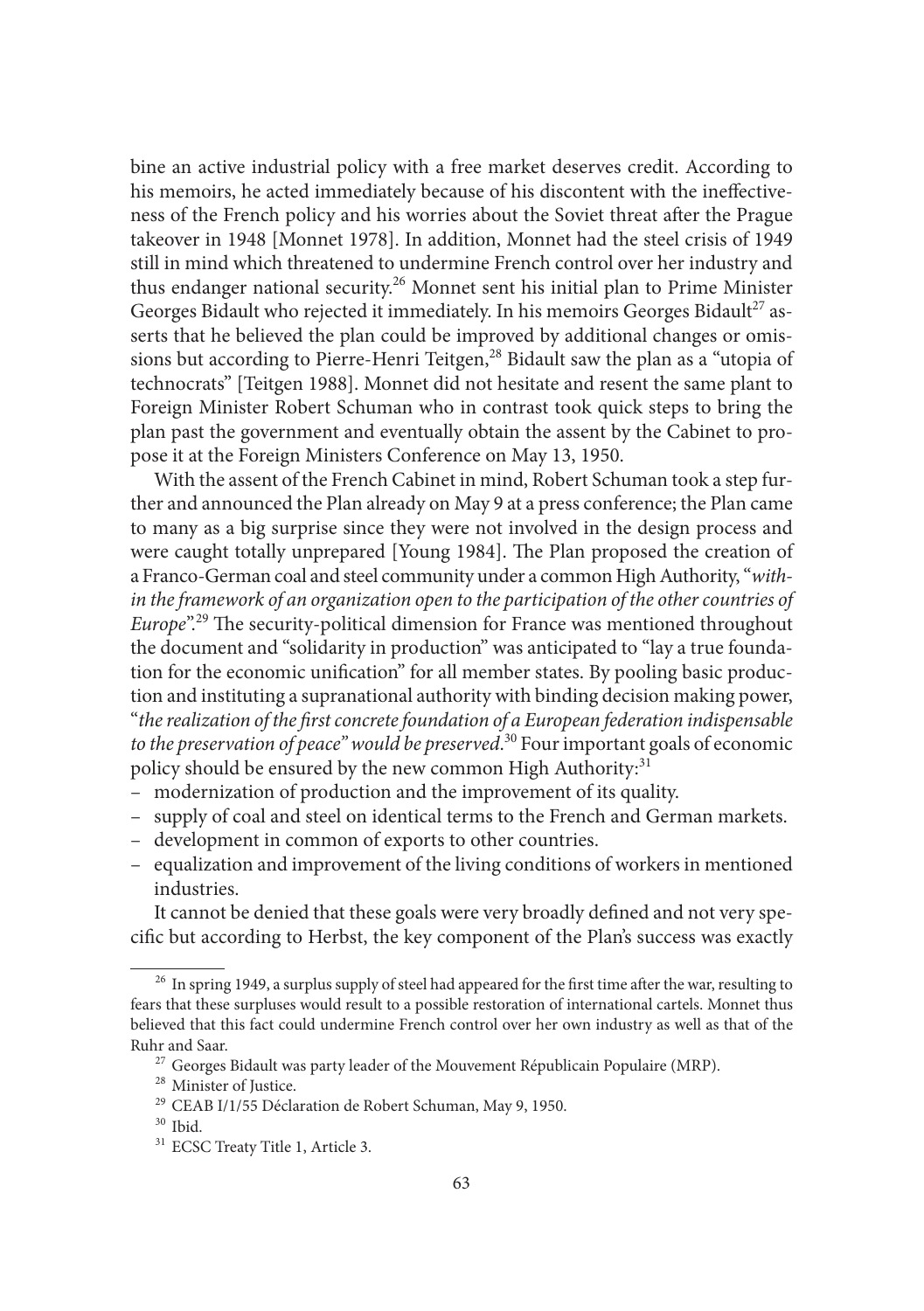bine an active industrial policy with a free market deserves credit. According to his memoirs, he acted immediately because of his discontent with the ineffectiveness of the French policy and his worries about the Soviet threat after the Prague takeover in 1948 [Monnet 1978]. In addition, Monnet had the steel crisis of 1949 still in mind which threatened to undermine French control over her industry and thus endanger national security.[26] Monnet sent his initial plan to Prime Minister Georges Bidault who rejected it immediately. In his memoirs Georges Bidault[27] asserts that he believed the plan could be improved by additional changes or omissions but according to Pierre-Henri Teitgen,[28] Bidault saw the plan as a "utopia of technocrats" [Teitgen 1988]. Monnet did not hesitate and resent the same plant to Foreign Minister Robert Schuman who in contrast took quick steps to bring the plan past the government and eventually obtain the assent by the Cabinet to propose it at the Foreign Ministers Conference on May 13, 1950.

With the assent of the French Cabinet in mind, Robert Schuman took a step further and announced the Plan already on May 9 at a press conference; the Plan came to many as a big surprise since they were not involved in the design process and were caught totally unprepared [Young 1984]. The Plan proposed the creation of a Franco-German coal and steel community under a common High Authority, "*within the framework of an organization open to the participation of the other countries of Europe*".[29] The security-political dimension for France was mentioned throughout the document and "solidarity in production" was anticipated to "lay a true foundation for the economic unification" for all member states. By pooling basic production and instituting a supranational authority with binding decision making power, "*the realization of the first concrete foundation of a European federation indispensable to the preservation of peace" would be preserved.*[30] Four important goals of economic policy should be ensured by the new common High Authority:[31]

- modernization of production and the improvement of its quality.
- supply of coal and steel on identical terms to the French and German markets.
- development in common of exports to other countries.
- equalization and improvement of the living conditions of workers in mentioned industries.

It cannot be denied that these goals were very broadly defined and not very specific but according to Herbst, the key component of the Plan's success was exactly

---

[26] In spring 1949, a surplus supply of steel had appeared for the first time after the war, resulting to fears that these surpluses would result to a possible restoration of international cartels. Monnet thus believed that this fact could undermine French control over her own industry as well as that of the Ruhr and Saar.

[27] Georges Bidault was party leader of the Mouvement Républicain Populaire (MRP).

[28] Minister of Justice.

[29] CEAB I/1/55 Déclaration de Robert Schuman, May 9, 1950.

[30] Ibid.

[31] ECSC Treaty Title 1, Article 3.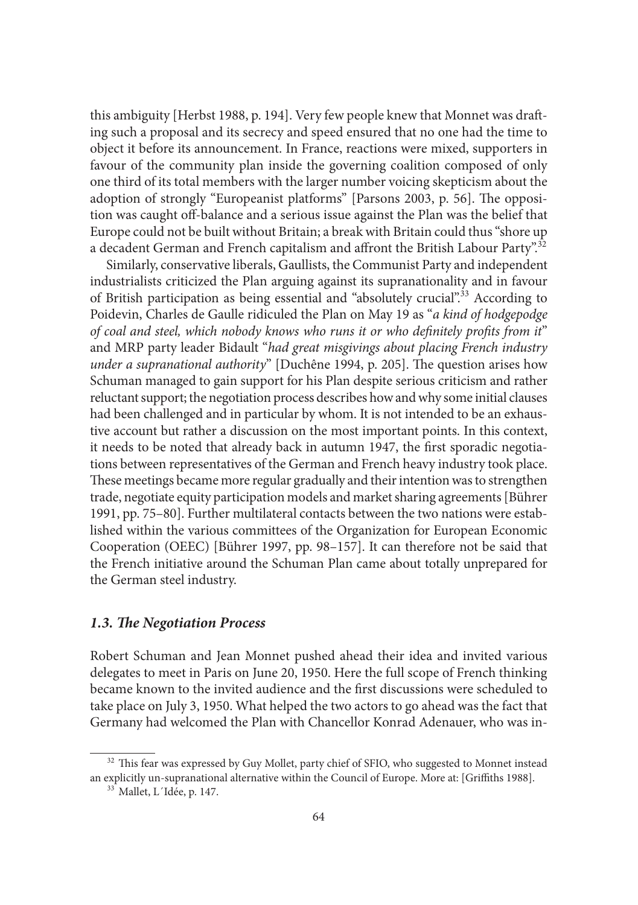this ambiguity [Herbst 1988, p. 194]. Very few people knew that Monnet was drafting such a proposal and its secrecy and speed ensured that no one had the time to object it before its announcement. In France, reactions were mixed, supporters in favour of the community plan inside the governing coalition composed of only one third of its total members with the larger number voicing skepticism about the adoption of strongly "Europeanist platforms" [Parsons 2003, p. 56]. The opposition was caught off-balance and a serious issue against the Plan was the belief that Europe could not be built without Britain; a break with Britain could thus "shore up a decadent German and French capitalism and affront the British Labour Party".[32]

Similarly, conservative liberals, Gaullists, the Communist Party and independent industrialists criticized the Plan arguing against its supranationality and in favour of British participation as being essential and "absolutely crucial".[33] According to Poidevin, Charles de Gaulle ridiculed the Plan on May 19 as "*a kind of hodgepodge of coal and steel, which nobody knows who runs it or who definitely profits from it*" and MRP party leader Bidault "*had great misgivings about placing French industry under a supranational authority*" [Duchêne 1994, p. 205]. The question arises how Schuman managed to gain support for his Plan despite serious criticism and rather reluctant support; the negotiation process describes how and why some initial clauses had been challenged and in particular by whom. It is not intended to be an exhaustive account but rather a discussion on the most important points. In this context, it needs to be noted that already back in autumn 1947, the first sporadic negotiations between representatives of the German and French heavy industry took place. These meetings became more regular gradually and their intention was to strengthen trade, negotiate equity participation models and market sharing agreements [Bührer 1991, pp. 75–80]. Further multilateral contacts between the two nations were established within the various committees of the Organization for European Economic Cooperation (OEEC) [Bührer 1997, pp. 98–157]. It can therefore not be said that the French initiative around the Schuman Plan came about totally unprepared for the German steel industry.

### *1.3. The Negotiation Process*

Robert Schuman and Jean Monnet pushed ahead their idea and invited various delegates to meet in Paris on June 20, 1950. Here the full scope of French thinking became known to the invited audience and the first discussions were scheduled to take place on July 3, 1950. What helped the two actors to go ahead was the fact that Germany had welcomed the Plan with Chancellor Konrad Adenauer, who was in-

---

[32] This fear was expressed by Guy Mollet, party chief of SFIO, who suggested to Monnet instead an explicitly un-supranational alternative within the Council of Europe. More at: [Griffiths 1988].

[33] Mallet, L´Idée, p. 147.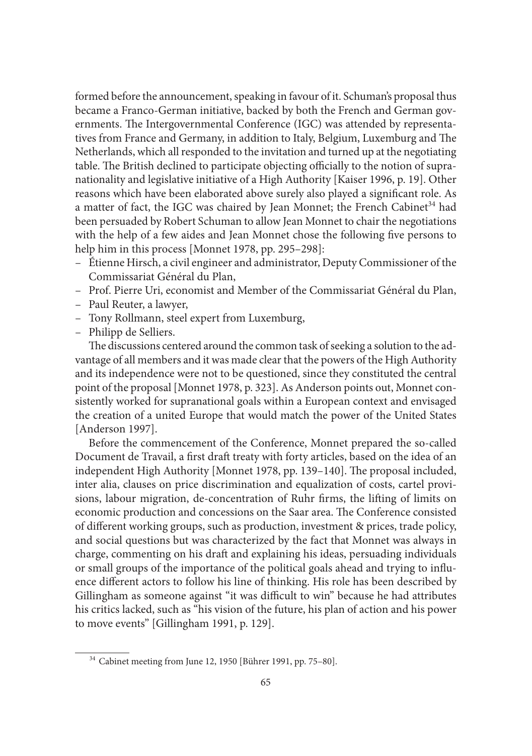formed before the announcement, speaking in favour of it. Schuman's proposal thus became a Franco-German initiative, backed by both the French and German governments. The Intergovernmental Conference (IGC) was attended by representatives from France and Germany, in addition to Italy, Belgium, Luxemburg and The Netherlands, which all responded to the invitation and turned up at the negotiating table. The British declined to participate objecting officially to the notion of supranationality and legislative initiative of a High Authority [Kaiser 1996, p. 19]. Other reasons which have been elaborated above surely also played a significant role. As a matter of fact, the IGC was chaired by Jean Monnet; the French Cabinet[34] had been persuaded by Robert Schuman to allow Jean Monnet to chair the negotiations with the help of a few aides and Jean Monnet chose the following five persons to help him in this process [Monnet 1978, pp. 295–298]:

- Étienne Hirsch, a civil engineer and administrator, Deputy Commissioner of the Commissariat Général du Plan,
- Prof. Pierre Uri, economist and Member of the Commissariat Général du Plan,
- Paul Reuter, a lawyer,
- Tony Rollmann, steel expert from Luxemburg,
- Philipp de Selliers.

The discussions centered around the common task of seeking a solution to the advantage of all members and it was made clear that the powers of the High Authority and its independence were not to be questioned, since they constituted the central point of the proposal [Monnet 1978, p. 323]. As Anderson points out, Monnet consistently worked for supranational goals within a European context and envisaged the creation of a united Europe that would match the power of the United States [Anderson 1997].

Before the commencement of the Conference, Monnet prepared the so-called Document de Travail, a first draft treaty with forty articles, based on the idea of an independent High Authority [Monnet 1978, pp. 139–140]. The proposal included, inter alia, clauses on price discrimination and equalization of costs, cartel provisions, labour migration, de-concentration of Ruhr firms, the lifting of limits on economic production and concessions on the Saar area. The Conference consisted of different working groups, such as production, investment & prices, trade policy, and social questions but was characterized by the fact that Monnet was always in charge, commenting on his draft and explaining his ideas, persuading individuals or small groups of the importance of the political goals ahead and trying to influence different actors to follow his line of thinking. His role has been described by Gillingham as someone against "it was difficult to win" because he had attributes his critics lacked, such as "his vision of the future, his plan of action and his power to move events" [Gillingham 1991, p. 129].

[34] Cabinet meeting from June 12, 1950 [Bührer 1991, pp. 75–80].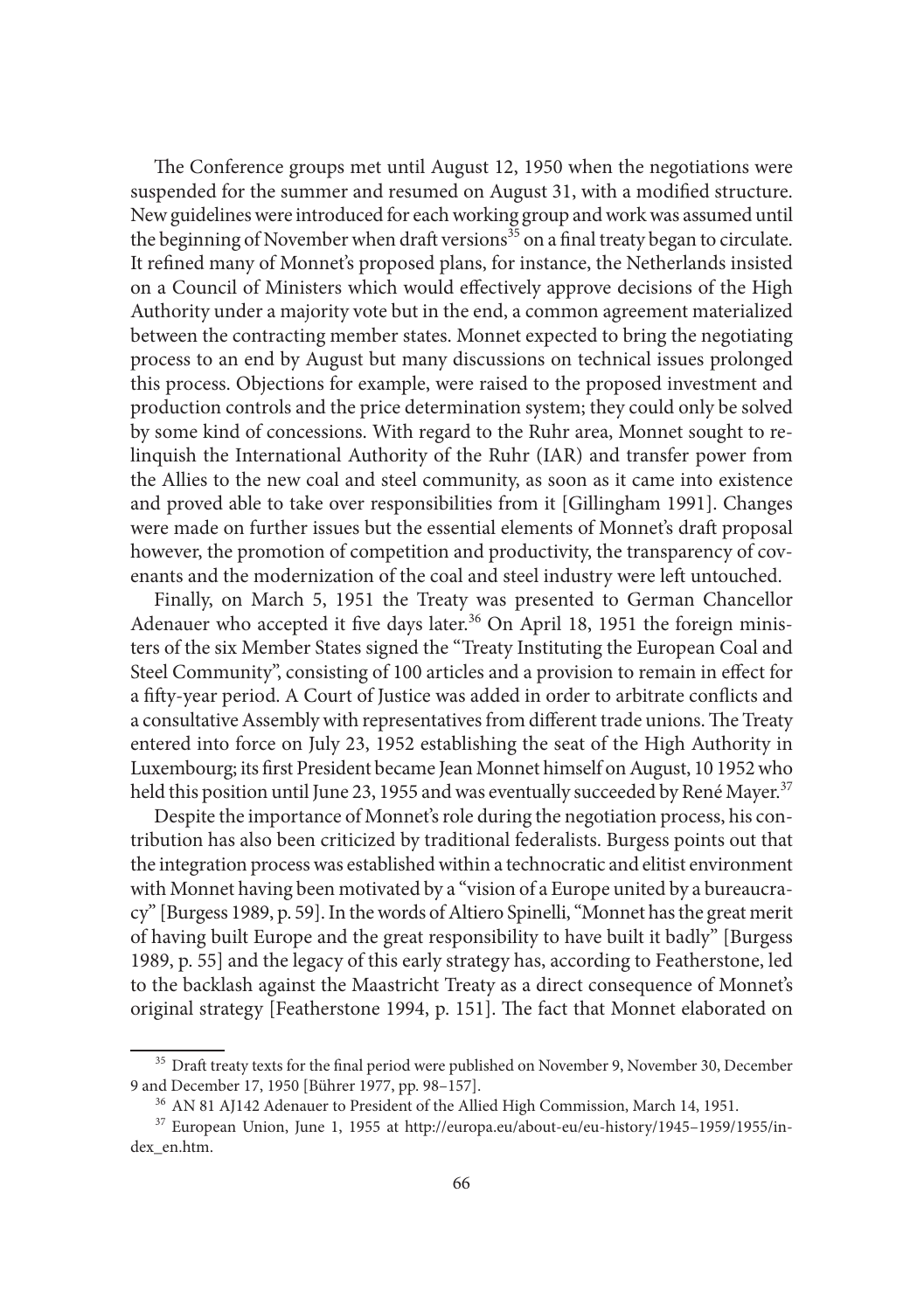The Conference groups met until August 12, 1950 when the negotiations were suspended for the summer and resumed on August 31, with a modified structure. New guidelines were introduced for each working group and work was assumed until the beginning of November when draft versions[35] on a final treaty began to circulate. It refined many of Monnet's proposed plans, for instance, the Netherlands insisted on a Council of Ministers which would effectively approve decisions of the High Authority under a majority vote but in the end, a common agreement materialized between the contracting member states. Monnet expected to bring the negotiating process to an end by August but many discussions on technical issues prolonged this process. Objections for example, were raised to the proposed investment and production controls and the price determination system; they could only be solved by some kind of concessions. With regard to the Ruhr area, Monnet sought to relinquish the International Authority of the Ruhr (IAR) and transfer power from the Allies to the new coal and steel community, as soon as it came into existence and proved able to take over responsibilities from it [Gillingham 1991]. Changes were made on further issues but the essential elements of Monnet's draft proposal however, the promotion of competition and productivity, the transparency of covenants and the modernization of the coal and steel industry were left untouched.

Finally, on March 5, 1951 the Treaty was presented to German Chancellor Adenauer who accepted it five days later.[36] On April 18, 1951 the foreign ministers of the six Member States signed the "Treaty Instituting the European Coal and Steel Community", consisting of 100 articles and a provision to remain in effect for a fifty-year period. A Court of Justice was added in order to arbitrate conflicts and a consultative Assembly with representatives from different trade unions. The Treaty entered into force on July 23, 1952 establishing the seat of the High Authority in Luxembourg; its first President became Jean Monnet himself on August, 10 1952 who held this position until June 23, 1955 and was eventually succeeded by René Mayer.[37]

Despite the importance of Monnet's role during the negotiation process, his contribution has also been criticized by traditional federalists. Burgess points out that the integration process was established within a technocratic and elitist environment with Monnet having been motivated by a "vision of a Europe united by a bureaucracy" [Burgess 1989, p. 59]. In the words of Altiero Spinelli, "Monnet has the great merit of having built Europe and the great responsibility to have built it badly" [Burgess 1989, p. 55] and the legacy of this early strategy has, according to Featherstone, led to the backlash against the Maastricht Treaty as a direct consequence of Monnet's original strategy [Featherstone 1994, p. 151]. The fact that Monnet elaborated on

---

[35] Draft treaty texts for the final period were published on November 9, November 30, December 9 and December 17, 1950 [Bührer 1977, pp. 98–157].

[36] AN 81 AJ142 Adenauer to President of the Allied High Commission, March 14, 1951.

[37] European Union, June 1, 1955 at http://europa.eu/about-eu/eu-history/1945–1959/1955/index_en.htm.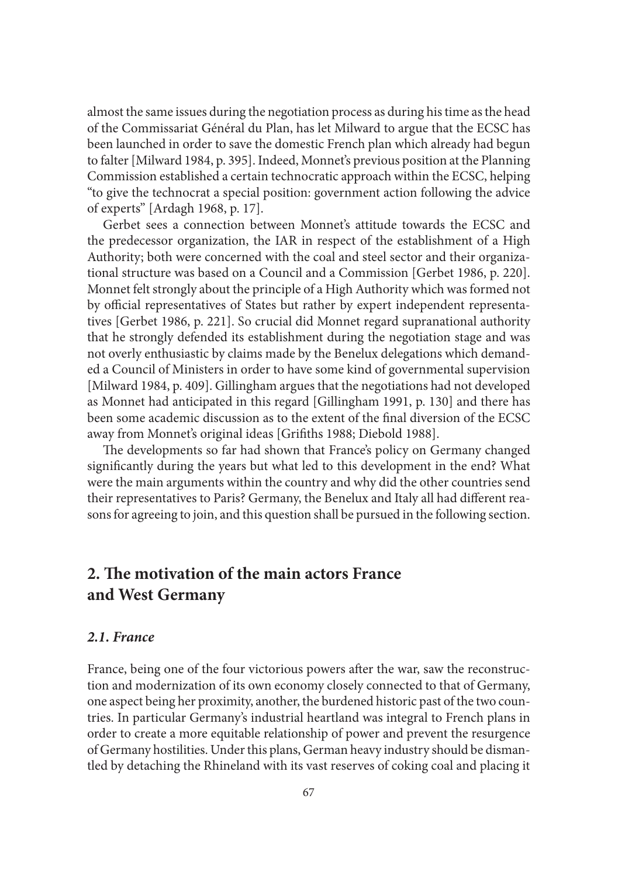almost the same issues during the negotiation process as during his time as the head of the Commissariat Général du Plan, has let Milward to argue that the ECSC has been launched in order to save the domestic French plan which already had begun to falter [Milward 1984, p. 395]. Indeed, Monnet's previous position at the Planning Commission established a certain technocratic approach within the ECSC, helping "to give the technocrat a special position: government action following the advice of experts" [Ardagh 1968, p. 17].

Gerbet sees a connection between Monnet's attitude towards the ECSC and the predecessor organization, the IAR in respect of the establishment of a High Authority; both were concerned with the coal and steel sector and their organizational structure was based on a Council and a Commission [Gerbet 1986, p. 220]. Monnet felt strongly about the principle of a High Authority which was formed not by official representatives of States but rather by expert independent representatives [Gerbet 1986, p. 221]. So crucial did Monnet regard supranational authority that he strongly defended its establishment during the negotiation stage and was not overly enthusiastic by claims made by the Benelux delegations which demanded a Council of Ministers in order to have some kind of governmental supervision [Milward 1984, p. 409]. Gillingham argues that the negotiations had not developed as Monnet had anticipated in this regard [Gillingham 1991, p. 130] and there has been some academic discussion as to the extent of the final diversion of the ECSC away from Monnet's original ideas [Grifiths 1988; Diebold 1988].

The developments so far had shown that France's policy on Germany changed significantly during the years but what led to this development in the end? What were the main arguments within the country and why did the other countries send their representatives to Paris? Germany, the Benelux and Italy all had different reasons for agreeing to join, and this question shall be pursued in the following section.

## 2. The motivation of the main actors France and West Germany

### *2.1. France*

France, being one of the four victorious powers after the war, saw the reconstruction and modernization of its own economy closely connected to that of Germany, one aspect being her proximity, another, the burdened historic past of the two countries. In particular Germany's industrial heartland was integral to French plans in order to create a more equitable relationship of power and prevent the resurgence of Germany hostilities. Under this plans, German heavy industry should be dismantled by detaching the Rhineland with its vast reserves of coking coal and placing it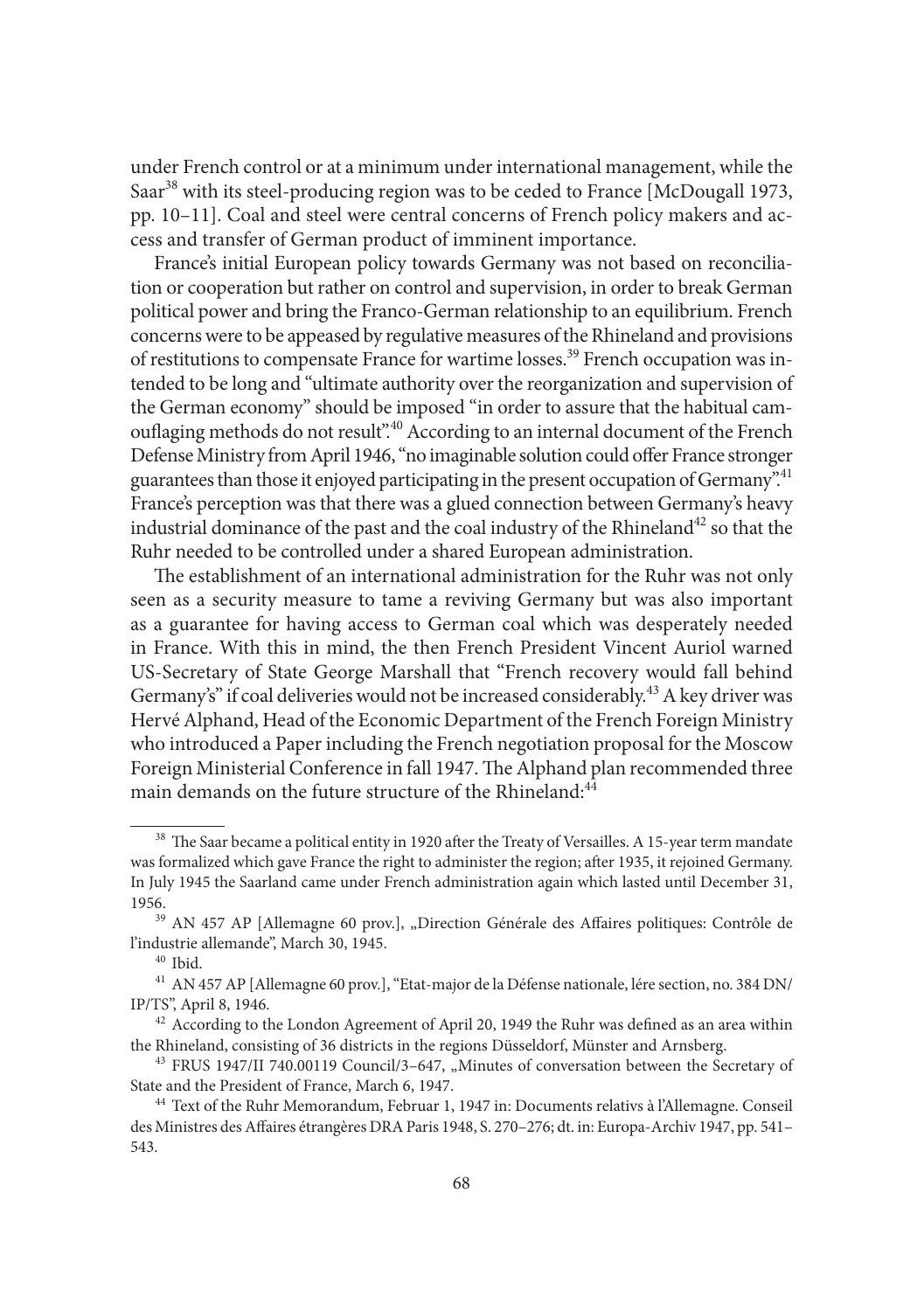under French control or at a minimum under international management, while the Saar[38] with its steel-producing region was to be ceded to France [McDougall 1973, pp. 10–11]. Coal and steel were central concerns of French policy makers and access and transfer of German product of imminent importance.

France's initial European policy towards Germany was not based on reconciliation or cooperation but rather on control and supervision, in order to break German political power and bring the Franco-German relationship to an equilibrium. French concerns were to be appeased by regulative measures of the Rhineland and provisions of restitutions to compensate France for wartime losses.[39] French occupation was intended to be long and "ultimate authority over the reorganization and supervision of the German economy" should be imposed "in order to assure that the habitual camouflaging methods do not result".[40] According to an internal document of the French Defense Ministry from April 1946, "no imaginable solution could offer France stronger guarantees than those it enjoyed participating in the present occupation of Germany".[41] France's perception was that there was a glued connection between Germany's heavy industrial dominance of the past and the coal industry of the Rhineland[42] so that the Ruhr needed to be controlled under a shared European administration.

The establishment of an international administration for the Ruhr was not only seen as a security measure to tame a reviving Germany but was also important as a guarantee for having access to German coal which was desperately needed in France. With this in mind, the then French President Vincent Auriol warned US-Secretary of State George Marshall that "French recovery would fall behind Germany's" if coal deliveries would not be increased considerably.[43] A key driver was Hervé Alphand, Head of the Economic Department of the French Foreign Ministry who introduced a Paper including the French negotiation proposal for the Moscow Foreign Ministerial Conference in fall 1947. The Alphand plan recommended three main demands on the future structure of the Rhineland:[44]

---

[38] The Saar became a political entity in 1920 after the Treaty of Versailles. A 15-year term mandate was formalized which gave France the right to administer the region; after 1935, it rejoined Germany. In July 1945 the Saarland came under French administration again which lasted until December 31, 1956.

[39] AN 457 AP [Allemagne 60 prov.], „Direction Générale des Affaires politiques: Contrôle de l'industrie allemande", March 30, 1945.

[40] Ibid.

[41] AN 457 AP [Allemagne 60 prov.], "Etat-major de la Défense nationale, lére section, no. 384 DN/IP/TS", April 8, 1946.

[42] According to the London Agreement of April 20, 1949 the Ruhr was defined as an area within the Rhineland, consisting of 36 districts in the regions Düsseldorf, Münster and Arnsberg.

[43] FRUS 1947/II 740.00119 Council/3–647, „Minutes of conversation between the Secretary of State and the President of France, March 6, 1947.

[44] Text of the Ruhr Memorandum, Februar 1, 1947 in: Documents relativs à l'Allemagne. Conseil des Ministres des Affaires étrangères DRA Paris 1948, S. 270–276; dt. in: Europa-Archiv 1947, pp. 541–543.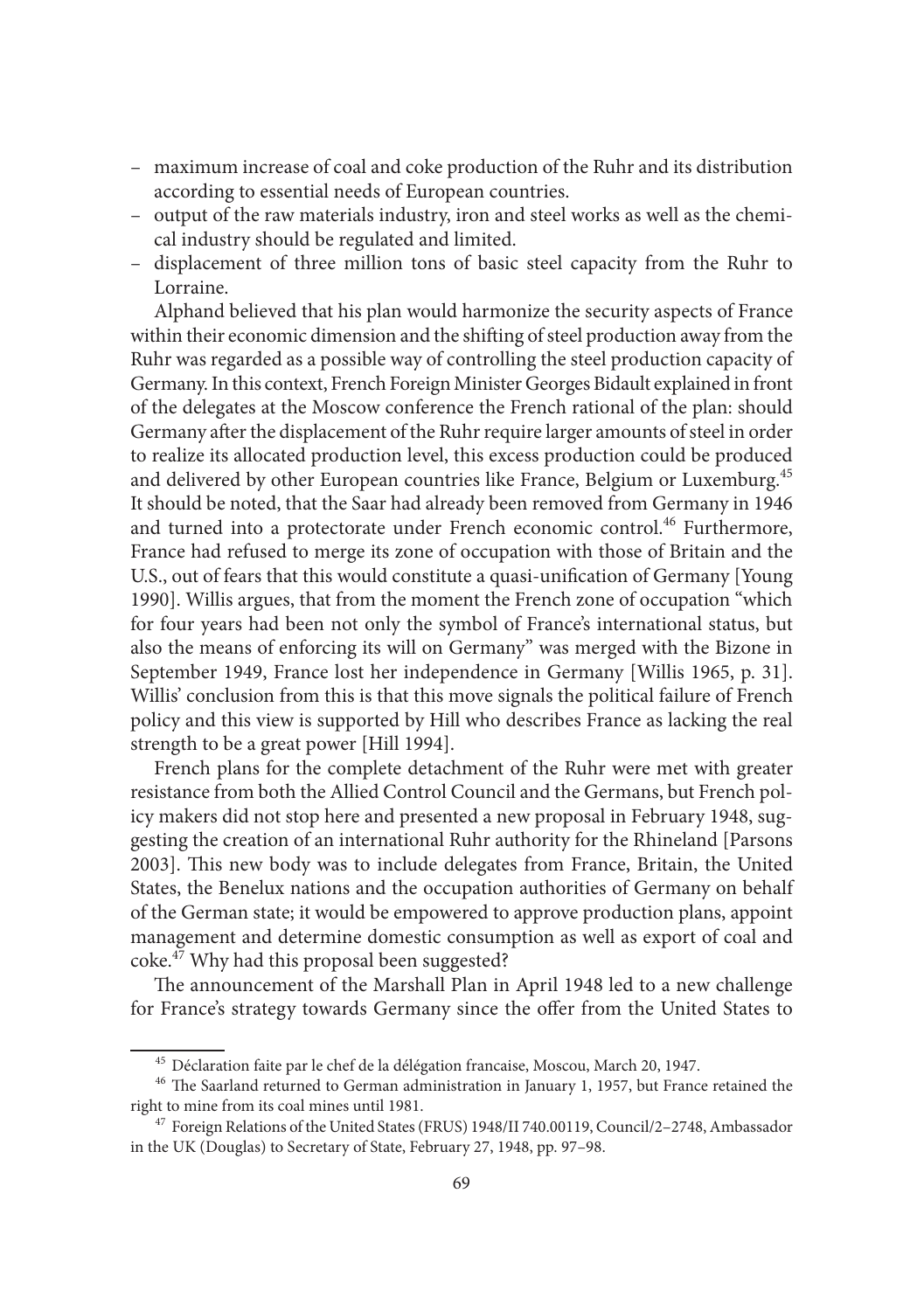- maximum increase of coal and coke production of the Ruhr and its distribution according to essential needs of European countries.
- output of the raw materials industry, iron and steel works as well as the chemical industry should be regulated and limited.
- displacement of three million tons of basic steel capacity from the Ruhr to Lorraine.

Alphand believed that his plan would harmonize the security aspects of France within their economic dimension and the shifting of steel production away from the Ruhr was regarded as a possible way of controlling the steel production capacity of Germany. In this context, French Foreign Minister Georges Bidault explained in front of the delegates at the Moscow conference the French rational of the plan: should Germany after the displacement of the Ruhr require larger amounts of steel in order to realize its allocated production level, this excess production could be produced and delivered by other European countries like France, Belgium or Luxemburg.[45] It should be noted, that the Saar had already been removed from Germany in 1946 and turned into a protectorate under French economic control.[46] Furthermore, France had refused to merge its zone of occupation with those of Britain and the U.S., out of fears that this would constitute a quasi-unification of Germany [Young 1990]. Willis argues, that from the moment the French zone of occupation "which for four years had been not only the symbol of France's international status, but also the means of enforcing its will on Germany" was merged with the Bizone in September 1949, France lost her independence in Germany [Willis 1965, p. 31]. Willis' conclusion from this is that this move signals the political failure of French policy and this view is supported by Hill who describes France as lacking the real strength to be a great power [Hill 1994].

French plans for the complete detachment of the Ruhr were met with greater resistance from both the Allied Control Council and the Germans, but French policy makers did not stop here and presented a new proposal in February 1948, suggesting the creation of an international Ruhr authority for the Rhineland [Parsons 2003]. This new body was to include delegates from France, Britain, the United States, the Benelux nations and the occupation authorities of Germany on behalf of the German state; it would be empowered to approve production plans, appoint management and determine domestic consumption as well as export of coal and coke.[47] Why had this proposal been suggested?

The announcement of the Marshall Plan in April 1948 led to a new challenge for France's strategy towards Germany since the offer from the United States to

---

[45] Déclaration faite par le chef de la délégation francaise, Moscou, March 20, 1947.

[46] The Saarland returned to German administration in January 1, 1957, but France retained the right to mine from its coal mines until 1981.

[47] Foreign Relations of the United States (FRUS) 1948/II 740.00119, Council/2–2748, Ambassador in the UK (Douglas) to Secretary of State, February 27, 1948, pp. 97–98.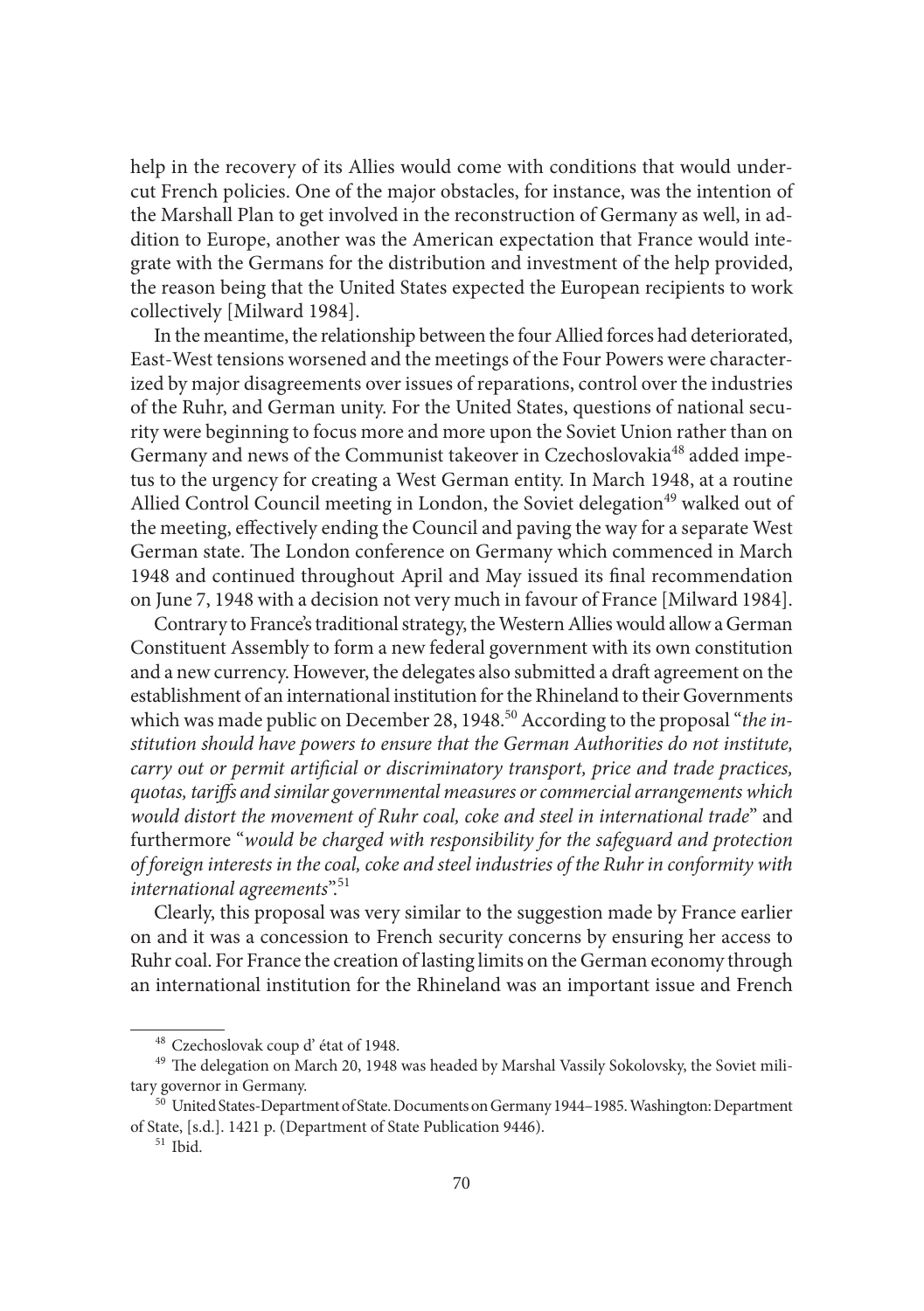help in the recovery of its Allies would come with conditions that would undercut French policies. One of the major obstacles, for instance, was the intention of the Marshall Plan to get involved in the reconstruction of Germany as well, in addition to Europe, another was the American expectation that France would integrate with the Germans for the distribution and investment of the help provided, the reason being that the United States expected the European recipients to work collectively [Milward 1984].

In the meantime, the relationship between the four Allied forces had deteriorated, East-West tensions worsened and the meetings of the Four Powers were characterized by major disagreements over issues of reparations, control over the industries of the Ruhr, and German unity. For the United States, questions of national security were beginning to focus more and more upon the Soviet Union rather than on Germany and news of the Communist takeover in Czechoslovakia[48] added impetus to the urgency for creating a West German entity. In March 1948, at a routine Allied Control Council meeting in London, the Soviet delegation[49] walked out of the meeting, effectively ending the Council and paving the way for a separate West German state. The London conference on Germany which commenced in March 1948 and continued throughout April and May issued its final recommendation on June 7, 1948 with a decision not very much in favour of France [Milward 1984].

Contrary to France's traditional strategy, the Western Allies would allow a German Constituent Assembly to form a new federal government with its own constitution and a new currency. However, the delegates also submitted a draft agreement on the establishment of an international institution for the Rhineland to their Governments which was made public on December 28, 1948.[50] According to the proposal "*the institution should have powers to ensure that the German Authorities do not institute, carry out or permit artificial or discriminatory transport, price and trade practices, quotas, tariffs and similar governmental measures or commercial arrangements which would distort the movement of Ruhr coal, coke and steel in international trade*" and furthermore "*would be charged with responsibility for the safeguard and protection of foreign interests in the coal, coke and steel industries of the Ruhr in conformity with international agreements*".[51]

Clearly, this proposal was very similar to the suggestion made by France earlier on and it was a concession to French security concerns by ensuring her access to Ruhr coal. For France the creation of lasting limits on the German economy through an international institution for the Rhineland was an important issue and French

---

[48] Czechoslovak coup d' état of 1948.

[49] The delegation on March 20, 1948 was headed by Marshal Vassily Sokolovsky, the Soviet military governor in Germany.

[50] United States-Department of State. Documents on Germany 1944–1985. Washington: Department of State, [s.d.]. 1421 p. (Department of State Publication 9446).

[51] Ibid.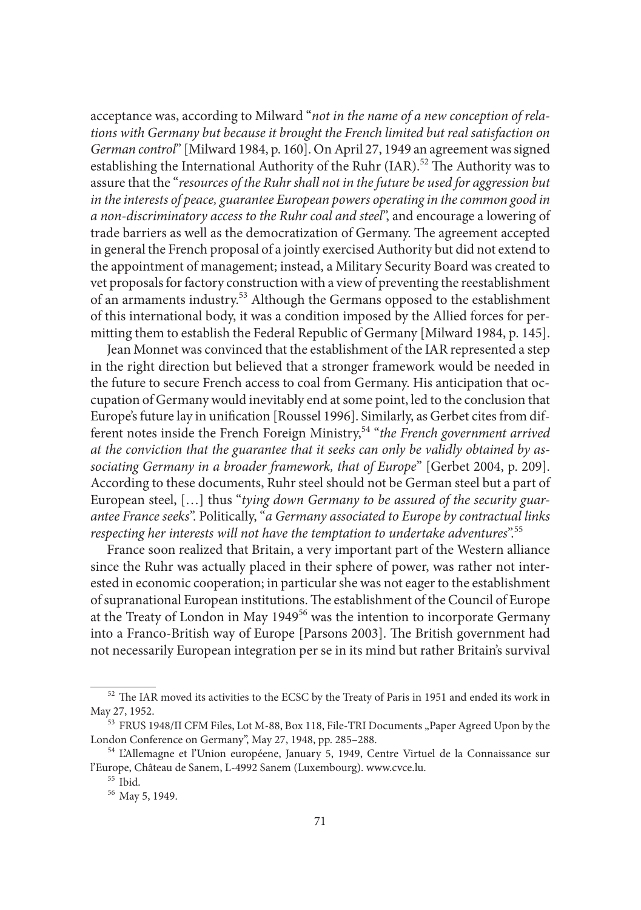acceptance was, according to Milward "*not in the name of a new conception of relations with Germany but because it brought the French limited but real satisfaction on German control*" [Milward 1984, p. 160]. On April 27, 1949 an agreement was signed establishing the International Authority of the Ruhr (IAR).[52] The Authority was to assure that the "*resources of the Ruhr shall not in the future be used for aggression but in the interests of peace, guarantee European powers operating in the common good in a non-discriminatory access to the Ruhr coal and steel*", and encourage a lowering of trade barriers as well as the democratization of Germany. The agreement accepted in general the French proposal of a jointly exercised Authority but did not extend to the appointment of management; instead, a Military Security Board was created to vet proposals for factory construction with a view of preventing the reestablishment of an armaments industry.[53] Although the Germans opposed to the establishment of this international body, it was a condition imposed by the Allied forces for permitting them to establish the Federal Republic of Germany [Milward 1984, p. 145].

Jean Monnet was convinced that the establishment of the IAR represented a step in the right direction but believed that a stronger framework would be needed in the future to secure French access to coal from Germany. His anticipation that occupation of Germany would inevitably end at some point, led to the conclusion that Europe's future lay in unification [Roussel 1996]. Similarly, as Gerbet cites from different notes inside the French Foreign Ministry,[54] "*the French government arrived at the conviction that the guarantee that it seeks can only be validly obtained by associating Germany in a broader framework, that of Europe*" [Gerbet 2004, p. 209]. According to these documents, Ruhr steel should not be German steel but a part of European steel, […] thus "*tying down Germany to be assured of the security guarantee France seeks*". Politically, "*a Germany associated to Europe by contractual links respecting her interests will not have the temptation to undertake adventures*".[55]

France soon realized that Britain, a very important part of the Western alliance since the Ruhr was actually placed in their sphere of power, was rather not interested in economic cooperation; in particular she was not eager to the establishment of supranational European institutions. The establishment of the Council of Europe at the Treaty of London in May 1949[56] was the intention to incorporate Germany into a Franco-British way of Europe [Parsons 2003]. The British government had not necessarily European integration per se in its mind but rather Britain's survival

---

[52] The IAR moved its activities to the ECSC by the Treaty of Paris in 1951 and ended its work in May 27, 1952.

[53] FRUS 1948/II CFM Files, Lot M-88, Box 118, File-TRI Documents „Paper Agreed Upon by the London Conference on Germany", May 27, 1948, pp. 285–288.

[54] L'Allemagne et l'Union européene, January 5, 1949, Centre Virtuel de la Connaissance sur l'Europe, Château de Sanem, L-4992 Sanem (Luxembourg). www.cvce.lu.

[55] Ibid.

[56] May 5, 1949.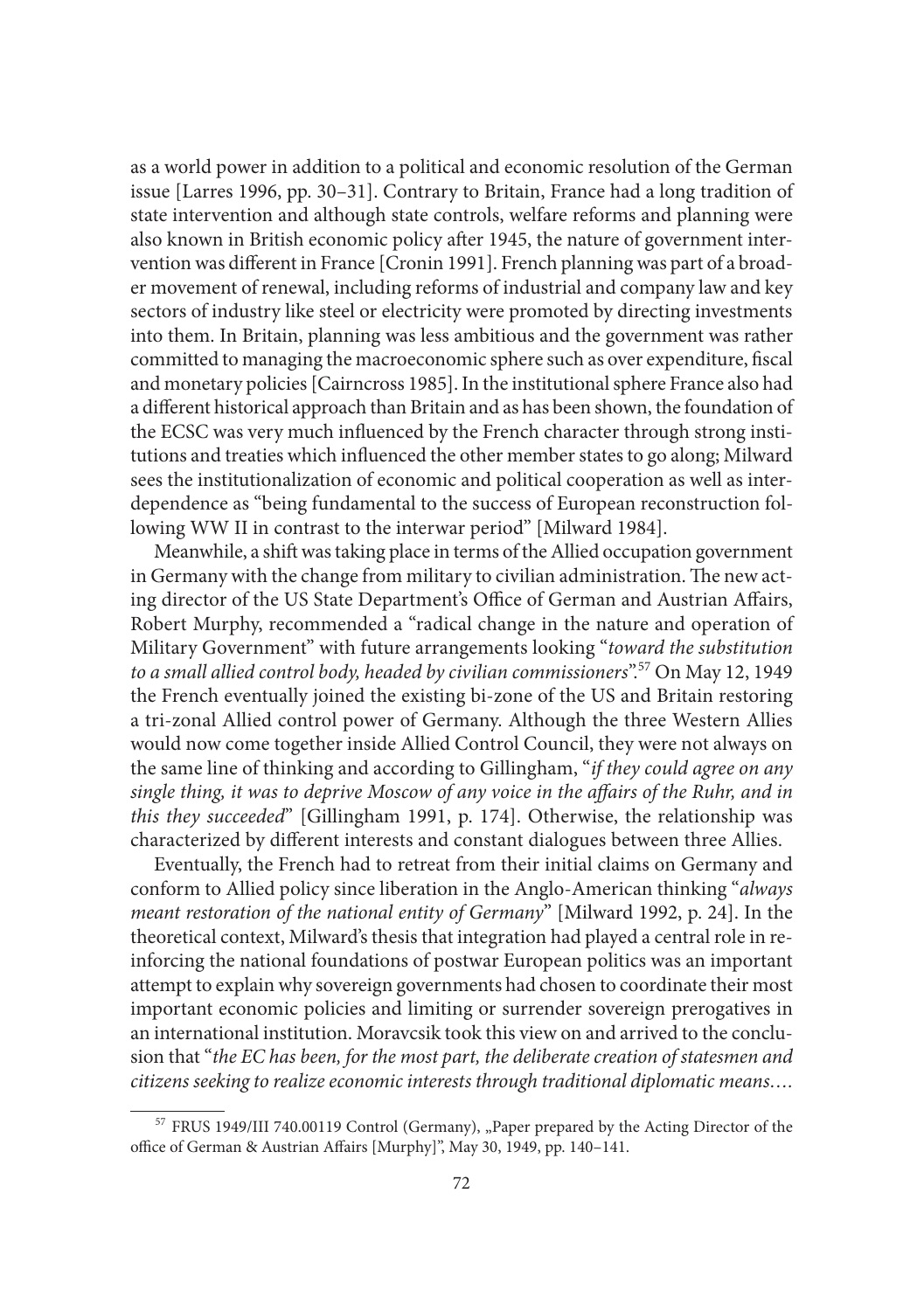as a world power in addition to a political and economic resolution of the German issue [Larres 1996, pp. 30–31]. Contrary to Britain, France had a long tradition of state intervention and although state controls, welfare reforms and planning were also known in British economic policy after 1945, the nature of government intervention was different in France [Cronin 1991]. French planning was part of a broader movement of renewal, including reforms of industrial and company law and key sectors of industry like steel or electricity were promoted by directing investments into them. In Britain, planning was less ambitious and the government was rather committed to managing the macroeconomic sphere such as over expenditure, fiscal and monetary policies [Cairncross 1985]. In the institutional sphere France also had a different historical approach than Britain and as has been shown, the foundation of the ECSC was very much influenced by the French character through strong institutions and treaties which influenced the other member states to go along; Milward sees the institutionalization of economic and political cooperation as well as interdependence as "being fundamental to the success of European reconstruction following WW II in contrast to the interwar period" [Milward 1984].

Meanwhile, a shift was taking place in terms of the Allied occupation government in Germany with the change from military to civilian administration. The new acting director of the US State Department's Office of German and Austrian Affairs, Robert Murphy, recommended a "radical change in the nature and operation of Military Government" with future arrangements looking "*toward the substitution to a small allied control body, headed by civilian commissioners*".[57] On May 12, 1949 the French eventually joined the existing bi-zone of the US and Britain restoring a tri-zonal Allied control power of Germany. Although the three Western Allies would now come together inside Allied Control Council, they were not always on the same line of thinking and according to Gillingham, "*if they could agree on any single thing, it was to deprive Moscow of any voice in the affairs of the Ruhr, and in this they succeeded*" [Gillingham 1991, p. 174]. Otherwise, the relationship was characterized by different interests and constant dialogues between three Allies.

Eventually, the French had to retreat from their initial claims on Germany and conform to Allied policy since liberation in the Anglo-American thinking "*always meant restoration of the national entity of Germany*" [Milward 1992, p. 24]. In the theoretical context, Milward's thesis that integration had played a central role in reinforcing the national foundations of postwar European politics was an important attempt to explain why sovereign governments had chosen to coordinate their most important economic policies and limiting or surrender sovereign prerogatives in an international institution. Moravcsik took this view on and arrived to the conclusion that "*the EC has been, for the most part, the deliberate creation of statesmen and citizens seeking to realize economic interests through traditional diplomatic means….*

[57] FRUS 1949/III 740.00119 Control (Germany), „Paper prepared by the Acting Director of the office of German & Austrian Affairs [Murphy]", May 30, 1949, pp. 140–141.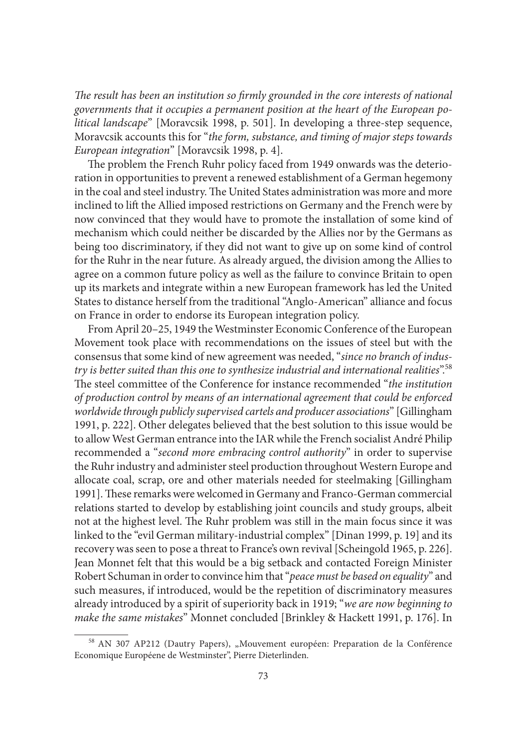*The result has been an institution so firmly grounded in the core interests of national governments that it occupies a permanent position at the heart of the European political landscape*" [Moravcsik 1998, p. 501]. In developing a three-step sequence, Moravcsik accounts this for "*the form, substance, and timing of major steps towards European integration*" [Moravcsik 1998, p. 4].

The problem the French Ruhr policy faced from 1949 onwards was the deterioration in opportunities to prevent a renewed establishment of a German hegemony in the coal and steel industry. The United States administration was more and more inclined to lift the Allied imposed restrictions on Germany and the French were by now convinced that they would have to promote the installation of some kind of mechanism which could neither be discarded by the Allies nor by the Germans as being too discriminatory, if they did not want to give up on some kind of control for the Ruhr in the near future. As already argued, the division among the Allies to agree on a common future policy as well as the failure to convince Britain to open up its markets and integrate within a new European framework has led the United States to distance herself from the traditional "Anglo-American" alliance and focus on France in order to endorse its European integration policy.

From April 20–25, 1949 the Westminster Economic Conference of the European Movement took place with recommendations on the issues of steel but with the consensus that some kind of new agreement was needed, "*since no branch of industry is better suited than this one to synthesize industrial and international realities*".[58] The steel committee of the Conference for instance recommended "*the institution of production control by means of an international agreement that could be enforced worldwide through publicly supervised cartels and producer associations*" [Gillingham 1991, p. 222]. Other delegates believed that the best solution to this issue would be to allow West German entrance into the IAR while the French socialist André Philip recommended a "*second more embracing control authority*" in order to supervise the Ruhr industry and administer steel production throughout Western Europe and allocate coal, scrap, ore and other materials needed for steelmaking [Gillingham 1991]. These remarks were welcomed in Germany and Franco-German commercial relations started to develop by establishing joint councils and study groups, albeit not at the highest level. The Ruhr problem was still in the main focus since it was linked to the "evil German military-industrial complex" [Dinan 1999, p. 19] and its recovery was seen to pose a threat to France's own revival [Scheingold 1965, p. 226]. Jean Monnet felt that this would be a big setback and contacted Foreign Minister Robert Schuman in order to convince him that "*peace must be based on equality*" and such measures, if introduced, would be the repetition of discriminatory measures already introduced by a spirit of superiority back in 1919; "*we are now beginning to make the same mistakes*" Monnet concluded [Brinkley & Hackett 1991, p. 176]. In

---

[58] AN 307 AP212 (Dautry Papers), „Mouvement européen: Preparation de la Conférence Economique Européene de Westminster", Pierre Dieterlinden.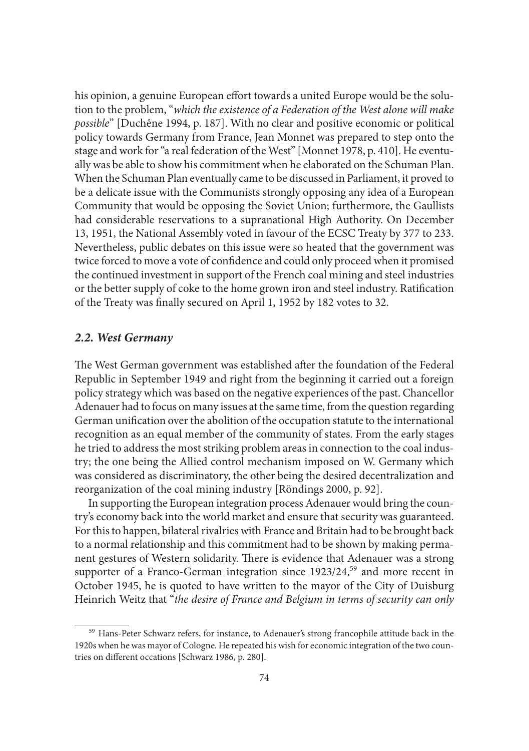his opinion, a genuine European effort towards a united Europe would be the solution to the problem, "*which the existence of a Federation of the West alone will make possible*" [Duchêne 1994, p. 187]. With no clear and positive economic or political policy towards Germany from France, Jean Monnet was prepared to step onto the stage and work for "a real federation of the West" [Monnet 1978, p. 410]. He eventually was be able to show his commitment when he elaborated on the Schuman Plan. When the Schuman Plan eventually came to be discussed in Parliament, it proved to be a delicate issue with the Communists strongly opposing any idea of a European Community that would be opposing the Soviet Union; furthermore, the Gaullists had considerable reservations to a supranational High Authority. On December 13, 1951, the National Assembly voted in favour of the ECSC Treaty by 377 to 233. Nevertheless, public debates on this issue were so heated that the government was twice forced to move a vote of confidence and could only proceed when it promised the continued investment in support of the French coal mining and steel industries or the better supply of coke to the home grown iron and steel industry. Ratification of the Treaty was finally secured on April 1, 1952 by 182 votes to 32.

### *2.2. West Germany*

The West German government was established after the foundation of the Federal Republic in September 1949 and right from the beginning it carried out a foreign policy strategy which was based on the negative experiences of the past. Chancellor Adenauer had to focus on many issues at the same time, from the question regarding German unification over the abolition of the occupation statute to the international recognition as an equal member of the community of states. From the early stages he tried to address the most striking problem areas in connection to the coal industry; the one being the Allied control mechanism imposed on W. Germany which was considered as discriminatory, the other being the desired decentralization and reorganization of the coal mining industry [Röndings 2000, p. 92].

In supporting the European integration process Adenauer would bring the country's economy back into the world market and ensure that security was guaranteed. For this to happen, bilateral rivalries with France and Britain had to be brought back to a normal relationship and this commitment had to be shown by making permanent gestures of Western solidarity. There is evidence that Adenauer was a strong supporter of a Franco-German integration since 1923/24,[59] and more recent in October 1945, he is quoted to have written to the mayor of the City of Duisburg Heinrich Weitz that "*the desire of France and Belgium in terms of security can only*

[59] Hans-Peter Schwarz refers, for instance, to Adenauer's strong francophile attitude back in the 1920s when he was mayor of Cologne. He repeated his wish for economic integration of the two countries on different occations [Schwarz 1986, p. 280].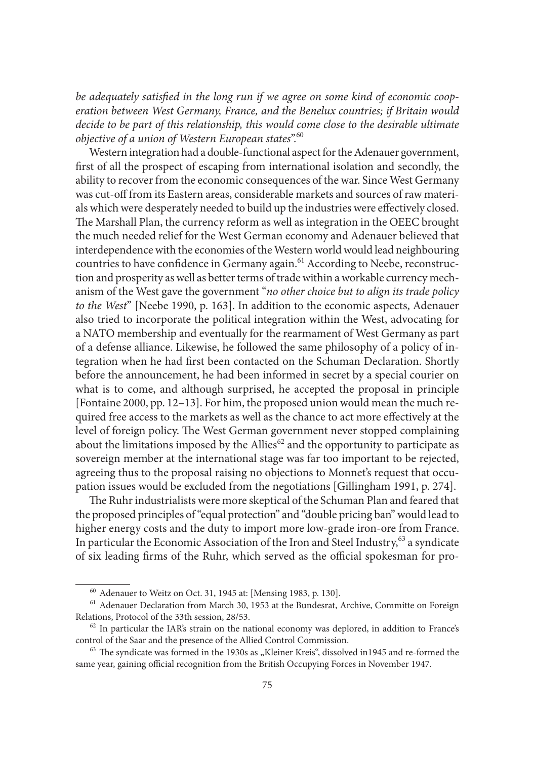*be adequately satisfied in the long run if we agree on some kind of economic cooperation between West Germany, France, and the Benelux countries; if Britain would decide to be part of this relationship, this would come close to the desirable ultimate objective of a union of Western European states*".[60]

Western integration had a double-functional aspect for the Adenauer government, first of all the prospect of escaping from international isolation and secondly, the ability to recover from the economic consequences of the war. Since West Germany was cut-off from its Eastern areas, considerable markets and sources of raw materials which were desperately needed to build up the industries were effectively closed. The Marshall Plan, the currency reform as well as integration in the OEEC brought the much needed relief for the West German economy and Adenauer believed that interdependence with the economies of the Western world would lead neighbouring countries to have confidence in Germany again.[61] According to Neebe, reconstruction and prosperity as well as better terms of trade within a workable currency mechanism of the West gave the government "*no other choice but to align its trade policy to the West*" [Neebe 1990, p. 163]. In addition to the economic aspects, Adenauer also tried to incorporate the political integration within the West, advocating for a NATO membership and eventually for the rearmament of West Germany as part of a defense alliance. Likewise, he followed the same philosophy of a policy of integration when he had first been contacted on the Schuman Declaration. Shortly before the announcement, he had been informed in secret by a special courier on what is to come, and although surprised, he accepted the proposal in principle [Fontaine 2000, pp. 12–13]. For him, the proposed union would mean the much required free access to the markets as well as the chance to act more effectively at the level of foreign policy. The West German government never stopped complaining about the limitations imposed by the Allies[62] and the opportunity to participate as sovereign member at the international stage was far too important to be rejected, agreeing thus to the proposal raising no objections to Monnet's request that occupation issues would be excluded from the negotiations [Gillingham 1991, p. 274].

The Ruhr industrialists were more skeptical of the Schuman Plan and feared that the proposed principles of "equal protection" and "double pricing ban" would lead to higher energy costs and the duty to import more low-grade iron-ore from France. In particular the Economic Association of the Iron and Steel Industry,[63] a syndicate of six leading firms of the Ruhr, which served as the official spokesman for pro-

---

[60] Adenauer to Weitz on Oct. 31, 1945 at: [Mensing 1983, p. 130].

[61] Adenauer Declaration from March 30, 1953 at the Bundesrat, Archive, Committe on Foreign Relations, Protocol of the 33th session, 28/53.

[62] In particular the IAR's strain on the national economy was deplored, in addition to France's control of the Saar and the presence of the Allied Control Commission.

[63] The syndicate was formed in the 1930s as „Kleiner Kreis", dissolved in1945 and re-formed the same year, gaining official recognition from the British Occupying Forces in November 1947.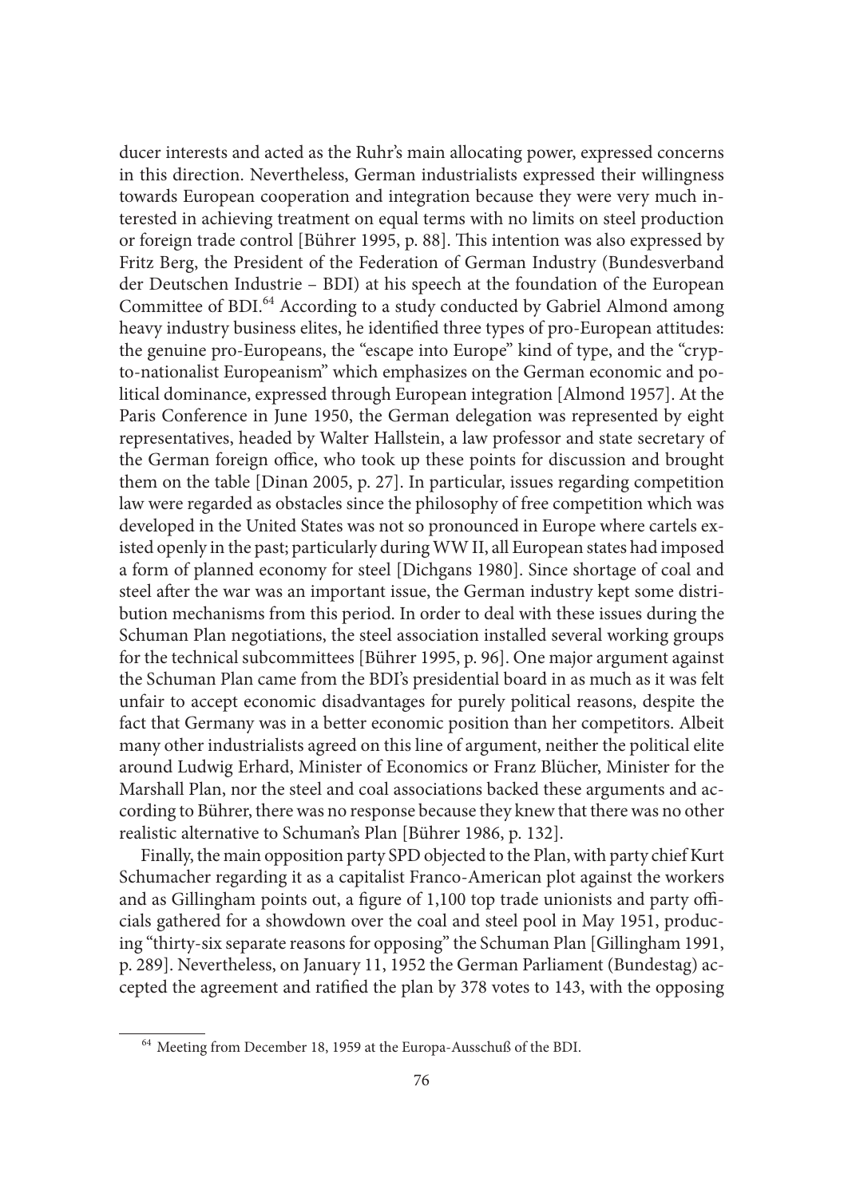ducer interests and acted as the Ruhr's main allocating power, expressed concerns in this direction. Nevertheless, German industrialists expressed their willingness towards European cooperation and integration because they were very much interested in achieving treatment on equal terms with no limits on steel production or foreign trade control [Bührer 1995, p. 88]. This intention was also expressed by Fritz Berg, the President of the Federation of German Industry (Bundesverband der Deutschen Industrie – BDI) at his speech at the foundation of the European Committee of BDI.[64] According to a study conducted by Gabriel Almond among heavy industry business elites, he identified three types of pro-European attitudes: the genuine pro-Europeans, the "escape into Europe" kind of type, and the "crypto-nationalist Europeanism" which emphasizes on the German economic and political dominance, expressed through European integration [Almond 1957]. At the Paris Conference in June 1950, the German delegation was represented by eight representatives, headed by Walter Hallstein, a law professor and state secretary of the German foreign office, who took up these points for discussion and brought them on the table [Dinan 2005, p. 27]. In particular, issues regarding competition law were regarded as obstacles since the philosophy of free competition which was developed in the United States was not so pronounced in Europe where cartels existed openly in the past; particularly during WW II, all European states had imposed a form of planned economy for steel [Dichgans 1980]. Since shortage of coal and steel after the war was an important issue, the German industry kept some distribution mechanisms from this period. In order to deal with these issues during the Schuman Plan negotiations, the steel association installed several working groups for the technical subcommittees [Bührer 1995, p. 96]. One major argument against the Schuman Plan came from the BDI's presidential board in as much as it was felt unfair to accept economic disadvantages for purely political reasons, despite the fact that Germany was in a better economic position than her competitors. Albeit many other industrialists agreed on this line of argument, neither the political elite around Ludwig Erhard, Minister of Economics or Franz Blücher, Minister for the Marshall Plan, nor the steel and coal associations backed these arguments and according to Bührer, there was no response because they knew that there was no other realistic alternative to Schuman's Plan [Bührer 1986, p. 132].

Finally, the main opposition party SPD objected to the Plan, with party chief Kurt Schumacher regarding it as a capitalist Franco-American plot against the workers and as Gillingham points out, a figure of 1,100 top trade unionists and party officials gathered for a showdown over the coal and steel pool in May 1951, producing "thirty-six separate reasons for opposing" the Schuman Plan [Gillingham 1991, p. 289]. Nevertheless, on January 11, 1952 the German Parliament (Bundestag) accepted the agreement and ratified the plan by 378 votes to 143, with the opposing

---

[64] Meeting from December 18, 1959 at the Europa-Ausschuß of the BDI.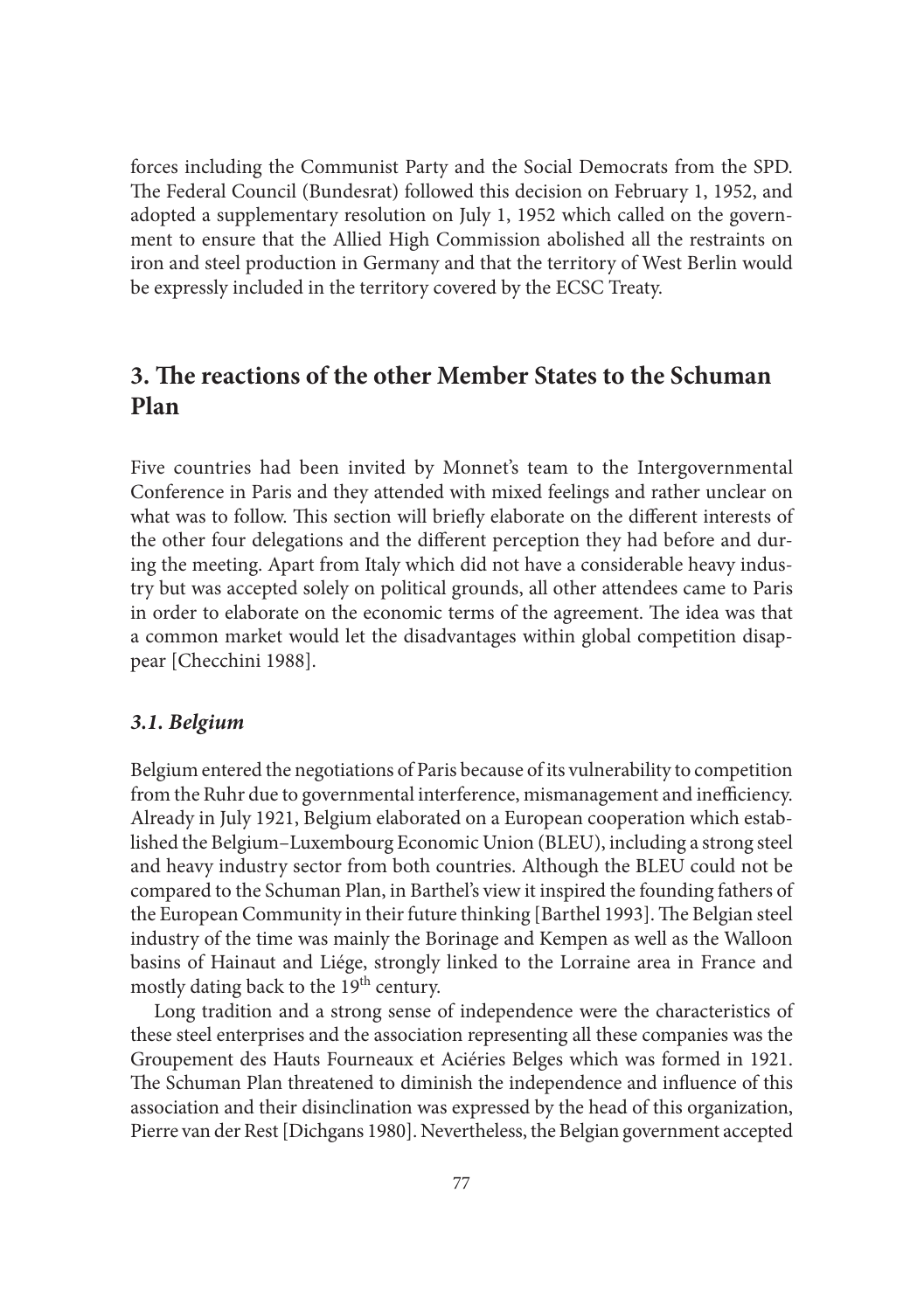forces including the Communist Party and the Social Democrats from the SPD. The Federal Council (Bundesrat) followed this decision on February 1, 1952, and adopted a supplementary resolution on July 1, 1952 which called on the government to ensure that the Allied High Commission abolished all the restraints on iron and steel production in Germany and that the territory of West Berlin would be expressly included in the territory covered by the ECSC Treaty.

## 3. The reactions of the other Member States to the Schuman Plan

Five countries had been invited by Monnet's team to the Intergovernmental Conference in Paris and they attended with mixed feelings and rather unclear on what was to follow. This section will briefly elaborate on the different interests of the other four delegations and the different perception they had before and during the meeting. Apart from Italy which did not have a considerable heavy industry but was accepted solely on political grounds, all other attendees came to Paris in order to elaborate on the economic terms of the agreement. The idea was that a common market would let the disadvantages within global competition disappear [Checchini 1988].

### *3.1. Belgium*

Belgium entered the negotiations of Paris because of its vulnerability to competition from the Ruhr due to governmental interference, mismanagement and inefficiency. Already in July 1921, Belgium elaborated on a European cooperation which established the Belgium–Luxembourg Economic Union (BLEU), including a strong steel and heavy industry sector from both countries. Although the BLEU could not be compared to the Schuman Plan, in Barthel's view it inspired the founding fathers of the European Community in their future thinking [Barthel 1993]. The Belgian steel industry of the time was mainly the Borinage and Kempen as well as the Walloon basins of Hainaut and Liége, strongly linked to the Lorraine area in France and mostly dating back to the 19th century.

Long tradition and a strong sense of independence were the characteristics of these steel enterprises and the association representing all these companies was the Groupement des Hauts Fourneaux et Aciéries Belges which was formed in 1921. The Schuman Plan threatened to diminish the independence and influence of this association and their disinclination was expressed by the head of this organization, Pierre van der Rest [Dichgans 1980]. Nevertheless, the Belgian government accepted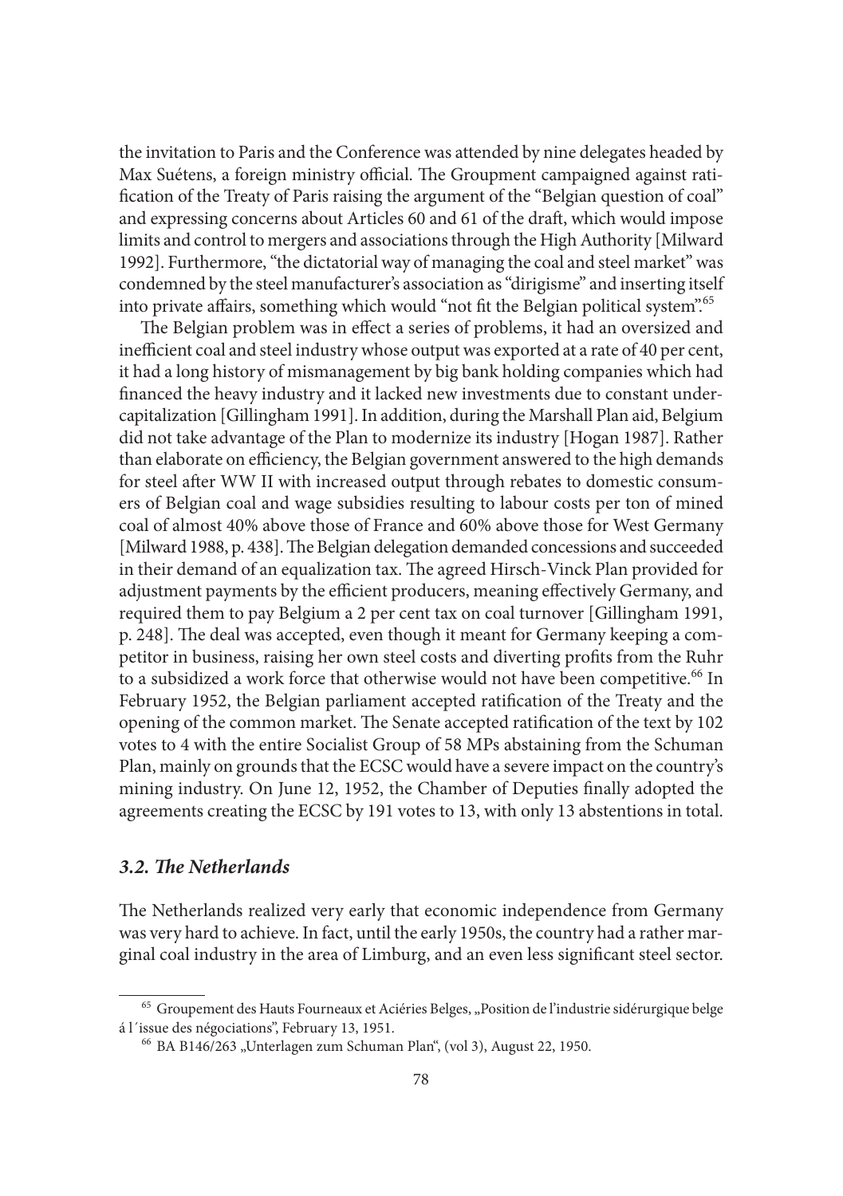the invitation to Paris and the Conference was attended by nine delegates headed by Max Suétens, a foreign ministry official. The Groupment campaigned against ratification of the Treaty of Paris raising the argument of the "Belgian question of coal" and expressing concerns about Articles 60 and 61 of the draft, which would impose limits and control to mergers and associations through the High Authority [Milward 1992]. Furthermore, "the dictatorial way of managing the coal and steel market" was condemned by the steel manufacturer's association as "dirigisme" and inserting itself into private affairs, something which would "not fit the Belgian political system".[65]

The Belgian problem was in effect a series of problems, it had an oversized and inefficient coal and steel industry whose output was exported at a rate of 40 per cent, it had a long history of mismanagement by big bank holding companies which had financed the heavy industry and it lacked new investments due to constant undercapitalization [Gillingham 1991]. In addition, during the Marshall Plan aid, Belgium did not take advantage of the Plan to modernize its industry [Hogan 1987]. Rather than elaborate on efficiency, the Belgian government answered to the high demands for steel after WW II with increased output through rebates to domestic consumers of Belgian coal and wage subsidies resulting to labour costs per ton of mined coal of almost 40% above those of France and 60% above those for West Germany [Milward 1988, p. 438]. The Belgian delegation demanded concessions and succeeded in their demand of an equalization tax. The agreed Hirsch-Vinck Plan provided for adjustment payments by the efficient producers, meaning effectively Germany, and required them to pay Belgium a 2 per cent tax on coal turnover [Gillingham 1991, p. 248]. The deal was accepted, even though it meant for Germany keeping a competitor in business, raising her own steel costs and diverting profits from the Ruhr to a subsidized a work force that otherwise would not have been competitive.[66] In February 1952, the Belgian parliament accepted ratification of the Treaty and the opening of the common market. The Senate accepted ratification of the text by 102 votes to 4 with the entire Socialist Group of 58 MPs abstaining from the Schuman Plan, mainly on grounds that the ECSC would have a severe impact on the country's mining industry. On June 12, 1952, the Chamber of Deputies finally adopted the agreements creating the ECSC by 191 votes to 13, with only 13 abstentions in total.

### *3.2. The Netherlands*

The Netherlands realized very early that economic independence from Germany was very hard to achieve. In fact, until the early 1950s, the country had a rather marginal coal industry in the area of Limburg, and an even less significant steel sector.

[65] Groupement des Hauts Fourneaux et Aciéries Belges, „Position de l'industrie sidérurgique belge á l´issue des négociations", February 13, 1951.

[66] BA B146/263 „Unterlagen zum Schuman Plan", (vol 3), August 22, 1950.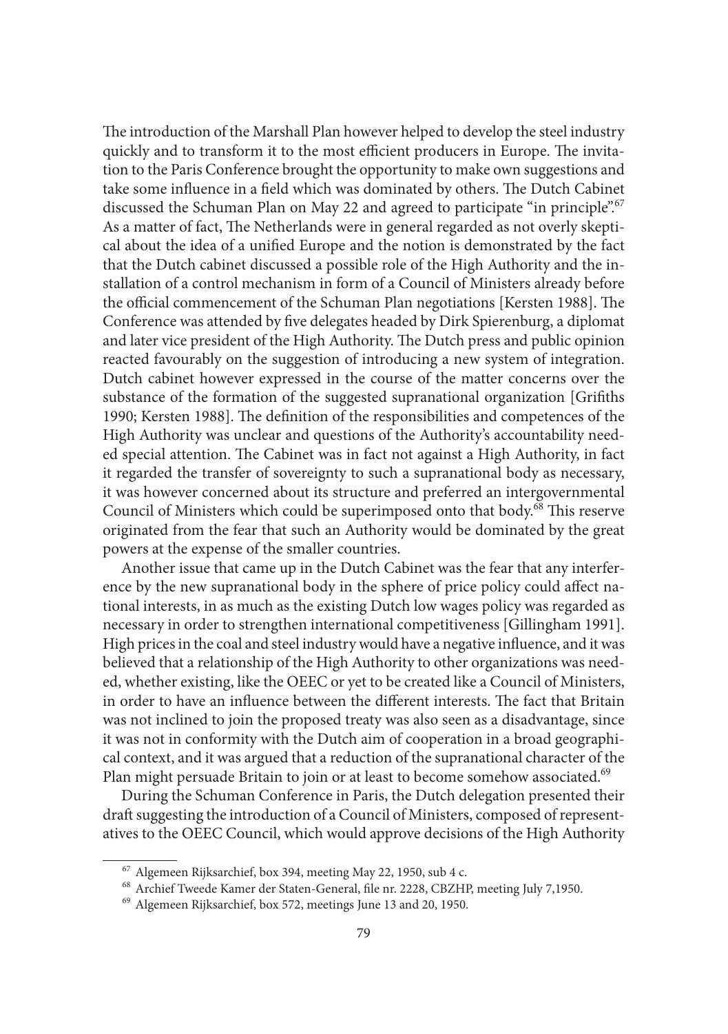The introduction of the Marshall Plan however helped to develop the steel industry quickly and to transform it to the most efficient producers in Europe. The invitation to the Paris Conference brought the opportunity to make own suggestions and take some influence in a field which was dominated by others. The Dutch Cabinet discussed the Schuman Plan on May 22 and agreed to participate "in principle".[67] As a matter of fact, The Netherlands were in general regarded as not overly skeptical about the idea of a unified Europe and the notion is demonstrated by the fact that the Dutch cabinet discussed a possible role of the High Authority and the installation of a control mechanism in form of a Council of Ministers already before the official commencement of the Schuman Plan negotiations [Kersten 1988]. The Conference was attended by five delegates headed by Dirk Spierenburg, a diplomat and later vice president of the High Authority. The Dutch press and public opinion reacted favourably on the suggestion of introducing a new system of integration. Dutch cabinet however expressed in the course of the matter concerns over the substance of the formation of the suggested supranational organization [Grifiths 1990; Kersten 1988]. The definition of the responsibilities and competences of the High Authority was unclear and questions of the Authority's accountability needed special attention. The Cabinet was in fact not against a High Authority, in fact it regarded the transfer of sovereignty to such a supranational body as necessary, it was however concerned about its structure and preferred an intergovernmental Council of Ministers which could be superimposed onto that body.[68] This reserve originated from the fear that such an Authority would be dominated by the great powers at the expense of the smaller countries.

Another issue that came up in the Dutch Cabinet was the fear that any interference by the new supranational body in the sphere of price policy could affect national interests, in as much as the existing Dutch low wages policy was regarded as necessary in order to strengthen international competitiveness [Gillingham 1991]. High prices in the coal and steel industry would have a negative influence, and it was believed that a relationship of the High Authority to other organizations was needed, whether existing, like the OEEC or yet to be created like a Council of Ministers, in order to have an influence between the different interests. The fact that Britain was not inclined to join the proposed treaty was also seen as a disadvantage, since it was not in conformity with the Dutch aim of cooperation in a broad geographical context, and it was argued that a reduction of the supranational character of the Plan might persuade Britain to join or at least to become somehow associated.[69]

During the Schuman Conference in Paris, the Dutch delegation presented their draft suggesting the introduction of a Council of Ministers, composed of representatives to the OEEC Council, which would approve decisions of the High Authority

[67] Algemeen Rijksarchief, box 394, meeting May 22, 1950, sub 4 c.

[68] Archief Tweede Kamer der Staten-General, file nr. 2228, CBZHP, meeting July 7,1950.

[69] Algemeen Rijksarchief, box 572, meetings June 13 and 20, 1950.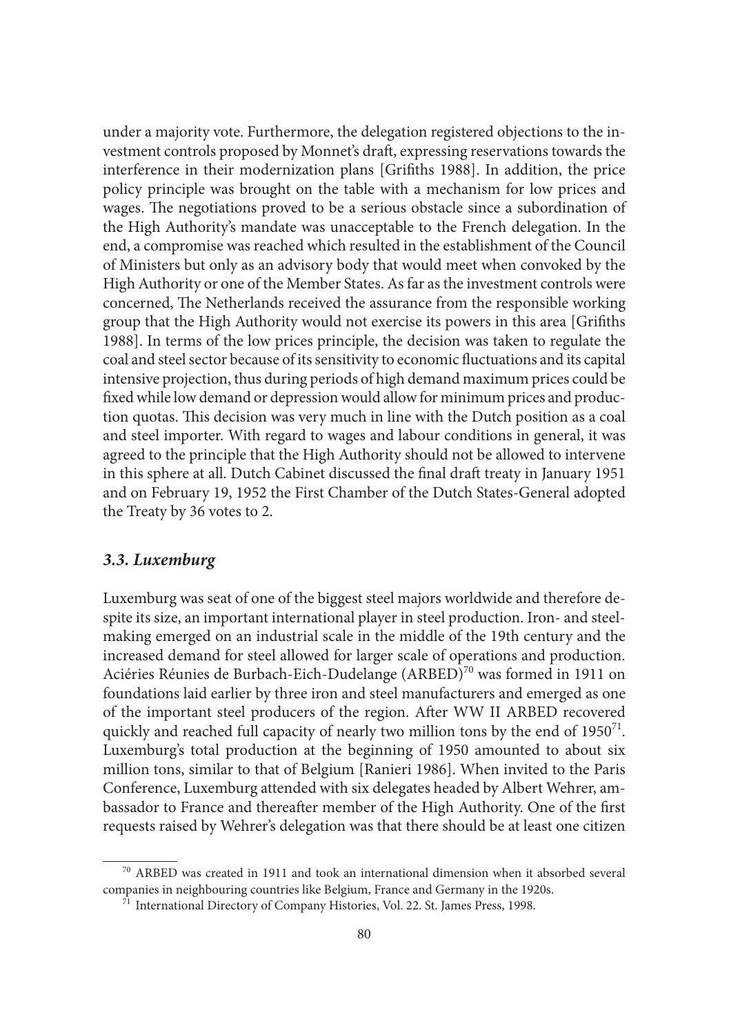under a majority vote. Furthermore, the delegation registered objections to the investment controls proposed by Monnet's draft, expressing reservations towards the interference in their modernization plans [Grifiths 1988]. In addition, the price policy principle was brought on the table with a mechanism for low prices and wages. The negotiations proved to be a serious obstacle since a subordination of the High Authority's mandate was unacceptable to the French delegation. In the end, a compromise was reached which resulted in the establishment of the Council of Ministers but only as an advisory body that would meet when convoked by the High Authority or one of the Member States. As far as the investment controls were concerned, The Netherlands received the assurance from the responsible working group that the High Authority would not exercise its powers in this area [Grifiths 1988]. In terms of the low prices principle, the decision was taken to regulate the coal and steel sector because of its sensitivity to economic fluctuations and its capital intensive projection, thus during periods of high demand maximum prices could be fixed while low demand or depression would allow for minimum prices and production quotas. This decision was very much in line with the Dutch position as a coal and steel importer. With regard to wages and labour conditions in general, it was agreed to the principle that the High Authority should not be allowed to intervene in this sphere at all. Dutch Cabinet discussed the final draft treaty in January 1951 and on February 19, 1952 the First Chamber of the Dutch States-General adopted the Treaty by 36 votes to 2.

### *3.3. Luxemburg*

Luxemburg was seat of one of the biggest steel majors worldwide and therefore despite its size, an important international player in steel production. Iron- and steelmaking emerged on an industrial scale in the middle of the 19th century and the increased demand for steel allowed for larger scale of operations and production. Aciéries Réunies de Burbach-Eich-Dudelange (ARBED)[70] was formed in 1911 on foundations laid earlier by three iron and steel manufacturers and emerged as one of the important steel producers of the region. After WW II ARBED recovered quickly and reached full capacity of nearly two million tons by the end of 1950[71]. Luxemburg's total production at the beginning of 1950 amounted to about six million tons, similar to that of Belgium [Ranieri 1986]. When invited to the Paris Conference, Luxemburg attended with six delegates headed by Albert Wehrer, ambassador to France and thereafter member of the High Authority. One of the first requests raised by Wehrer's delegation was that there should be at least one citizen

[70] ARBED was created in 1911 and took an international dimension when it absorbed several companies in neighbouring countries like Belgium, France and Germany in the 1920s.

[71] International Directory of Company Histories, Vol. 22. St. James Press, 1998.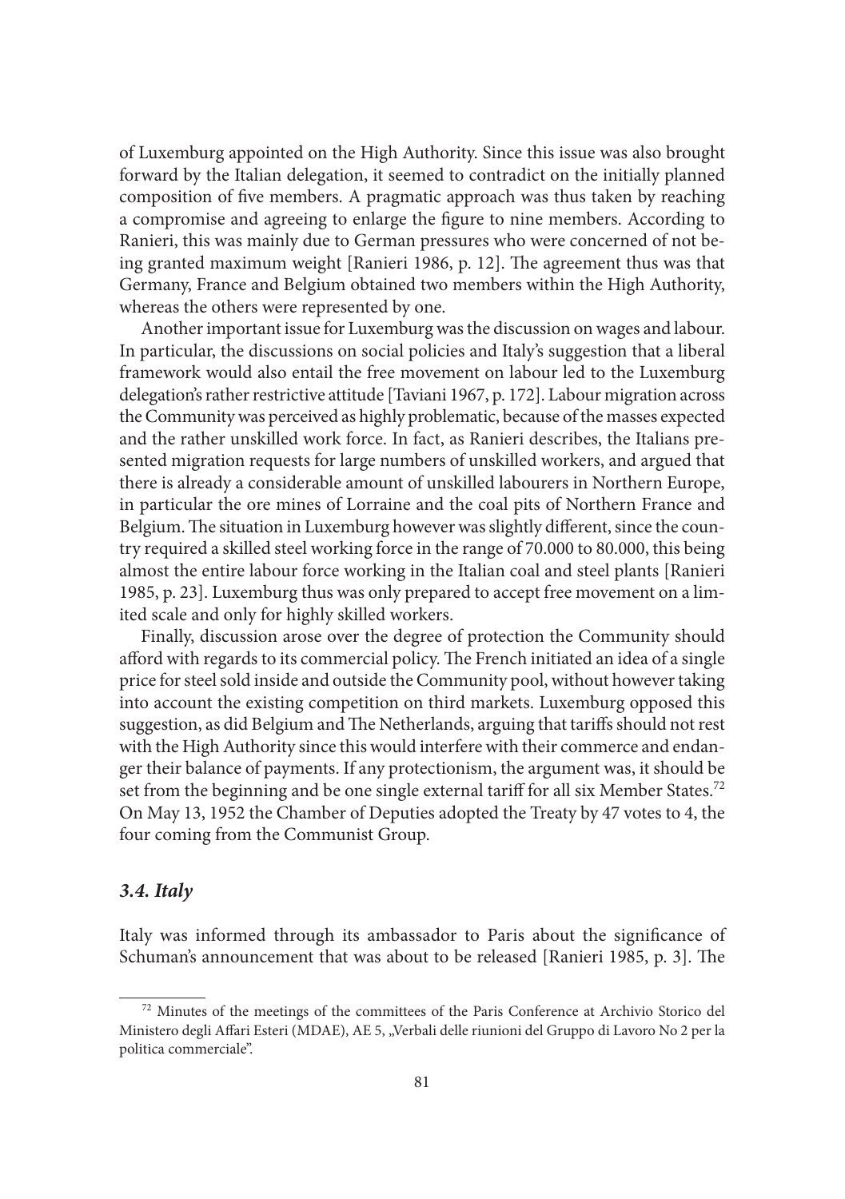of Luxemburg appointed on the High Authority. Since this issue was also brought forward by the Italian delegation, it seemed to contradict on the initially planned composition of five members. A pragmatic approach was thus taken by reaching a compromise and agreeing to enlarge the figure to nine members. According to Ranieri, this was mainly due to German pressures who were concerned of not being granted maximum weight [Ranieri 1986, p. 12]. The agreement thus was that Germany, France and Belgium obtained two members within the High Authority, whereas the others were represented by one.

Another important issue for Luxemburg was the discussion on wages and labour. In particular, the discussions on social policies and Italy's suggestion that a liberal framework would also entail the free movement on labour led to the Luxemburg delegation's rather restrictive attitude [Taviani 1967, p. 172]. Labour migration across the Community was perceived as highly problematic, because of the masses expected and the rather unskilled work force. In fact, as Ranieri describes, the Italians presented migration requests for large numbers of unskilled workers, and argued that there is already a considerable amount of unskilled labourers in Northern Europe, in particular the ore mines of Lorraine and the coal pits of Northern France and Belgium. The situation in Luxemburg however was slightly different, since the country required a skilled steel working force in the range of 70.000 to 80.000, this being almost the entire labour force working in the Italian coal and steel plants [Ranieri 1985, p. 23]. Luxemburg thus was only prepared to accept free movement on a limited scale and only for highly skilled workers.

Finally, discussion arose over the degree of protection the Community should afford with regards to its commercial policy. The French initiated an idea of a single price for steel sold inside and outside the Community pool, without however taking into account the existing competition on third markets. Luxemburg opposed this suggestion, as did Belgium and The Netherlands, arguing that tariffs should not rest with the High Authority since this would interfere with their commerce and endanger their balance of payments. If any protectionism, the argument was, it should be set from the beginning and be one single external tariff for all six Member States.[72] On May 13, 1952 the Chamber of Deputies adopted the Treaty by 47 votes to 4, the four coming from the Communist Group.

### *3.4. Italy*

Italy was informed through its ambassador to Paris about the significance of Schuman's announcement that was about to be released [Ranieri 1985, p. 3]. The

[72] Minutes of the meetings of the committees of the Paris Conference at Archivio Storico del Ministero degli Affari Esteri (MDAE), AE 5, „Verbali delle riunioni del Gruppo di Lavoro No 2 per la politica commerciale".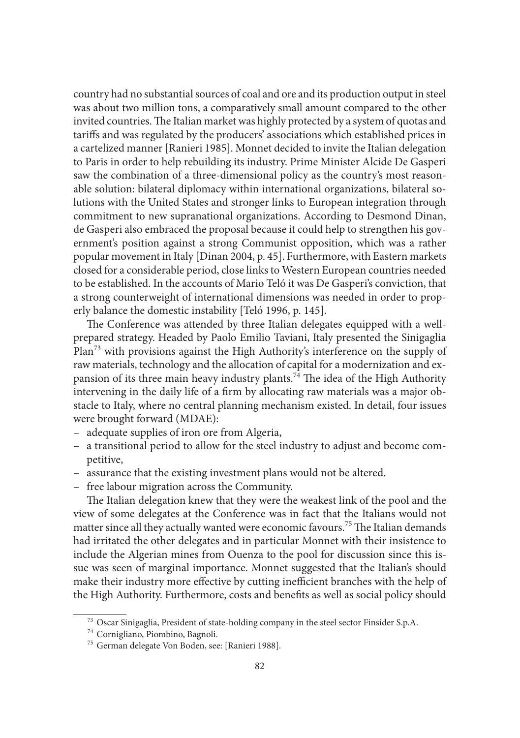country had no substantial sources of coal and ore and its production output in steel was about two million tons, a comparatively small amount compared to the other invited countries. The Italian market was highly protected by a system of quotas and tariffs and was regulated by the producers' associations which established prices in a cartelized manner [Ranieri 1985]. Monnet decided to invite the Italian delegation to Paris in order to help rebuilding its industry. Prime Minister Alcide De Gasperi saw the combination of a three-dimensional policy as the country's most reasonable solution: bilateral diplomacy within international organizations, bilateral solutions with the United States and stronger links to European integration through commitment to new supranational organizations. According to Desmond Dinan, de Gasperi also embraced the proposal because it could help to strengthen his government's position against a strong Communist opposition, which was a rather popular movement in Italy [Dinan 2004, p. 45]. Furthermore, with Eastern markets closed for a considerable period, close links to Western European countries needed to be established. In the accounts of Mario Teló it was De Gasperi's conviction, that a strong counterweight of international dimensions was needed in order to properly balance the domestic instability [Teló 1996, p. 145].

The Conference was attended by three Italian delegates equipped with a well-prepared strategy. Headed by Paolo Emilio Taviani, Italy presented the Sinigaglia Plan[73] with provisions against the High Authority's interference on the supply of raw materials, technology and the allocation of capital for a modernization and expansion of its three main heavy industry plants.[74] The idea of the High Authority intervening in the daily life of a firm by allocating raw materials was a major obstacle to Italy, where no central planning mechanism existed. In detail, four issues were brought forward (MDAE):

- adequate supplies of iron ore from Algeria,
- a transitional period to allow for the steel industry to adjust and become competitive,
- assurance that the existing investment plans would not be altered,
- free labour migration across the Community.

The Italian delegation knew that they were the weakest link of the pool and the view of some delegates at the Conference was in fact that the Italians would not matter since all they actually wanted were economic favours.[75] The Italian demands had irritated the other delegates and in particular Monnet with their insistence to include the Algerian mines from Ouenza to the pool for discussion since this issue was seen of marginal importance. Monnet suggested that the Italian's should make their industry more effective by cutting inefficient branches with the help of the High Authority. Furthermore, costs and benefits as well as social policy should

[73] Oscar Sinigaglia, President of state-holding company in the steel sector Finsider S.p.A.

[74] Cornigliano, Piombino, Bagnoli.

[75] German delegate Von Boden, see: [Ranieri 1988].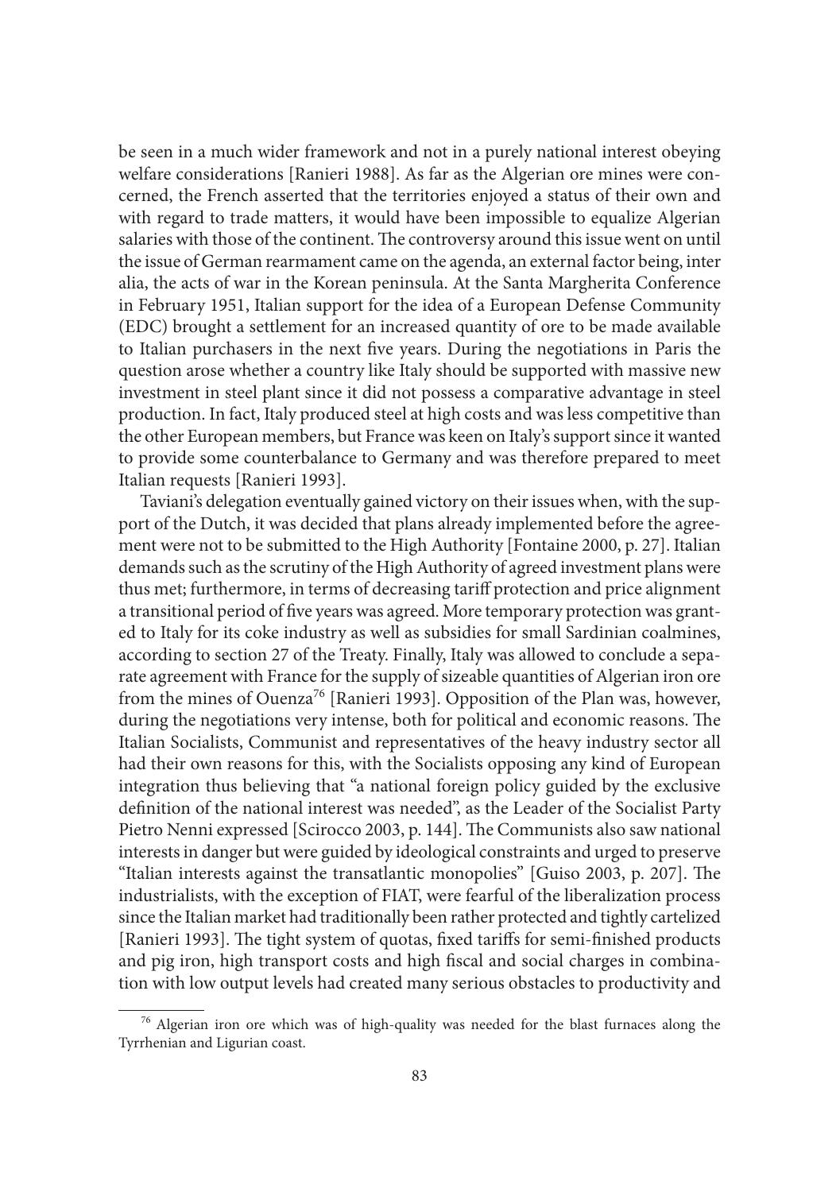be seen in a much wider framework and not in a purely national interest obeying welfare considerations [Ranieri 1988]. As far as the Algerian ore mines were concerned, the French asserted that the territories enjoyed a status of their own and with regard to trade matters, it would have been impossible to equalize Algerian salaries with those of the continent. The controversy around this issue went on until the issue of German rearmament came on the agenda, an external factor being, inter alia, the acts of war in the Korean peninsula. At the Santa Margherita Conference in February 1951, Italian support for the idea of a European Defense Community (EDC) brought a settlement for an increased quantity of ore to be made available to Italian purchasers in the next five years. During the negotiations in Paris the question arose whether a country like Italy should be supported with massive new investment in steel plant since it did not possess a comparative advantage in steel production. In fact, Italy produced steel at high costs and was less competitive than the other European members, but France was keen on Italy's support since it wanted to provide some counterbalance to Germany and was therefore prepared to meet Italian requests [Ranieri 1993].

Taviani's delegation eventually gained victory on their issues when, with the support of the Dutch, it was decided that plans already implemented before the agreement were not to be submitted to the High Authority [Fontaine 2000, p. 27]. Italian demands such as the scrutiny of the High Authority of agreed investment plans were thus met; furthermore, in terms of decreasing tariff protection and price alignment a transitional period of five years was agreed. More temporary protection was granted to Italy for its coke industry as well as subsidies for small Sardinian coalmines, according to section 27 of the Treaty. Finally, Italy was allowed to conclude a separate agreement with France for the supply of sizeable quantities of Algerian iron ore from the mines of Ouenza[76] [Ranieri 1993]. Opposition of the Plan was, however, during the negotiations very intense, both for political and economic reasons. The Italian Socialists, Communist and representatives of the heavy industry sector all had their own reasons for this, with the Socialists opposing any kind of European integration thus believing that "a national foreign policy guided by the exclusive definition of the national interest was needed", as the Leader of the Socialist Party Pietro Nenni expressed [Scirocco 2003, p. 144]. The Communists also saw national interests in danger but were guided by ideological constraints and urged to preserve "Italian interests against the transatlantic monopolies" [Guiso 2003, p. 207]. The industrialists, with the exception of FIAT, were fearful of the liberalization process since the Italian market had traditionally been rather protected and tightly cartelized [Ranieri 1993]. The tight system of quotas, fixed tariffs for semi-finished products and pig iron, high transport costs and high fiscal and social charges in combination with low output levels had created many serious obstacles to productivity and

[76] Algerian iron ore which was of high-quality was needed for the blast furnaces along the Tyrrhenian and Ligurian coast.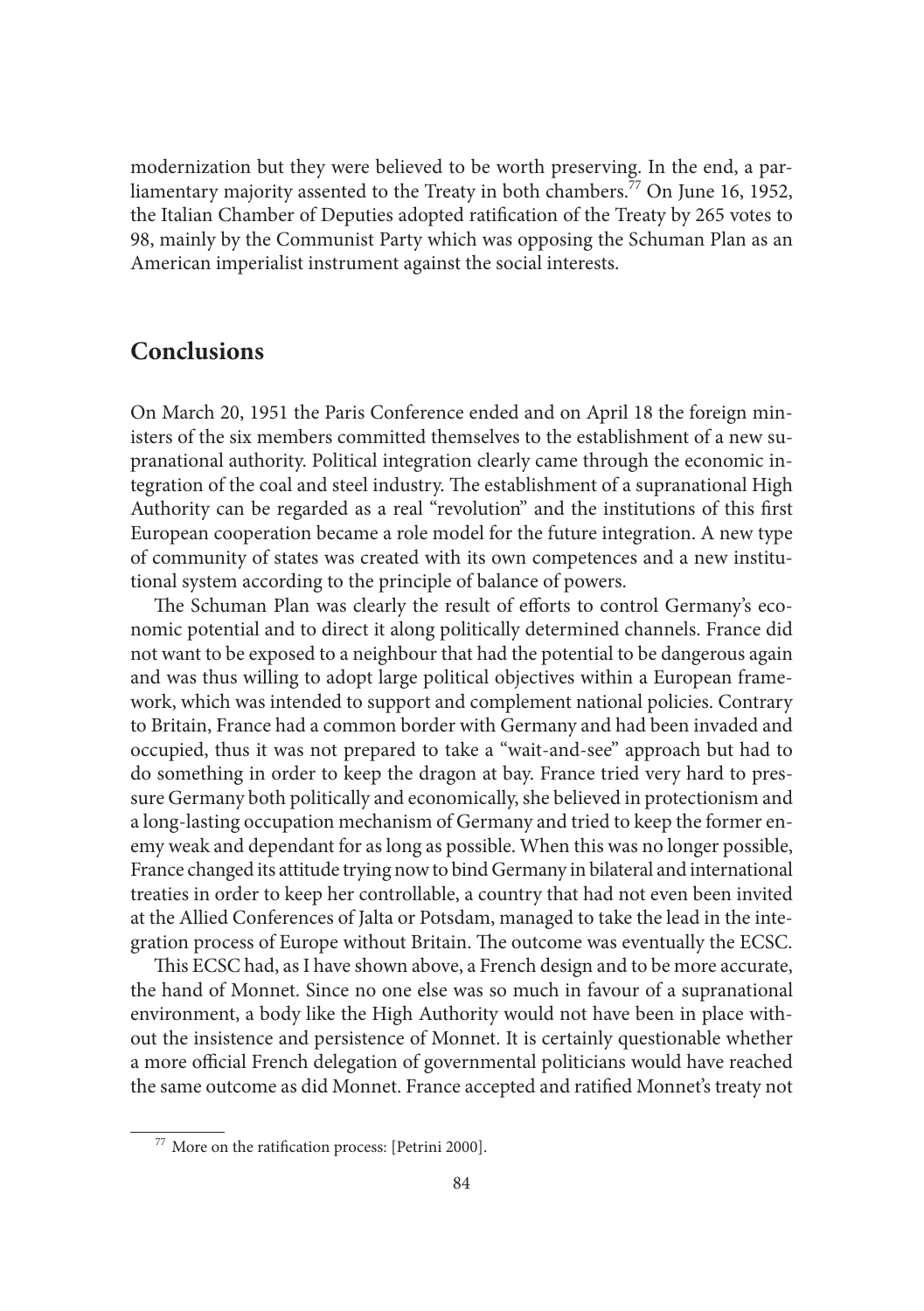modernization but they were believed to be worth preserving. In the end, a parliamentary majority assented to the Treaty in both chambers.[77] On June 16, 1952, the Italian Chamber of Deputies adopted ratification of the Treaty by 265 votes to 98, mainly by the Communist Party which was opposing the Schuman Plan as an American imperialist instrument against the social interests.

## Conclusions

On March 20, 1951 the Paris Conference ended and on April 18 the foreign ministers of the six members committed themselves to the establishment of a new supranational authority. Political integration clearly came through the economic integration of the coal and steel industry. The establishment of a supranational High Authority can be regarded as a real "revolution" and the institutions of this first European cooperation became a role model for the future integration. A new type of community of states was created with its own competences and a new institutional system according to the principle of balance of powers.

The Schuman Plan was clearly the result of efforts to control Germany's economic potential and to direct it along politically determined channels. France did not want to be exposed to a neighbour that had the potential to be dangerous again and was thus willing to adopt large political objectives within a European framework, which was intended to support and complement national policies. Contrary to Britain, France had a common border with Germany and had been invaded and occupied, thus it was not prepared to take a "wait-and-see" approach but had to do something in order to keep the dragon at bay. France tried very hard to pressure Germany both politically and economically, she believed in protectionism and a long-lasting occupation mechanism of Germany and tried to keep the former enemy weak and dependant for as long as possible. When this was no longer possible, France changed its attitude trying now to bind Germany in bilateral and international treaties in order to keep her controllable, a country that had not even been invited at the Allied Conferences of Jalta or Potsdam, managed to take the lead in the integration process of Europe without Britain. The outcome was eventually the ECSC.

This ECSC had, as I have shown above, a French design and to be more accurate, the hand of Monnet. Since no one else was so much in favour of a supranational environment, a body like the High Authority would not have been in place without the insistence and persistence of Monnet. It is certainly questionable whether a more official French delegation of governmental politicians would have reached the same outcome as did Monnet. France accepted and ratified Monnet's treaty not

[77] More on the ratification process: [Petrini 2000].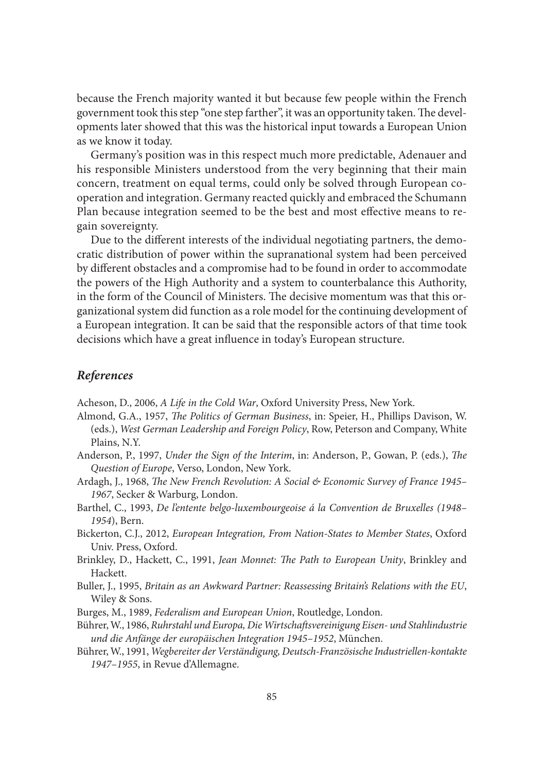because the French majority wanted it but because few people within the French government took this step "one step farther", it was an opportunity taken. The developments later showed that this was the historical input towards a European Union as we know it today.

Germany's position was in this respect much more predictable, Adenauer and his responsible Ministers understood from the very beginning that their main concern, treatment on equal terms, could only be solved through European cooperation and integration. Germany reacted quickly and embraced the Schumann Plan because integration seemed to be the best and most effective means to regain sovereignty.

Due to the different interests of the individual negotiating partners, the democratic distribution of power within the supranational system had been perceived by different obstacles and a compromise had to be found in order to accommodate the powers of the High Authority and a system to counterbalance this Authority, in the form of the Council of Ministers. The decisive momentum was that this organizational system did function as a role model for the continuing development of a European integration. It can be said that the responsible actors of that time took decisions which have a great influence in today's European structure.

## *References*

Acheson, D., 2006, *A Life in the Cold War*, Oxford University Press, New York.

Almond, G.A., 1957, *The Politics of German Business*, in: Speier, H., Phillips Davison, W. (eds.), *West German Leadership and Foreign Policy*, Row, Peterson and Company, White Plains, N.Y.

Anderson, P., 1997, *Under the Sign of the Interim*, in: Anderson, P., Gowan, P. (eds.), *The Question of Europe*, Verso, London, New York.

Ardagh, J., 1968, *The New French Revolution: A Social & Economic Survey of France 1945–1967*, Secker & Warburg, London.

Barthel, C., 1993, *De l'entente belgo-luxembourgeoise á la Convention de Bruxelles (1948–1954)*, Bern.

Bickerton, C.J., 2012, *European Integration, From Nation-States to Member States*, Oxford Univ. Press, Oxford.

Brinkley, D., Hackett, C., 1991, *Jean Monnet: The Path to European Unity*, Brinkley and Hackett.

Buller, J., 1995, *Britain as an Awkward Partner: Reassessing Britain's Relations with the EU*, Wiley & Sons.

Burges, M., 1989, *Federalism and European Union*, Routledge, London.

Bührer, W., 1986, *Ruhrstahl und Europa, Die Wirtschaftsvereinigung Eisen- und Stahlindustrie und die Anfänge der europäischen Integration 1945–1952*, München.

Bührer, W., 1991, *Wegbereiter der Verständigung, Deutsch-Französische Industriellen-kontakte 1947–1955*, in Revue d'Allemagne.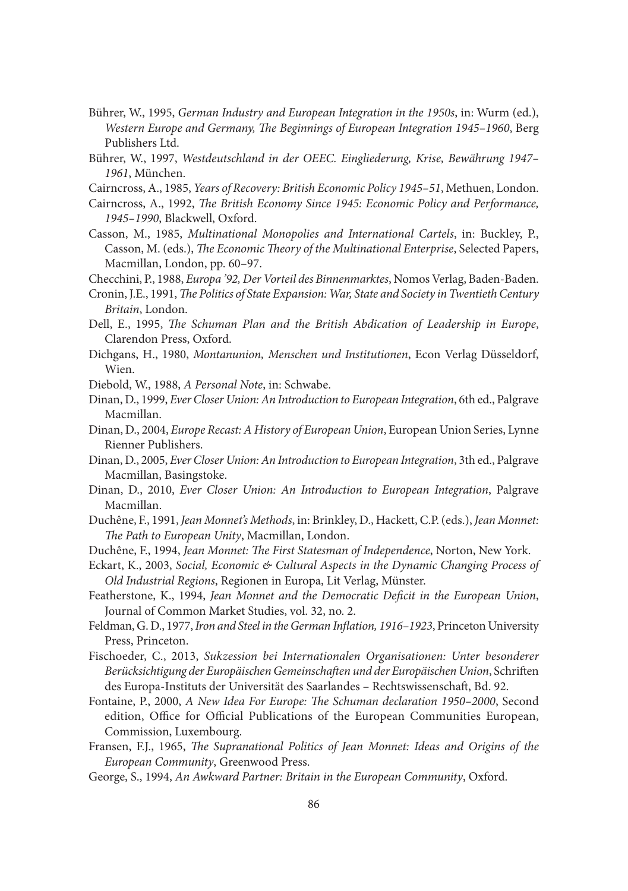Bührer, W., 1995, *German Industry and European Integration in the 1950s*, in: Wurm (ed.), *Western Europe and Germany, The Beginnings of European Integration 1945–1960*, Berg Publishers Ltd.

Bührer, W., 1997, *Westdeutschland in der OEEC. Eingliederung, Krise, Bewährung 1947–1961*, München.

Cairncross, A., 1985, *Years of Recovery: British Economic Policy 1945–51*, Methuen, London.

Cairncross, A., 1992, *The British Economy Since 1945: Economic Policy and Performance, 1945–1990*, Blackwell, Oxford.

Casson, M., 1985, *Multinational Monopolies and International Cartels*, in: Buckley, P., Casson, M. (eds.), *The Economic Theory of the Multinational Enterprise*, Selected Papers, Macmillan, London, pp. 60–97.

Checchini, P., 1988, *Europa '92, Der Vorteil des Binnenmarktes*, Nomos Verlag, Baden-Baden.

Cronin, J.E., 1991, *The Politics of State Expansion: War, State and Society in Twentieth Century Britain*, London.

Dell, E., 1995, *The Schuman Plan and the British Abdication of Leadership in Europe*, Clarendon Press, Oxford.

Dichgans, H., 1980, *Montanunion, Menschen und Institutionen*, Econ Verlag Düsseldorf, Wien.

Diebold, W., 1988, *A Personal Note*, in: Schwabe.

Dinan, D., 1999, *Ever Closer Union: An Introduction to European Integration*, 6th ed., Palgrave Macmillan.

Dinan, D., 2004, *Europe Recast: A History of European Union*, European Union Series, Lynne Rienner Publishers.

Dinan, D., 2005, *Ever Closer Union: An Introduction to European Integration*, 3th ed., Palgrave Macmillan, Basingstoke.

Dinan, D., 2010, *Ever Closer Union: An Introduction to European Integration*, Palgrave Macmillan.

Duchêne, F., 1991, *Jean Monnet's Methods*, in: Brinkley, D., Hackett, C.P. (eds.), *Jean Monnet: The Path to European Unity*, Macmillan, London.

Duchêne, F., 1994, *Jean Monnet: The First Statesman of Independence*, Norton, New York.

Eckart, K., 2003, *Social, Economic & Cultural Aspects in the Dynamic Changing Process of Old Industrial Regions*, Regionen in Europa, Lit Verlag, Münster.

Featherstone, K., 1994, *Jean Monnet and the Democratic Deficit in the European Union*, Journal of Common Market Studies, vol. 32, no. 2.

Feldman, G. D., 1977, *Iron and Steel in the German Inflation, 1916–1923*, Princeton University Press, Princeton.

Fischoeder, C., 2013, *Sukzession bei Internationalen Organisationen: Unter besonderer Berücksichtigung der Europäischen Gemeinschaften und der Europäischen Union*, Schriften des Europa-Instituts der Universität des Saarlandes – Rechtswissenschaft, Bd. 92.

Fontaine, P., 2000, *A New Idea For Europe: The Schuman declaration 1950–2000*, Second edition, Office for Official Publications of the European Communities European, Commission, Luxembourg.

Fransen, F.J., 1965, *The Supranational Politics of Jean Monnet: Ideas and Origins of the European Community*, Greenwood Press.

George, S., 1994, *An Awkward Partner: Britain in the European Community*, Oxford.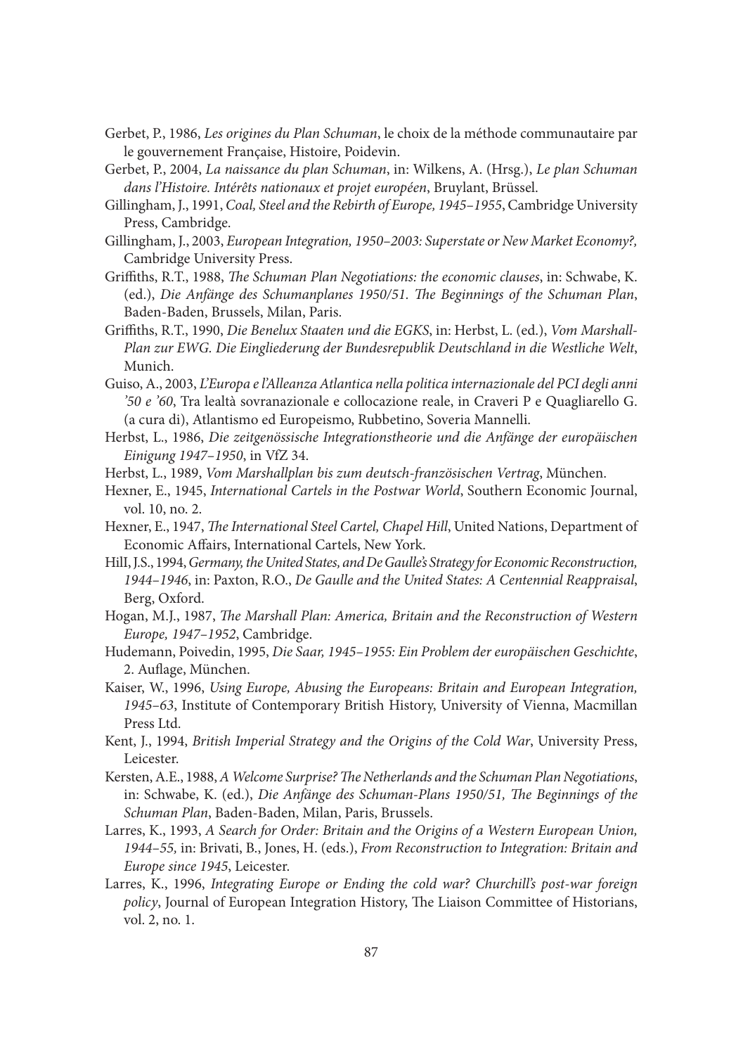Gerbet, P., 1986, *Les origines du Plan Schuman*, le choix de la méthode communautaire par le gouvernement Française, Histoire, Poidevin.

Gerbet, P., 2004, *La naissance du plan Schuman*, in: Wilkens, A. (Hrsg.), *Le plan Schuman dans l'Histoire. Intérêts nationaux et projet européen*, Bruylant, Brüssel.

Gillingham, J., 1991, *Coal, Steel and the Rebirth of Europe, 1945–1955*, Cambridge University Press, Cambridge.

Gillingham, J., 2003, *European Integration, 1950–2003: Superstate or New Market Economy?*, Cambridge University Press.

Griffiths, R.T., 1988, *The Schuman Plan Negotiations: the economic clauses*, in: Schwabe, K. (ed.), *Die Anfänge des Schumanplanes 1950/51. The Beginnings of the Schuman Plan*, Baden-Baden, Brussels, Milan, Paris.

Griffiths, R.T., 1990, *Die Benelux Staaten und die EGKS*, in: Herbst, L. (ed.), *Vom Marshall-Plan zur EWG. Die Eingliederung der Bundesrepublik Deutschland in die Westliche Welt*, Munich.

Guiso, A., 2003, *L'Europa e l'Alleanza Atlantica nella politica internazionale del PCI degli anni '50 e '60*, Tra lealtà sovranazionale e collocazione reale, in Craveri P e Quagliarello G. (a cura di), Atlantismo ed Europeismo, Rubbetino, Soveria Mannelli.

Herbst, L., 1986, *Die zeitgenössische Integrationstheorie und die Anfänge der europäischen Einigung 1947–1950*, in VfZ 34.

Herbst, L., 1989, *Vom Marshallplan bis zum deutsch-französischen Vertrag*, München.

Hexner, E., 1945, *International Cartels in the Postwar World*, Southern Economic Journal, vol. 10, no. 2.

Hexner, E., 1947, *The International Steel Cartel, Chapel Hill*, United Nations, Department of Economic Affairs, International Cartels, New York.

HilI, J.S., 1994, *Germany, the United States, and De Gaulle's Strategy for Economic Reconstruction, 1944–1946*, in: Paxton, R.O., *De Gaulle and the United States: A Centennial Reappraisal*, Berg, Oxford.

Hogan, M.J., 1987, *The Marshall Plan: America, Britain and the Reconstruction of Western Europe, 1947–1952*, Cambridge.

Hudemann, Poivedin, 1995, *Die Saar, 1945–1955: Ein Problem der europäischen Geschichte*, 2. Auflage, München.

Kaiser, W., 1996, *Using Europe, Abusing the Europeans: Britain and European Integration, 1945–63*, Institute of Contemporary British History, University of Vienna, Macmillan Press Ltd.

Kent, J., 1994, *British Imperial Strategy and the Origins of the Cold War*, University Press, Leicester.

Kersten, A.E., 1988, *A Welcome Surprise? The Netherlands and the Schuman Plan Negotiations*, in: Schwabe, K. (ed.), *Die Anfänge des Schuman-Plans 1950/51, The Beginnings of the Schuman Plan*, Baden-Baden, Milan, Paris, Brussels.

Larres, K., 1993, *A Search for Order: Britain and the Origins of a Western European Union, 1944–55,* in: Brivati, B., Jones, H. (eds.), *From Reconstruction to Integration: Britain and Europe since 1945*, Leicester.

Larres, K., 1996, *Integrating Europe or Ending the cold war? Churchill's post-war foreign policy*, Journal of European Integration History, The Liaison Committee of Historians, vol. 2, no. 1.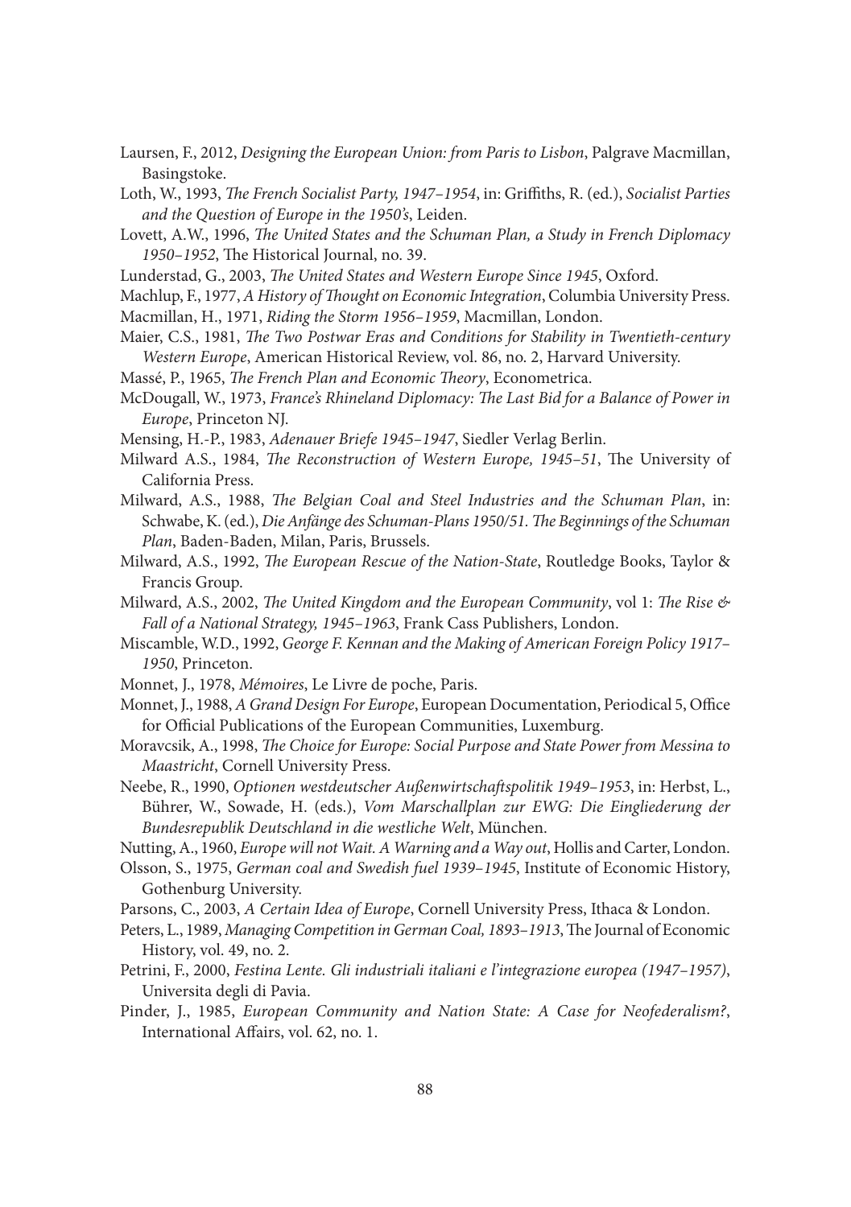Laursen, F., 2012, *Designing the European Union: from Paris to Lisbon*, Palgrave Macmillan, Basingstoke.

Loth, W., 1993, *The French Socialist Party, 1947–1954*, in: Griffiths, R. (ed.), *Socialist Parties and the Question of Europe in the 1950's*, Leiden.

Lovett, A.W., 1996, *The United States and the Schuman Plan, a Study in French Diplomacy 1950–1952*, The Historical Journal, no. 39.

Lunderstad, G., 2003, *The United States and Western Europe Since 1945*, Oxford.

Machlup, F., 1977, *A History of Thought on Economic Integration*, Columbia University Press.

Macmillan, H., 1971, *Riding the Storm 1956–1959*, Macmillan, London.

Maier, C.S., 1981, *The Two Postwar Eras and Conditions for Stability in Twentieth-century Western Europe*, American Historical Review, vol. 86, no. 2, Harvard University.

Massé, P., 1965, *The French Plan and Economic Theory*, Econometrica.

McDougall, W., 1973, *France's Rhineland Diplomacy: The Last Bid for a Balance of Power in Europe*, Princeton NJ.

Mensing, H.-P., 1983, *Adenauer Briefe 1945–1947*, Siedler Verlag Berlin.

Milward A.S., 1984, *The Reconstruction of Western Europe, 1945–51*, The University of California Press.

Milward, A.S., 1988, *The Belgian Coal and Steel Industries and the Schuman Plan*, in: Schwabe, K. (ed.), *Die Anfänge des Schuman-Plans 1950/51. The Beginnings of the Schuman Plan*, Baden-Baden, Milan, Paris, Brussels.

Milward, A.S., 1992, *The European Rescue of the Nation-State*, Routledge Books, Taylor & Francis Group.

Milward, A.S., 2002, *The United Kingdom and the European Community*, vol 1: *The Rise & Fall of a National Strategy, 1945–1963*, Frank Cass Publishers, London.

Miscamble, W.D., 1992, *George F. Kennan and the Making of American Foreign Policy 1917–1950*, Princeton.

Monnet, J., 1978, *Mémoires*, Le Livre de poche, Paris.

Monnet, J., 1988, *A Grand Design For Europe*, European Documentation, Periodical 5, Office for Official Publications of the European Communities, Luxemburg.

Moravcsik, A., 1998, *The Choice for Europe: Social Purpose and State Power from Messina to Maastricht*, Cornell University Press.

Neebe, R., 1990, *Optionen westdeutscher Außenwirtschaftspolitik 1949–1953*, in: Herbst, L., Bührer, W., Sowade, H. (eds.), *Vom Marschallplan zur EWG: Die Eingliederung der Bundesrepublik Deutschland in die westliche Welt*, München.

Nutting, A., 1960, *Europe will not Wait. A Warning and a Way out*, Hollis and Carter, London.

Olsson, S., 1975, *German coal and Swedish fuel 1939–1945*, Institute of Economic History, Gothenburg University.

Parsons, C., 2003, *A Certain Idea of Europe*, Cornell University Press, Ithaca & London.

Peters, L., 1989, *Managing Competition in German Coal, 1893–1913*, The Journal of Economic History, vol. 49, no. 2.

Petrini, F., 2000, *Festina Lente. Gli industriali italiani e l'integrazione europea (1947–1957)*, Universita degli di Pavia.

Pinder, J., 1985, *European Community and Nation State: A Case for Neofederalism?*, International Affairs, vol. 62, no. 1.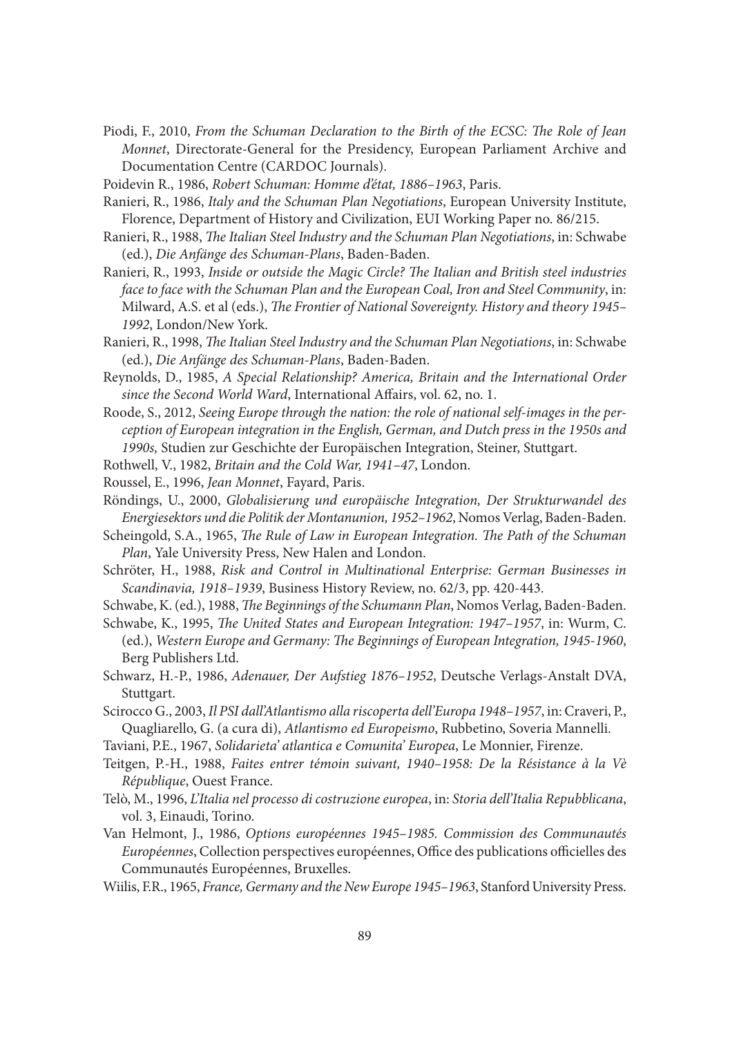Piodi, F., 2010, *From the Schuman Declaration to the Birth of the ECSC: The Role of Jean Monnet*, Directorate-General for the Presidency, European Parliament Archive and Documentation Centre (CARDOC Journals).

Poidevin R., 1986, *Robert Schuman: Homme d'état, 1886–1963*, Paris.

Ranieri, R., 1986, *Italy and the Schuman Plan Negotiations*, European University Institute, Florence, Department of History and Civilization, EUI Working Paper no. 86/215.

Ranieri, R., 1988, *The Italian Steel Industry and the Schuman Plan Negotiations*, in: Schwabe (ed.), *Die Anfänge des Schuman-Plans*, Baden-Baden.

Ranieri, R., 1993, *Inside or outside the Magic Circle? The Italian and British steel industries face to face with the Schuman Plan and the European Coal, Iron and Steel Community*, in: Milward, A.S. et al (eds.), *The Frontier of National Sovereignty. History and theory 1945–1992*, London/New York.

Ranieri, R., 1998, *The Italian Steel Industry and the Schuman Plan Negotiations*, in: Schwabe (ed.), *Die Anfänge des Schuman-Plans*, Baden-Baden.

Reynolds, D., 1985, *A Special Relationship? America, Britain and the International Order since the Second World Ward*, International Affairs, vol. 62, no. 1.

Roode, S., 2012, *Seeing Europe through the nation: the role of national self-images in the perception of European integration in the English, German, and Dutch press in the 1950s and 1990s,* Studien zur Geschichte der Europäischen Integration, Steiner, Stuttgart.

Rothwell, V., 1982, *Britain and the Cold War, 1941–47*, London.

Roussel, E., 1996, *Jean Monnet*, Fayard, Paris.

Röndings, U., 2000, *Globalisierung und europäische Integration, Der Strukturwandel des Energiesektors und die Politik der Montanunion, 1952–1962*, Nomos Verlag, Baden-Baden.

Scheingold, S.A., 1965, *The Rule of Law in European Integration. The Path of the Schuman Plan*, Yale University Press, New Halen and London.

Schröter, H., 1988, *Risk and Control in Multinational Enterprise: German Businesses in Scandinavia, 1918–1939*, Business History Review, no. 62/3, pp. 420-443.

Schwabe, K. (ed.), 1988, *The Beginnings of the Schumann Plan*, Nomos Verlag, Baden-Baden.

Schwabe, K., 1995, *The United States and European Integration: 1947–1957*, in: Wurm, C. (ed.), *Western Europe and Germany: The Beginnings of European Integration, 1945-1960*, Berg Publishers Ltd.

Schwarz, H.-P., 1986, *Adenauer, Der Aufstieg 1876–1952*, Deutsche Verlags-Anstalt DVA, Stuttgart.

Scirocco G., 2003, *Il PSI dall'Atlantismo alla riscoperta dell'Europa 1948–1957*, in: Craveri, P., Quagliarello, G. (a cura di), *Atlantismo ed Europeismo*, Rubbetino, Soveria Mannelli.

Taviani, P.E., 1967, *Solidarieta' atlantica e Comunita' Europea*, Le Monnier, Firenze.

Teitgen, P.-H., 1988, *Faites entrer témoin suivant, 1940–1958: De la Résistance à la Vè République*, Ouest France.

Telò, M., 1996, *L'Italia nel processo di costruzione europea*, in: *Storia dell'Italia Repubblicana*, vol. 3, Einaudi, Torino.

Van Helmont, J., 1986, *Options européennes 1945–1985. Commission des Communautés Européennes*, Collection perspectives européennes, Office des publications officielles des Communautés Européennes, Bruxelles.

Wiilis, F.R., 1965, *France, Germany and the New Europe 1945–1963*, Stanford University Press.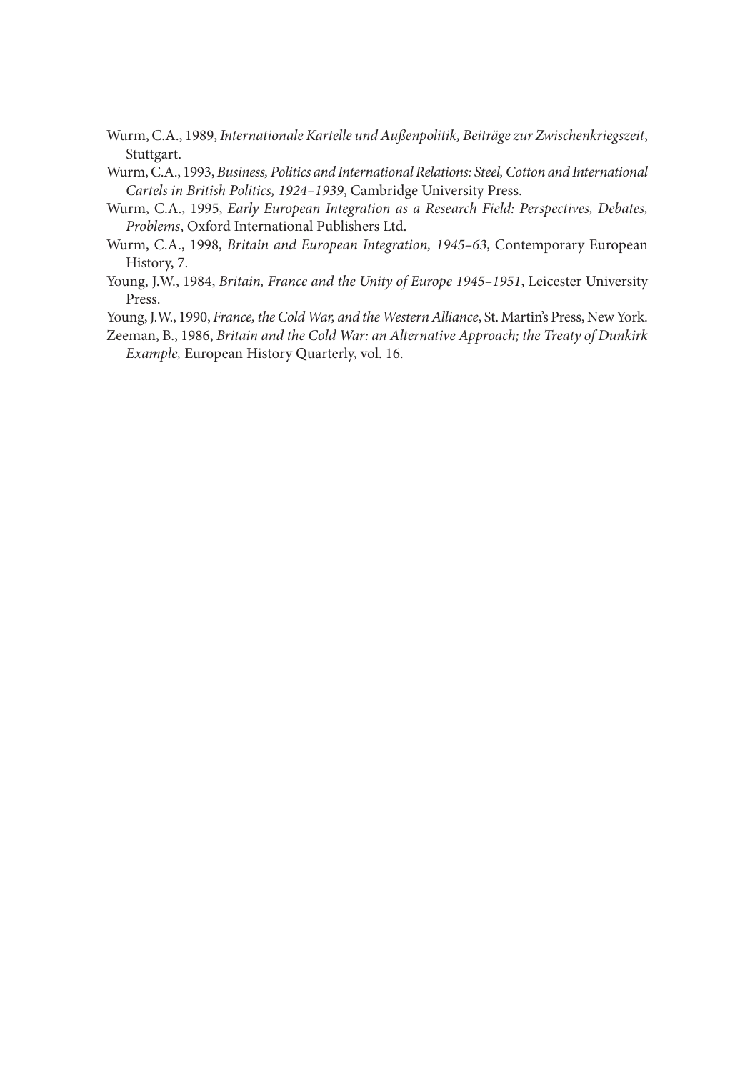Wurm, C.A., 1989, *Internationale Kartelle und Außenpolitik, Beiträge zur Zwischenkriegszeit*, Stuttgart.

Wurm, C.A., 1993, *Business, Politics and International Relations: Steel, Cotton and International Cartels in British Politics, 1924–1939*, Cambridge University Press.

Wurm, C.A., 1995, *Early European Integration as a Research Field: Perspectives, Debates, Problems*, Oxford International Publishers Ltd.

Wurm, C.A., 1998, *Britain and European Integration, 1945–63*, Contemporary European History, 7.

Young, J.W., 1984, *Britain, France and the Unity of Europe 1945–1951*, Leicester University Press.

Young, J.W., 1990, *France, the Cold War, and the Western Alliance*, St. Martin's Press, New York.

Zeeman, B., 1986, *Britain and the Cold War: an Alternative Approach; the Treaty of Dunkirk Example,* European History Quarterly, vol. 16.